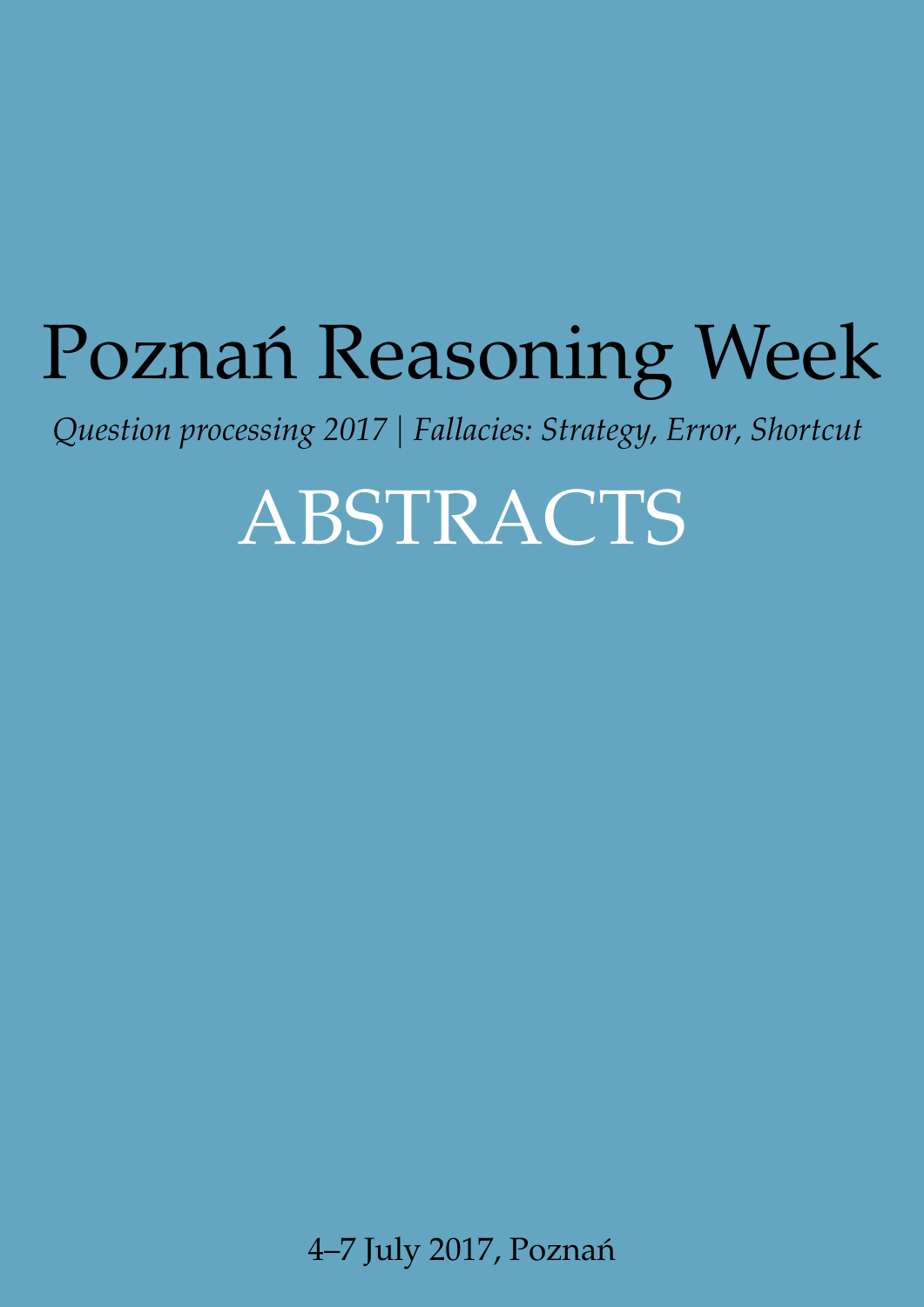# Poznań Reasoning Week

*Question processing 2017 | Fallacies: Strategy, Error, Shortcut*

## ABSTRACTS

4–7 July 2017, Poznań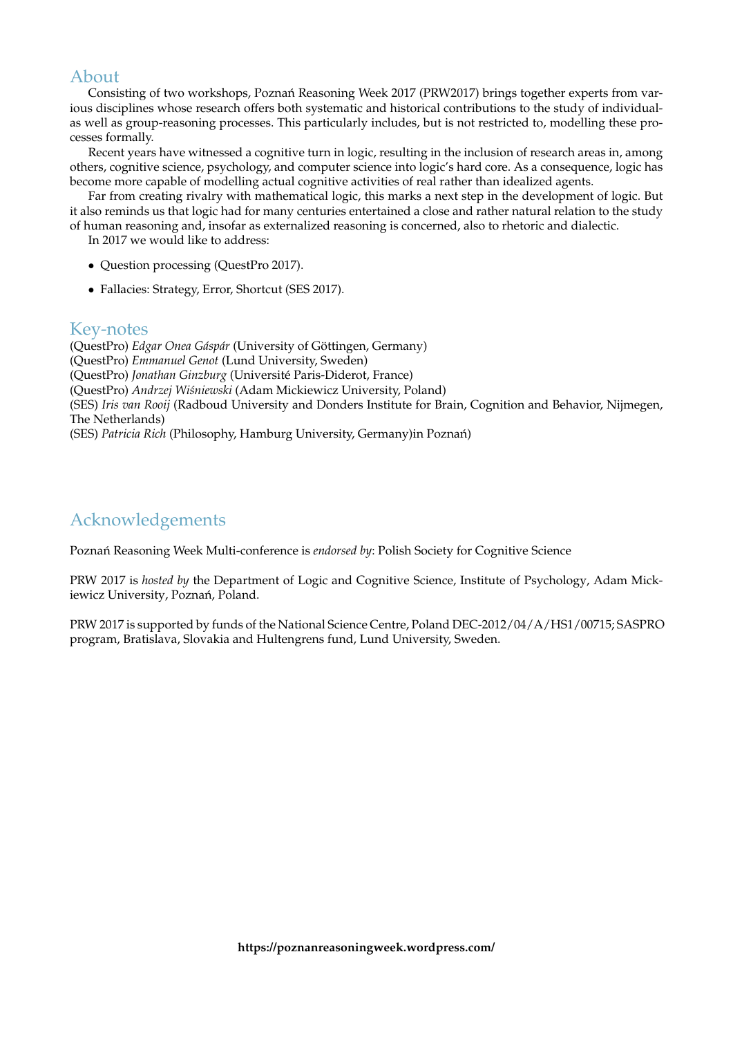## About

Consisting of two workshops, Poznań Reasoning Week 2017 (PRW2017) brings together experts from various disciplines whose research offers both systematic and historical contributions to the study of individual- as well as group-reasoning processes. This particularly includes, but is not restricted to, modelling these processes formally.

Recent years have witnessed a cognitive turn in logic, resulting in the inclusion of research areas in, among others, cognitive science, psychology, and computer science into logic's hard core. As a consequence, logic has become more capable of modelling actual cognitive activities of real rather than idealized agents.

Far from creating rivalry with mathematical logic, this marks a next step in the development of logic. But it also reminds us that logic had for many centuries entertained a close and rather natural relation to the study of human reasoning and, insofar as externalized reasoning is concerned, also to rhetoric and dialectic.

In 2017 we would like to address:

- Question processing (QuestPro 2017).
- Fallacies: Strategy, Error, Shortcut (SES 2017).

## Key-notes

(QuestPro) *Edgar Onea Gáspár* (University of Göttingen, Germany)
(QuestPro) *Emmanuel Genot* (Lund University, Sweden)
(QuestPro) *Jonathan Ginzburg* (Université Paris-Diderot, France)
(QuestPro) *Andrzej Wiśniewski* (Adam Mickiewicz University, Poland)
(SES) *Iris van Rooij* (Radboud University and Donders Institute for Brain, Cognition and Behavior, Nijmegen, The Netherlands)
(SES) *Patricia Rich* (Philosophy, Hamburg University, Germany)in Poznań)

## Acknowledgements

Poznań Reasoning Week Multi-conference is *endorsed by*: Polish Society for Cognitive Science

PRW 2017 is *hosted by* the Department of Logic and Cognitive Science, Institute of Psychology, Adam Mickiewicz University, Poznań, Poland.

PRW 2017 is supported by funds of the National Science Centre, Poland DEC-2012/04/A/HS1/00715; SASPRO program, Bratislava, Slovakia and Hultengrens fund, Lund University, Sweden.

**https://poznanreasoningweek.wordpress.com/**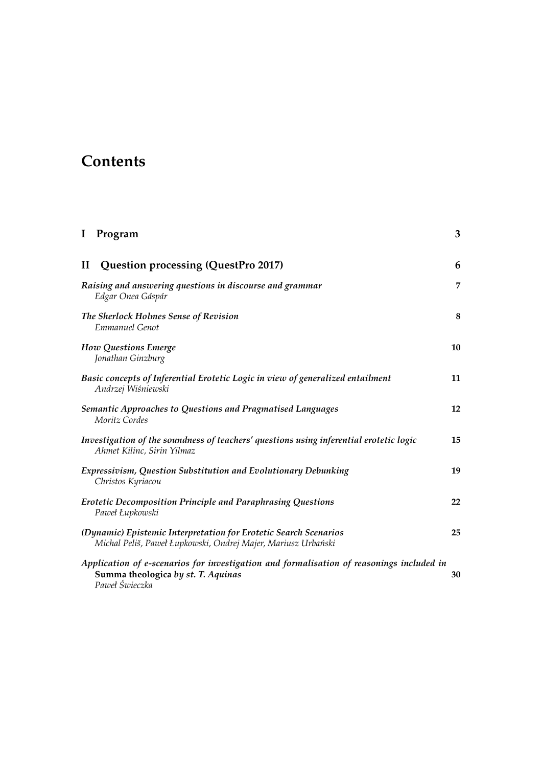# Contents

**I Program** **3**

**II Question processing (QuestPro 2017)** **6**

***Raising and answering questions in discourse and grammar*** **7**
*Edgar Onea Gáspár*

***The Sherlock Holmes Sense of Revision*** **8**
*Emmanuel Genot*

***How Questions Emerge*** **10**
*Jonathan Ginzburg*

***Basic concepts of Inferential Erotetic Logic in view of generalized entailment*** **11**
*Andrzej Wiśniewski*

***Semantic Approaches to Questions and Pragmatised Languages*** **12**
*Moritz Cordes*

***Investigation of the soundness of teachers' questions using inferential erotetic logic*** **15**
*Ahmet Kilinc, Sirin Yilmaz*

***Expressivism, Question Substitution and Evolutionary Debunking*** **19**
*Christos Kyriacou*

***Erotetic Decomposition Principle and Paraphrasing Questions*** **22**
*Paweł Łupkowski*

***(Dynamic) Epistemic Interpretation for Erotetic Search Scenarios*** **25**
*Michal Peliš, Paweł Łupkowski, Ondrej Majer, Mariusz Urbański*

***Application of e-scenarios for investigation and formalisation of reasonings included in*** **Summa theologica** ***by st. T. Aquinas*** **30**
*Paweł Świeczka*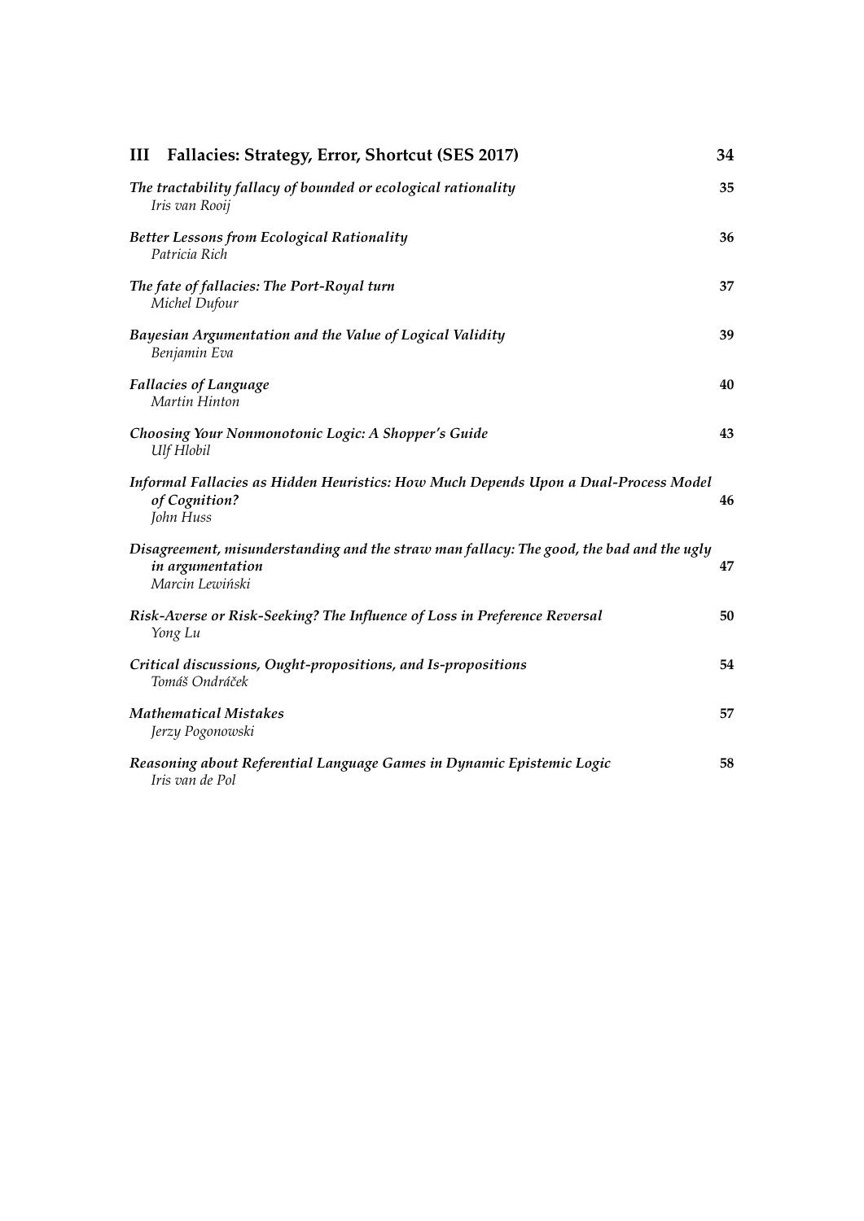**III Fallacies: Strategy, Error, Shortcut (SES 2017)** **34**

***The tractability fallacy of bounded or ecological rationality*** **35**
*Iris van Rooij*

***Better Lessons from Ecological Rationality*** **36**
*Patricia Rich*

***The fate of fallacies: The Port-Royal turn*** **37**
*Michel Dufour*

***Bayesian Argumentation and the Value of Logical Validity*** **39**
*Benjamin Eva*

***Fallacies of Language*** **40**
*Martin Hinton*

***Choosing Your Nonmonotonic Logic: A Shopper's Guide*** **43**
*Ulf Hlobil*

***Informal Fallacies as Hidden Heuristics: How Much Depends Upon a Dual-Process Model of Cognition?*** **46**
*John Huss*

***Disagreement, misunderstanding and the straw man fallacy: The good, the bad and the ugly in argumentation*** **47**
*Marcin Lewiński*

***Risk-Averse or Risk-Seeking? The Influence of Loss in Preference Reversal*** **50**
*Yong Lu*

***Critical discussions, Ought-propositions, and Is-propositions*** **54**
*Tomáš Ondráček*

***Mathematical Mistakes*** **57**
*Jerzy Pogonowski*

***Reasoning about Referential Language Games in Dynamic Epistemic Logic*** **58**
*Iris van de Pol*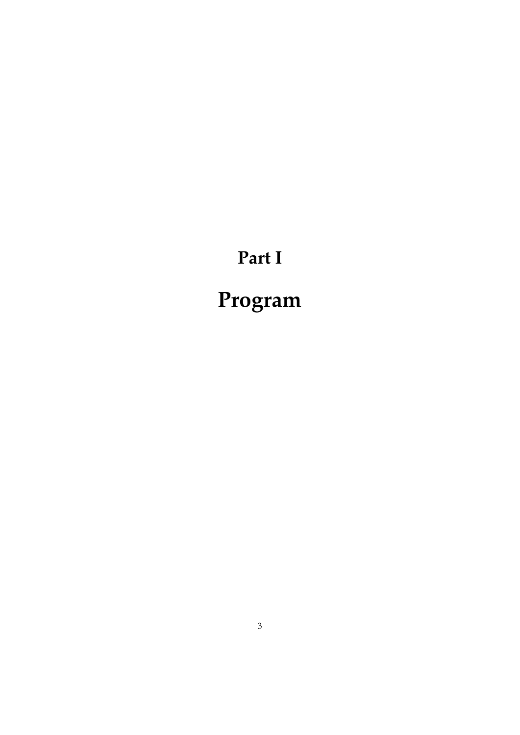# Part I

# Program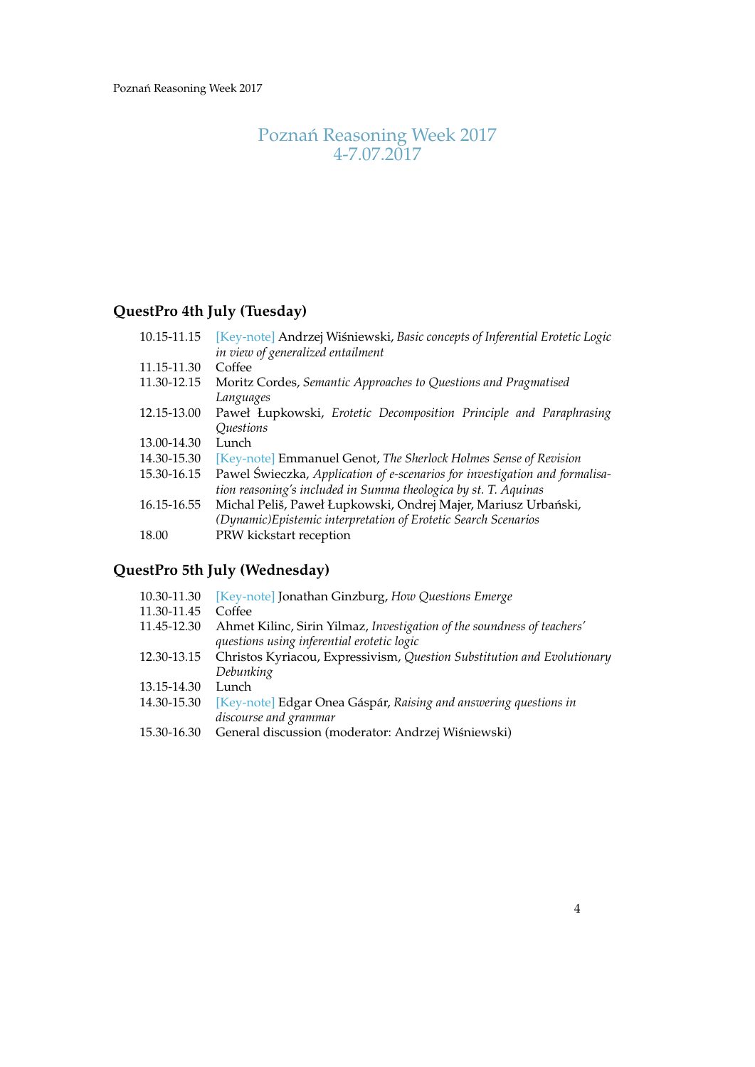# Poznań Reasoning Week 2017
# 4-7.07.2017

## QuestPro 4th July (Tuesday)

| | |
|---|---|
| 10.15-11.15 | [Key-note] Andrzej Wiśniewski, *Basic concepts of Inferential Erotetic Logic in view of generalized entailment* |
| 11.15-11.30 | Coffee |
| 11.30-12.15 | Moritz Cordes, *Semantic Approaches to Questions and Pragmatised Languages* |
| 12.15-13.00 | Paweł Łupkowski, *Erotetic Decomposition Principle and Paraphrasing Questions* |
| 13.00-14.30 | Lunch |
| 14.30-15.30 | [Key-note] Emmanuel Genot, *The Sherlock Holmes Sense of Revision* |
| 15.30-16.15 | Pawel Świeczka, *Application of e-scenarios for investigation and formalisation reasoning's included in Summa theologica by st. T. Aquinas* |
| 16.15-16.55 | Michal Peliš, Paweł Łupkowski, Ondrej Majer, Mariusz Urbański, *(Dynamic)Epistemic interpretation of Erotetic Search Scenarios* |
| 18.00 | PRW kickstart reception |

## QuestPro 5th July (Wednesday)

| | |
|---|---|
| 10.30-11.30 | [Key-note] Jonathan Ginzburg, *How Questions Emerge* |
| 11.30-11.45 | Coffee |
| 11.45-12.30 | Ahmet Kilinc, Sirin Yilmaz, *Investigation of the soundness of teachers' questions using inferential erotetic logic* |
| 12.30-13.15 | Christos Kyriacou, Expressivism, *Question Substitution and Evolutionary Debunking* |
| 13.15-14.30 | Lunch |
| 14.30-15.30 | [Key-note] Edgar Onea Gáspár, *Raising and answering questions in discourse and grammar* |
| 15.30-16.30 | General discussion (moderator: Andrzej Wiśniewski) |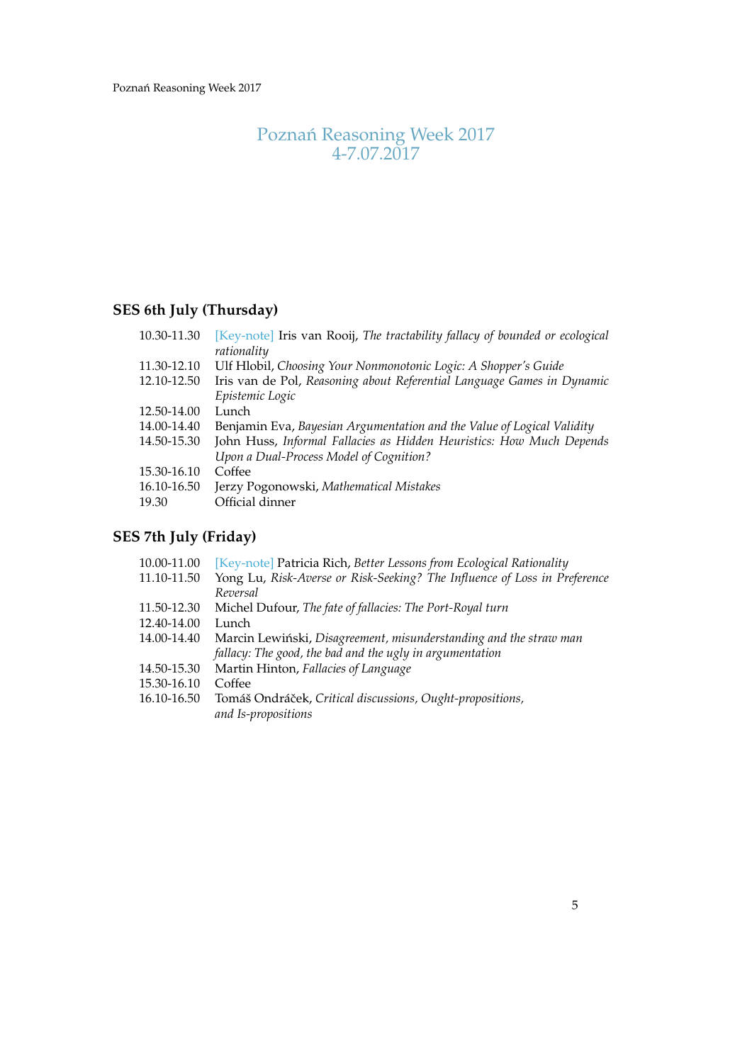# Poznań Reasoning Week 2017
# 4-7.07.2017

## SES 6th July (Thursday)

| | |
|---|---|
| 10.30-11.30 | [Key-note] Iris van Rooij, *The tractability fallacy of bounded or ecological rationality* |
| 11.30-12.10 | Ulf Hlobil, *Choosing Your Nonmonotonic Logic: A Shopper's Guide* |
| 12.10-12.50 | Iris van de Pol, *Reasoning about Referential Language Games in Dynamic Epistemic Logic* |
| 12.50-14.00 | Lunch |
| 14.00-14.40 | Benjamin Eva, *Bayesian Argumentation and the Value of Logical Validity* |
| 14.50-15.30 | John Huss, *Informal Fallacies as Hidden Heuristics: How Much Depends Upon a Dual-Process Model of Cognition?* |
| 15.30-16.10 | Coffee |
| 16.10-16.50 | Jerzy Pogonowski, *Mathematical Mistakes* |
| 19.30 | Official dinner |

## SES 7th July (Friday)

| | |
|---|---|
| 10.00-11.00 | [Key-note] Patricia Rich, *Better Lessons from Ecological Rationality* |
| 11.10-11.50 | Yong Lu, *Risk-Averse or Risk-Seeking? The Influence of Loss in Preference Reversal* |
| 11.50-12.30 | Michel Dufour, *The fate of fallacies: The Port-Royal turn* |
| 12.40-14.00 | Lunch |
| 14.00-14.40 | Marcin Lewiński, *Disagreement, misunderstanding and the straw man fallacy: The good, the bad and the ugly in argumentation* |
| 14.50-15.30 | Martin Hinton, *Fallacies of Language* |
| 15.30-16.10 | Coffee |
| 16.10-16.50 | Tomáš Ondráček, *Critical discussions, Ought-propositions, and Is-propositions* |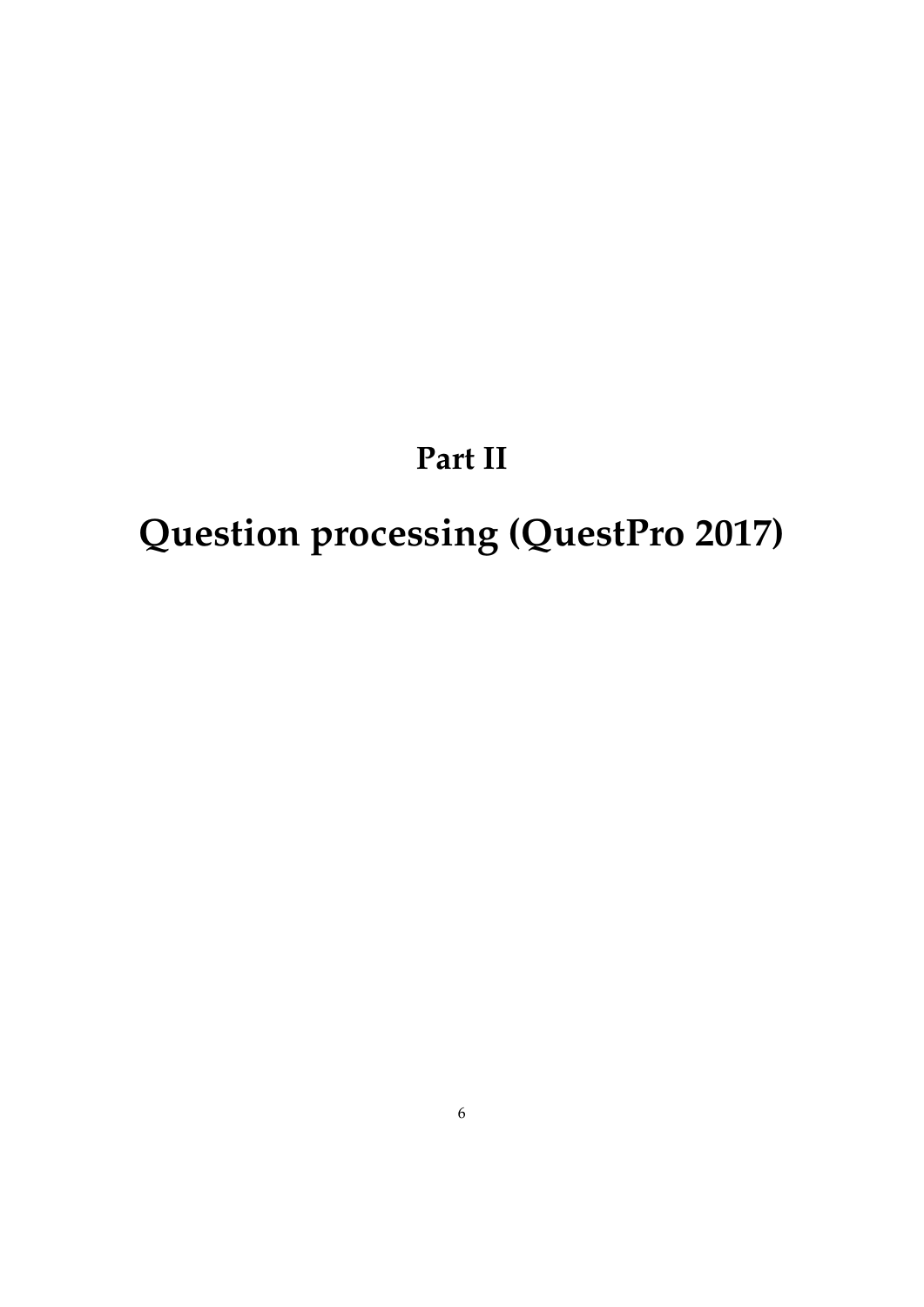# Part II

# Question processing (QuestPro 2017)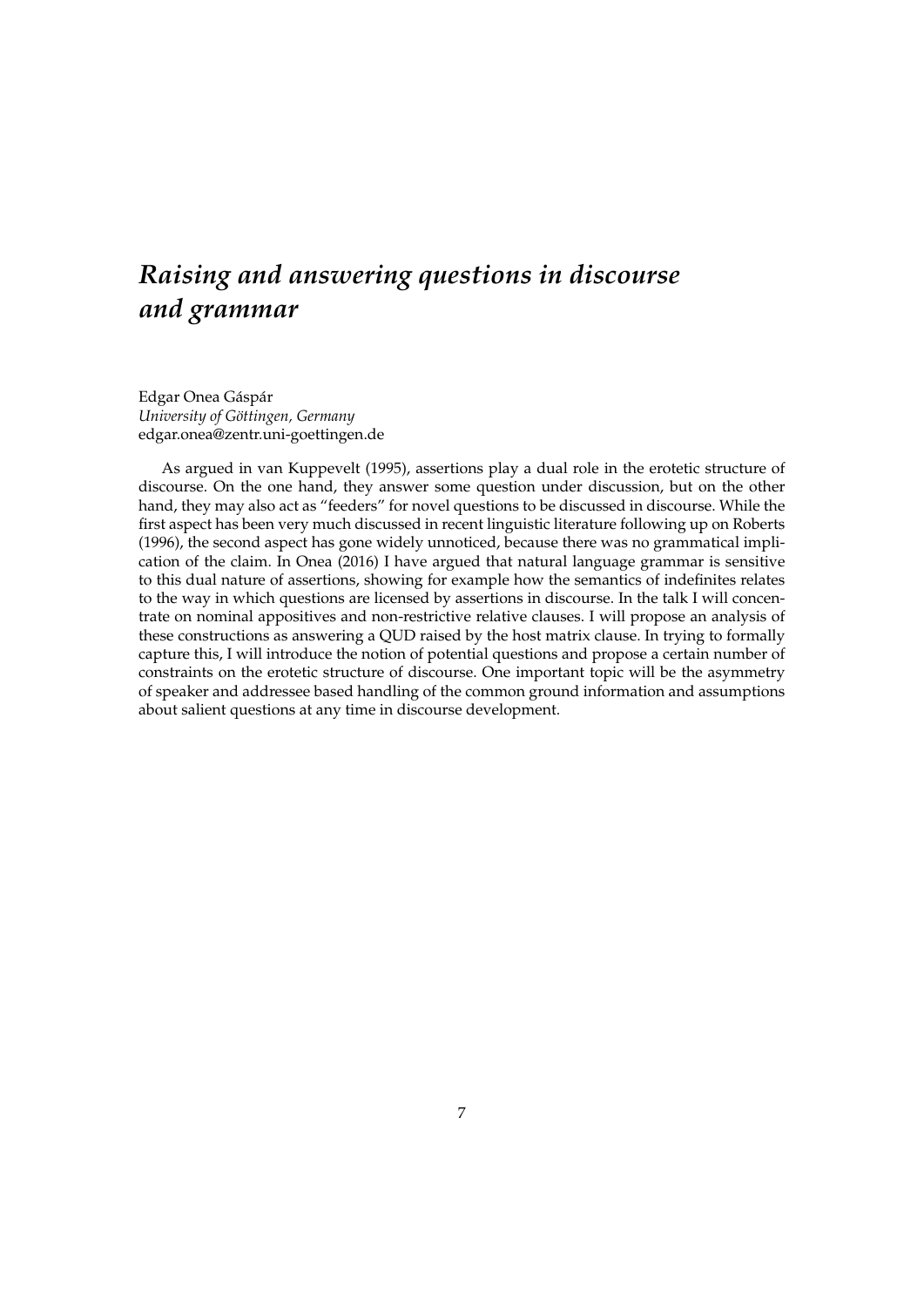# *Raising and answering questions in discourse and grammar*

Edgar Onea Gáspár
*University of Göttingen, Germany*
edgar.onea@zentr.uni-goettingen.de

As argued in van Kuppevelt (1995), assertions play a dual role in the erotetic structure of discourse. On the one hand, they answer some question under discussion, but on the other hand, they may also act as "feeders" for novel questions to be discussed in discourse. While the first aspect has been very much discussed in recent linguistic literature following up on Roberts (1996), the second aspect has gone widely unnoticed, because there was no grammatical implication of the claim. In Onea (2016) I have argued that natural language grammar is sensitive to this dual nature of assertions, showing for example how the semantics of indefinites relates to the way in which questions are licensed by assertions in discourse. In the talk I will concentrate on nominal appositives and non-restrictive relative clauses. I will propose an analysis of these constructions as answering a QUD raised by the host matrix clause. In trying to formally capture this, I will introduce the notion of potential questions and propose a certain number of constraints on the erotetic structure of discourse. One important topic will be the asymmetry of speaker and addressee based handling of the common ground information and assumptions about salient questions at any time in discourse development.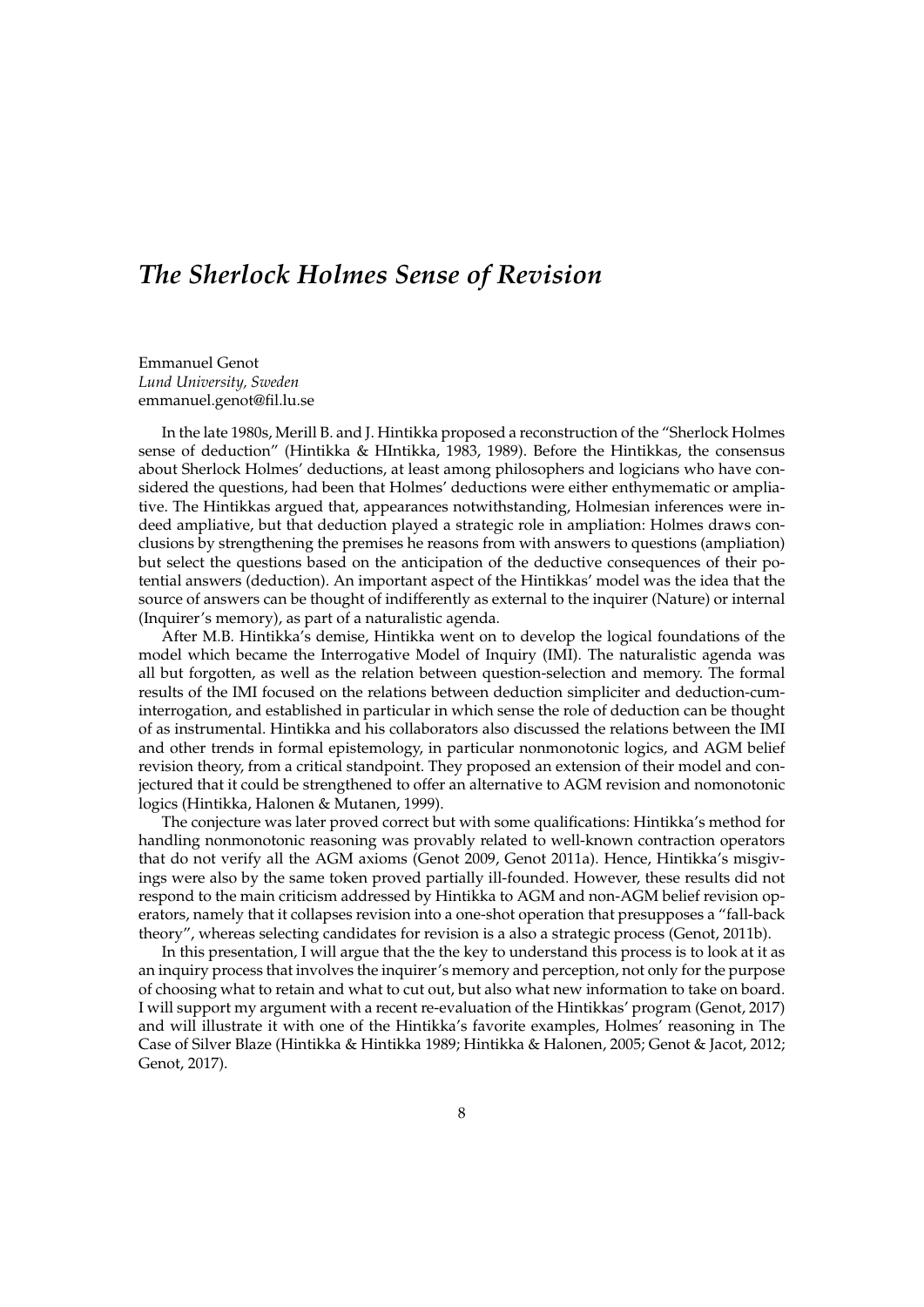# *The Sherlock Holmes Sense of Revision*

Emmanuel Genot
*Lund University, Sweden*
emmanuel.genot@fil.lu.se

In the late 1980s, Merill B. and J. Hintikka proposed a reconstruction of the "Sherlock Holmes sense of deduction" (Hintikka & HIntikka, 1983, 1989). Before the Hintikkas, the consensus about Sherlock Holmes' deductions, at least among philosophers and logicians who have considered the questions, had been that Holmes' deductions were either enthymematic or ampliative. The Hintikkas argued that, appearances notwithstanding, Holmesian inferences were indeed ampliative, but that deduction played a strategic role in ampliation: Holmes draws conclusions by strengthening the premises he reasons from with answers to questions (ampliation) but select the questions based on the anticipation of the deductive consequences of their potential answers (deduction). An important aspect of the Hintikkas' model was the idea that the source of answers can be thought of indifferently as external to the inquirer (Nature) or internal (Inquirer's memory), as part of a naturalistic agenda.

After M.B. Hintikka's demise, Hintikka went on to develop the logical foundations of the model which became the Interrogative Model of Inquiry (IMI). The naturalistic agenda was all but forgotten, as well as the relation between question-selection and memory. The formal results of the IMI focused on the relations between deduction simpliciter and deduction-cum-interrogation, and established in particular in which sense the role of deduction can be thought of as instrumental. Hintikka and his collaborators also discussed the relations between the IMI and other trends in formal epistemology, in particular nonmonotonic logics, and AGM belief revision theory, from a critical standpoint. They proposed an extension of their model and conjectured that it could be strengthened to offer an alternative to AGM revision and nomonotonic logics (Hintikka, Halonen & Mutanen, 1999).

The conjecture was later proved correct but with some qualifications: Hintikka's method for handling nonmonotonic reasoning was provably related to well-known contraction operators that do not verify all the AGM axioms (Genot 2009, Genot 2011a). Hence, Hintikka's misgivings were also by the same token proved partially ill-founded. However, these results did not respond to the main criticism addressed by Hintikka to AGM and non-AGM belief revision operators, namely that it collapses revision into a one-shot operation that presupposes a "fall-back theory", whereas selecting candidates for revision is a also a strategic process (Genot, 2011b).

In this presentation, I will argue that the the key to understand this process is to look at it as an inquiry process that involves the inquirer's memory and perception, not only for the purpose of choosing what to retain and what to cut out, but also what new information to take on board. I will support my argument with a recent re-evaluation of the Hintikkas' program (Genot, 2017) and will illustrate it with one of the Hintikka's favorite examples, Holmes' reasoning in The Case of Silver Blaze (Hintikka & Hintikka 1989; Hintikka & Halonen, 2005; Genot & Jacot, 2012; Genot, 2017).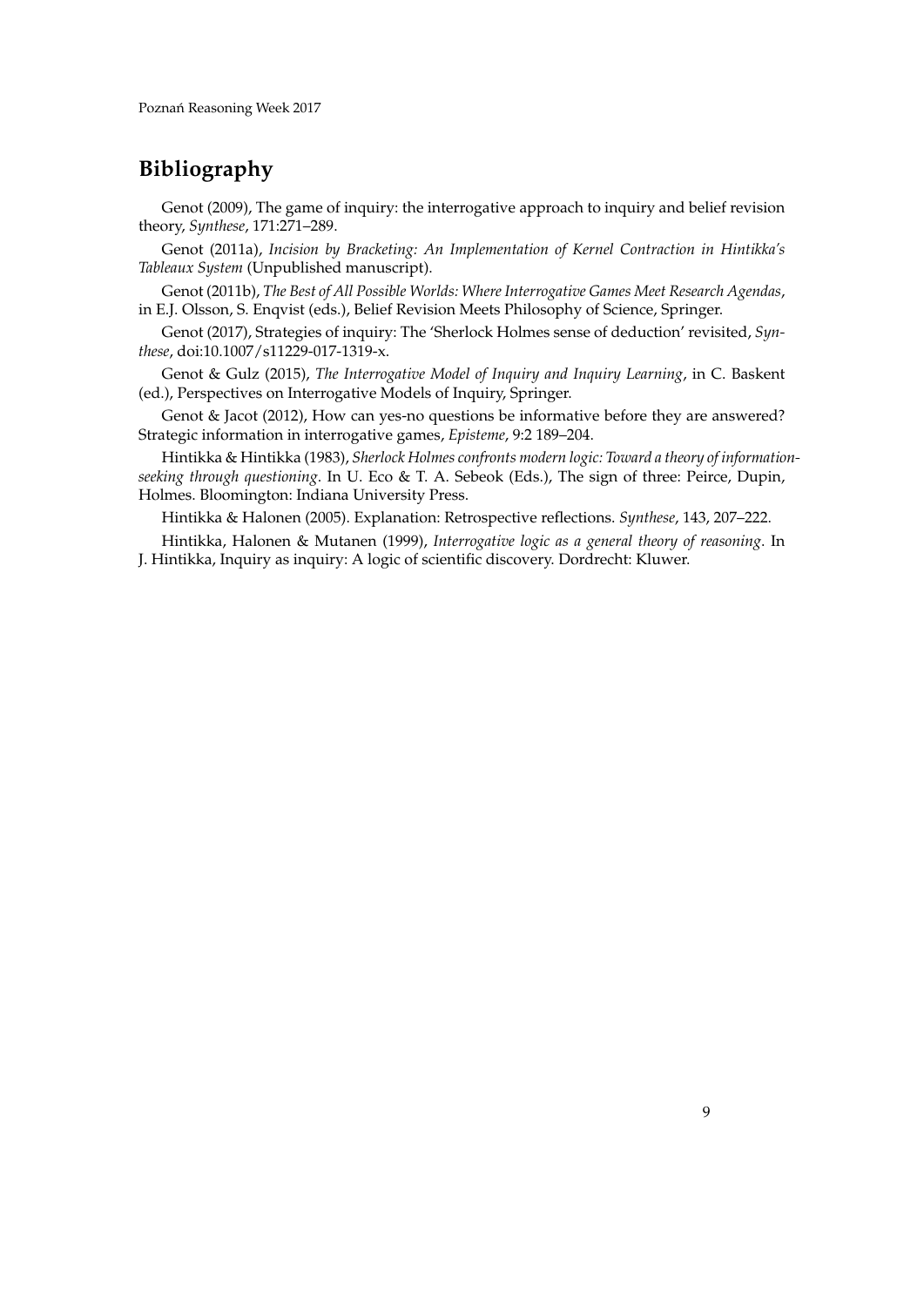## Bibliography

Genot (2009), The game of inquiry: the interrogative approach to inquiry and belief revision theory, *Synthese*, 171:271–289.

Genot (2011a), *Incision by Bracketing: An Implementation of Kernel Contraction in Hintikka's Tableaux System* (Unpublished manuscript).

Genot (2011b), *The Best of All Possible Worlds: Where Interrogative Games Meet Research Agendas*, in E.J. Olsson, S. Enqvist (eds.), Belief Revision Meets Philosophy of Science, Springer.

Genot (2017), Strategies of inquiry: The 'Sherlock Holmes sense of deduction' revisited, *Synthese*, doi:10.1007/s11229-017-1319-x.

Genot & Gulz (2015), *The Interrogative Model of Inquiry and Inquiry Learning*, in C. Baskent (ed.), Perspectives on Interrogative Models of Inquiry, Springer.

Genot & Jacot (2012), How can yes-no questions be informative before they are answered? Strategic information in interrogative games, *Episteme*, 9:2 189–204.

Hintikka & Hintikka (1983), *Sherlock Holmes confronts modern logic: Toward a theory of information-seeking through questioning*. In U. Eco & T. A. Sebeok (Eds.), The sign of three: Peirce, Dupin, Holmes. Bloomington: Indiana University Press.

Hintikka & Halonen (2005). Explanation: Retrospective reflections. *Synthese*, 143, 207–222.

Hintikka, Halonen & Mutanen (1999), *Interrogative logic as a general theory of reasoning*. In J. Hintikka, Inquiry as inquiry: A logic of scientific discovery. Dordrecht: Kluwer.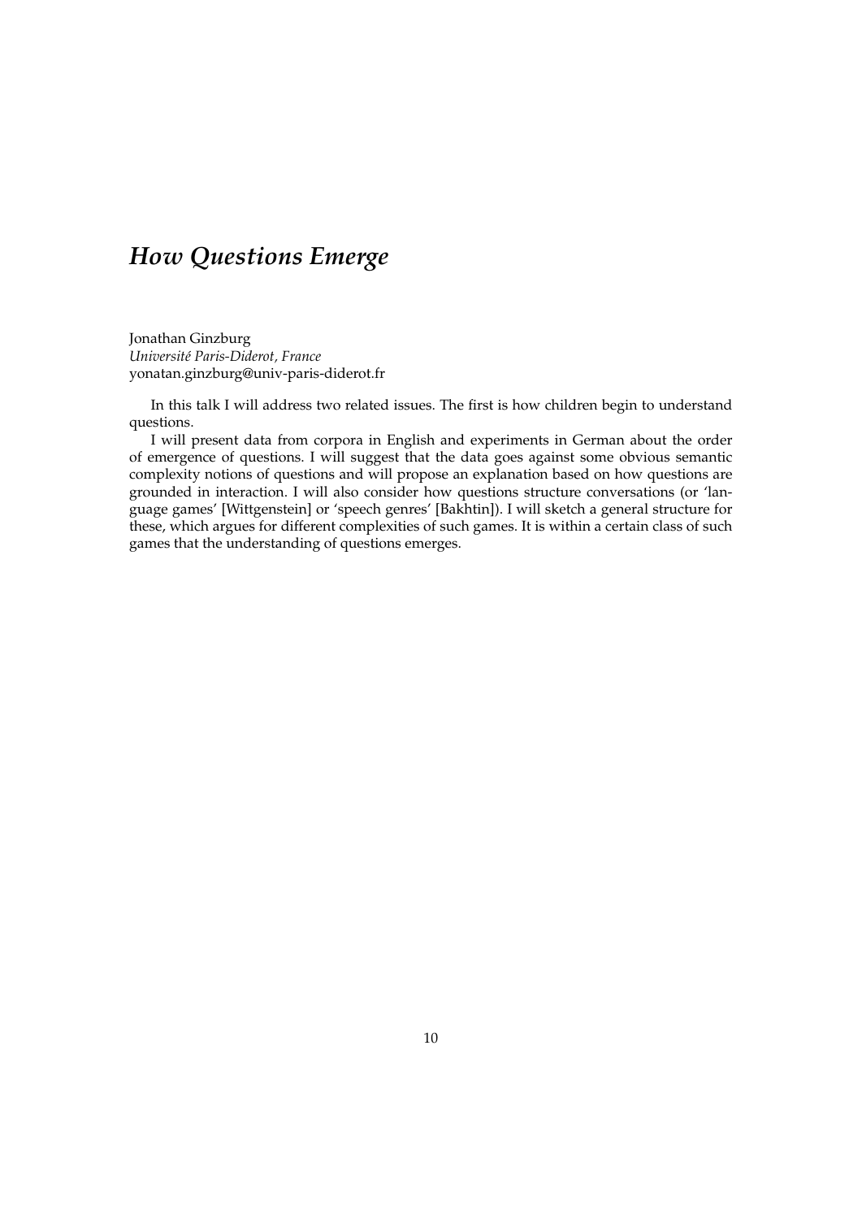# *How Questions Emerge*

Jonathan Ginzburg
*Université Paris-Diderot, France*
yonatan.ginzburg@univ-paris-diderot.fr

In this talk I will address two related issues. The first is how children begin to understand questions.

I will present data from corpora in English and experiments in German about the order of emergence of questions. I will suggest that the data goes against some obvious semantic complexity notions of questions and will propose an explanation based on how questions are grounded in interaction. I will also consider how questions structure conversations (or 'language games' [Wittgenstein] or 'speech genres' [Bakhtin]). I will sketch a general structure for these, which argues for different complexities of such games. It is within a certain class of such games that the understanding of questions emerges.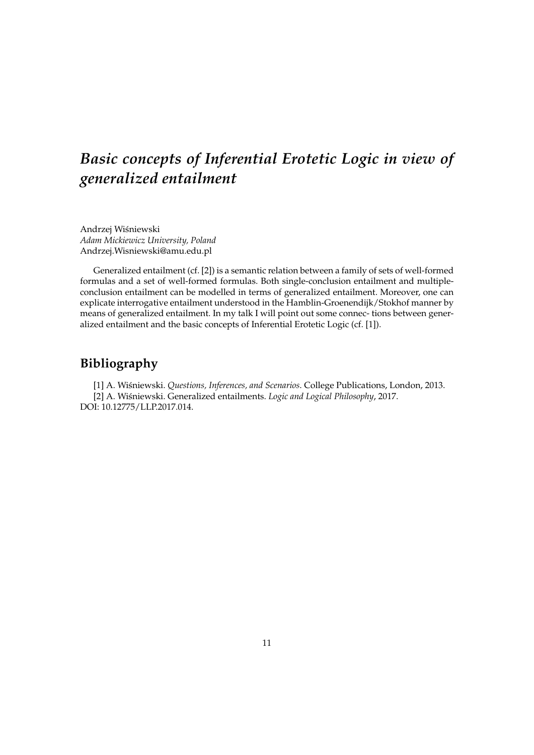# *Basic concepts of Inferential Erotetic Logic in view of generalized entailment*

Andrzej Wiśniewski
*Adam Mickiewicz University, Poland*
Andrzej.Wisniewski@amu.edu.pl

Generalized entailment (cf. [2]) is a semantic relation between a family of sets of well-formed formulas and a set of well-formed formulas. Both single-conclusion entailment and multiple-conclusion entailment can be modelled in terms of generalized entailment. Moreover, one can explicate interrogative entailment understood in the Hamblin-Groenendijk/Stokhof manner by means of generalized entailment. In my talk I will point out some connec- tions between generalized entailment and the basic concepts of Inferential Erotetic Logic (cf. [1]).

## Bibliography

[1] A. Wiśniewski. *Questions, Inferences, and Scenarios*. College Publications, London, 2013.

[2] A. Wiśniewski. Generalized entailments. *Logic and Logical Philosophy*, 2017. DOI: 10.12775/LLP.2017.014.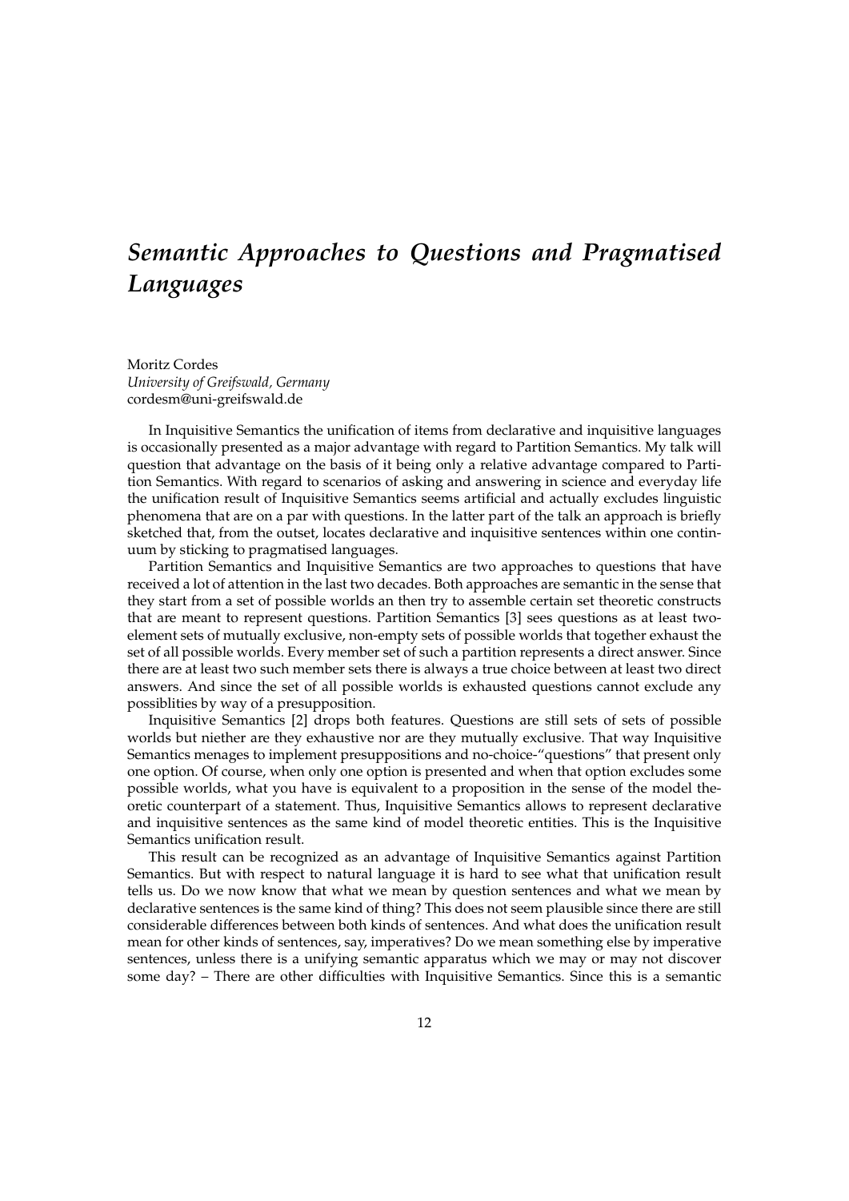# *Semantic Approaches to Questions and Pragmatised Languages*

Moritz Cordes
*University of Greifswald, Germany*
cordesm@uni-greifswald.de

In Inquisitive Semantics the unification of items from declarative and inquisitive languages is occasionally presented as a major advantage with regard to Partition Semantics. My talk will question that advantage on the basis of it being only a relative advantage compared to Partition Semantics. With regard to scenarios of asking and answering in science and everyday life the unification result of Inquisitive Semantics seems artificial and actually excludes linguistic phenomena that are on a par with questions. In the latter part of the talk an approach is briefly sketched that, from the outset, locates declarative and inquisitive sentences within one continuum by sticking to pragmatised languages.

Partition Semantics and Inquisitive Semantics are two approaches to questions that have received a lot of attention in the last two decades. Both approaches are semantic in the sense that they start from a set of possible worlds an then try to assemble certain set theoretic constructs that are meant to represent questions. Partition Semantics [3] sees questions as at least two-element sets of mutually exclusive, non-empty sets of possible worlds that together exhaust the set of all possible worlds. Every member set of such a partition represents a direct answer. Since there are at least two such member sets there is always a true choice between at least two direct answers. And since the set of all possible worlds is exhausted questions cannot exclude any possiblities by way of a presupposition.

Inquisitive Semantics [2] drops both features. Questions are still sets of sets of possible worlds but niether are they exhaustive nor are they mutually exclusive. That way Inquisitive Semantics menages to implement presuppositions and no-choice-"questions" that present only one option. Of course, when only one option is presented and when that option excludes some possible worlds, what you have is equivalent to a proposition in the sense of the model theoretic counterpart of a statement. Thus, Inquisitive Semantics allows to represent declarative and inquisitive sentences as the same kind of model theoretic entities. This is the Inquisitive Semantics unification result.

This result can be recognized as an advantage of Inquisitive Semantics against Partition Semantics. But with respect to natural language it is hard to see what that unification result tells us. Do we now know that what we mean by question sentences and what we mean by declarative sentences is the same kind of thing? This does not seem plausible since there are still considerable differences between both kinds of sentences. And what does the unification result mean for other kinds of sentences, say, imperatives? Do we mean something else by imperative sentences, unless there is a unifying semantic apparatus which we may or may not discover some day? – There are other difficulties with Inquisitive Semantics. Since this is a semantic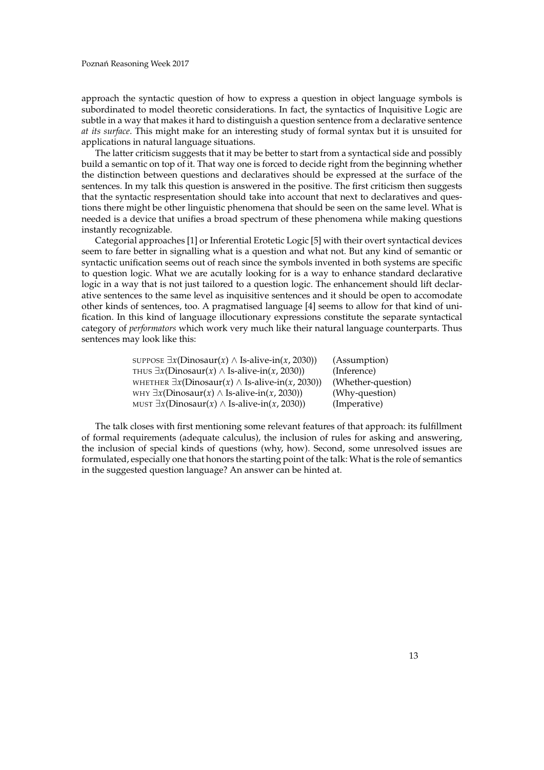approach the syntactic question of how to express a question in object language symbols is subordinated to model theoretic considerations. In fact, the syntactics of Inquisitive Logic are subtle in a way that makes it hard to distinguish a question sentence from a declarative sentence *at its surface*. This might make for an interesting study of formal syntax but it is unsuited for applications in natural language situations.

The latter criticism suggests that it may be better to start from a syntactical side and possibly build a semantic on top of it. That way one is forced to decide right from the beginning whether the distinction between questions and declaratives should be expressed at the surface of the sentences. In my talk this question is answered in the positive. The first criticism then suggests that the syntactic respresentation should take into account that next to declaratives and questions there might be other linguistic phenomena that should be seen on the same level. What is needed is a device that unifies a broad spectrum of these phenomena while making questions instantly recognizable.

Categorial approaches [1] or Inferential Erotetic Logic [5] with their overt syntactical devices seem to fare better in signalling what is a question and what not. But any kind of semantic or syntactic unification seems out of reach since the symbols invented in both systems are specific to question logic. What we are acutally looking for is a way to enhance standard declarative logic in a way that is not just tailored to a question logic. The enhancement should lift declarative sentences to the same level as inquisitive sentences and it should be open to accomodate other kinds of sentences, too. A pragmatised language [4] seems to allow for that kind of unification. In this kind of language illocutionary expressions constitute the separate syntactical category of *performators* which work very much like their natural language counterparts. Thus sentences may look like this:

| | |
|---|---|
| SUPPOSE $\exists x(\text{Dinosaur}(x) \wedge \text{Is-alive-in}(x, 2030))$ | (Assumption) |
| THUS $\exists x(\text{Dinosaur}(x) \wedge \text{Is-alive-in}(x, 2030))$ | (Inference) |
| WHETHER $\exists x(\text{Dinosaur}(x) \wedge \text{Is-alive-in}(x, 2030))$ | (Whether-question) |
| WHY $\exists x(\text{Dinosaur}(x) \wedge \text{Is-alive-in}(x, 2030))$ | (Why-question) |
| MUST $\exists x(\text{Dinosaur}(x) \wedge \text{Is-alive-in}(x, 2030))$ | (Imperative) |

The talk closes with first mentioning some relevant features of that approach: its fulfillment of formal requirements (adequate calculus), the inclusion of rules for asking and answering, the inclusion of special kinds of questions (why, how). Second, some unresolved issues are formulated, especially one that honors the starting point of the talk: What is the role of semantics in the suggested question language? An answer can be hinted at.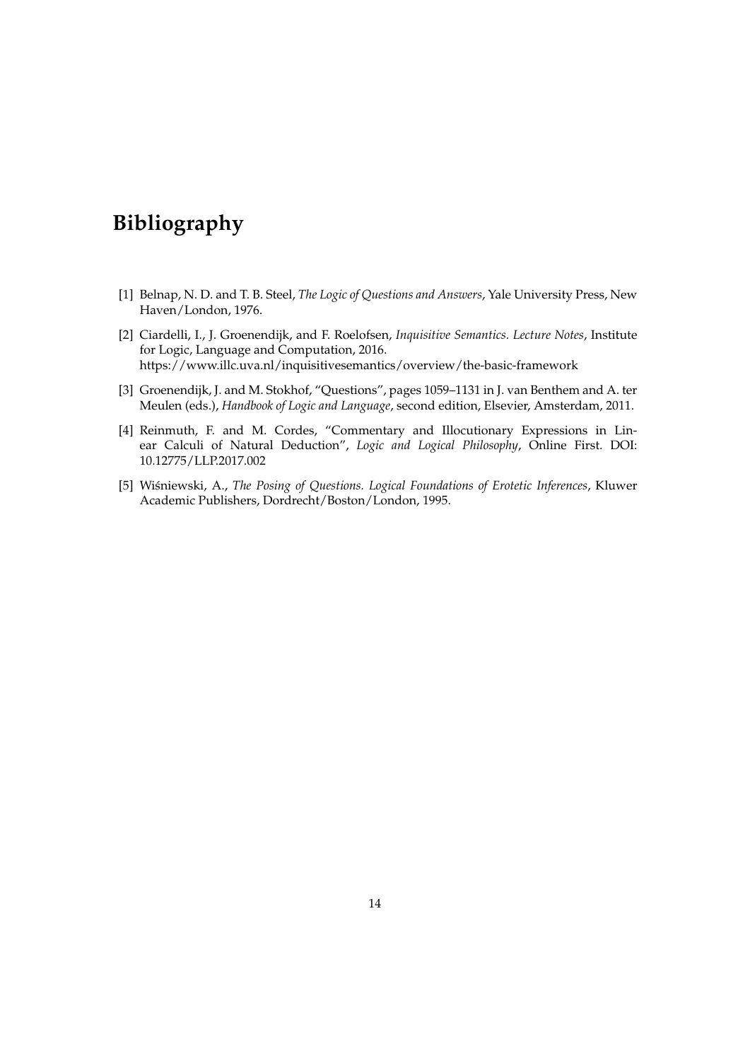# Bibliography

[1] Belnap, N. D. and T. B. Steel, *The Logic of Questions and Answers*, Yale University Press, New Haven/London, 1976.

[2] Ciardelli, I., J. Groenendijk, and F. Roelofsen, *Inquisitive Semantics. Lecture Notes*, Institute for Logic, Language and Computation, 2016. https://www.illc.uva.nl/inquisitivesemantics/overview/the-basic-framework

[3] Groenendijk, J. and M. Stokhof, "Questions", pages 1059–1131 in J. van Benthem and A. ter Meulen (eds.), *Handbook of Logic and Language*, second edition, Elsevier, Amsterdam, 2011.

[4] Reinmuth, F. and M. Cordes, "Commentary and Illocutionary Expressions in Linear Calculi of Natural Deduction", *Logic and Logical Philosophy*, Online First. DOI: 10.12775/LLP.2017.002

[5] Wiśniewski, A., *The Posing of Questions. Logical Foundations of Erotetic Inferences*, Kluwer Academic Publishers, Dordrecht/Boston/London, 1995.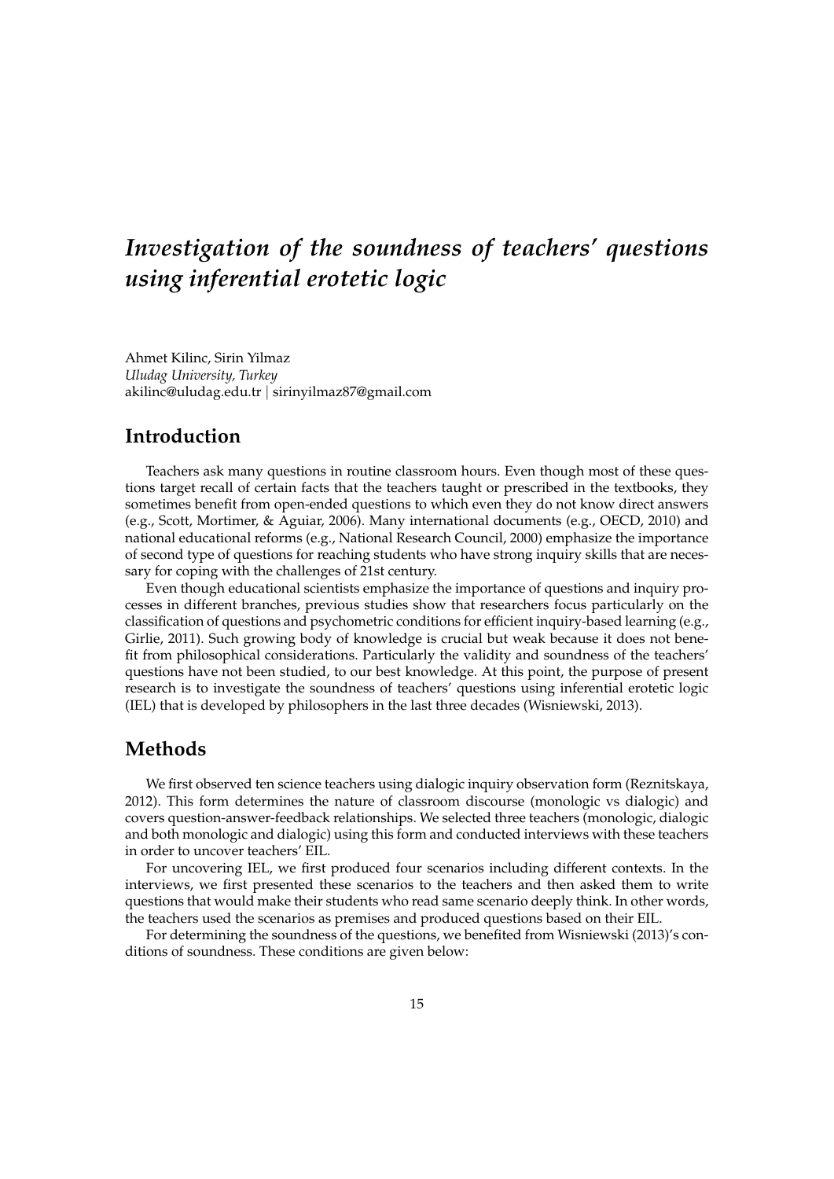# *Investigation of the soundness of teachers' questions using inferential erotetic logic*

Ahmet Kilinc, Sirin Yilmaz
*Uludag University, Turkey*
akilinc@uludag.edu.tr | sirinyilmaz87@gmail.com

## Introduction

Teachers ask many questions in routine classroom hours. Even though most of these questions target recall of certain facts that the teachers taught or prescribed in the textbooks, they sometimes benefit from open-ended questions to which even they do not know direct answers (e.g., Scott, Mortimer, & Aguiar, 2006). Many international documents (e.g., OECD, 2010) and national educational reforms (e.g., National Research Council, 2000) emphasize the importance of second type of questions for reaching students who have strong inquiry skills that are necessary for coping with the challenges of 21st century.

Even though educational scientists emphasize the importance of questions and inquiry processes in different branches, previous studies show that researchers focus particularly on the classification of questions and psychometric conditions for efficient inquiry-based learning (e.g., Girlie, 2011). Such growing body of knowledge is crucial but weak because it does not benefit from philosophical considerations. Particularly the validity and soundness of the teachers' questions have not been studied, to our best knowledge. At this point, the purpose of present research is to investigate the soundness of teachers' questions using inferential erotetic logic (IEL) that is developed by philosophers in the last three decades (Wisniewski, 2013).

## Methods

We first observed ten science teachers using dialogic inquiry observation form (Reznitskaya, 2012). This form determines the nature of classroom discourse (monologic vs dialogic) and covers question-answer-feedback relationships. We selected three teachers (monologic, dialogic and both monologic and dialogic) using this form and conducted interviews with these teachers in order to uncover teachers' EIL.

For uncovering IEL, we first produced four scenarios including different contexts. In the interviews, we first presented these scenarios to the teachers and then asked them to write questions that would make their students who read same scenario deeply think. In other words, the teachers used the scenarios as premises and produced questions based on their EIL.

For determining the soundness of the questions, we benefited from Wisniewski (2013)'s conditions of soundness. These conditions are given below: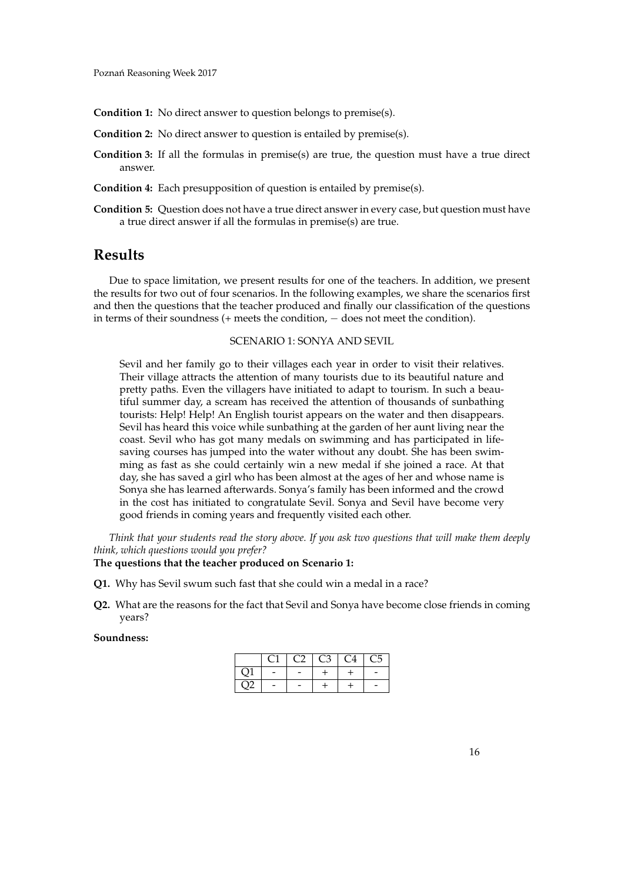**Condition 1:** No direct answer to question belongs to premise(s).

**Condition 2:** No direct answer to question is entailed by premise(s).

**Condition 3:** If all the formulas in premise(s) are true, the question must have a true direct answer.

**Condition 4:** Each presupposition of question is entailed by premise(s).

**Condition 5:** Question does not have a true direct answer in every case, but question must have a true direct answer if all the formulas in premise(s) are true.

## Results

Due to space limitation, we present results for one of the teachers. In addition, we present the results for two out of four scenarios. In the following examples, we share the scenarios first and then the questions that the teacher produced and finally our classification of the questions in terms of their soundness (+ meets the condition, − does not meet the condition).

SCENARIO 1: SONYA AND SEVIL

> Sevil and her family go to their villages each year in order to visit their relatives. Their village attracts the attention of many tourists due to its beautiful nature and pretty paths. Even the villagers have initiated to adapt to tourism. In such a beautiful summer day, a scream has received the attention of thousands of sunbathing tourists: Help! Help! An English tourist appears on the water and then disappears. Sevil has heard this voice while sunbathing at the garden of her aunt living near the coast. Sevil who has got many medals on swimming and has participated in life-saving courses has jumped into the water without any doubt. She has been swimming as fast as she could certainly win a new medal if she joined a race. At that day, she has saved a girl who has been almost at the ages of her and whose name is Sonya she has learned afterwards. Sonya's family has been informed and the crowd in the cost has initiated to congratulate Sevil. Sonya and Sevil have become very good friends in coming years and frequently visited each other.

*Think that your students read the story above. If you ask two questions that will make them deeply think, which questions would you prefer?*

**The questions that the teacher produced on Scenario 1:**

**Q1.** Why has Sevil swum such fast that she could win a medal in a race?

**Q2.** What are the reasons for the fact that Sevil and Sonya have become close friends in coming years?

**Soundness:**

| | C1 | C2 | C3 | C4 | C5 |
|---|---|---|---|---|---|
| Q1 | - | - | + | + | - |
| Q2 | - | - | + | + | - |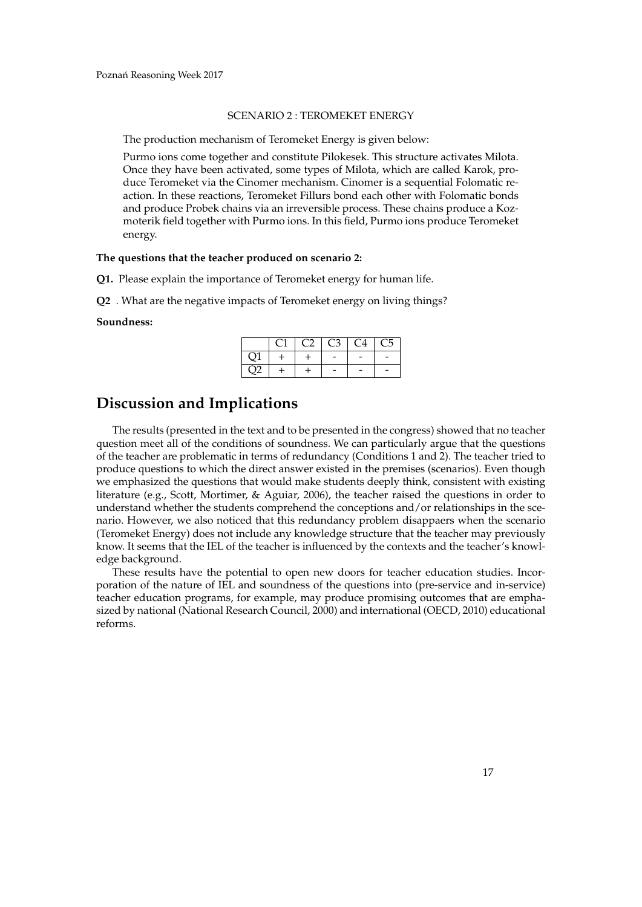SCENARIO 2 : TEROMEKET ENERGY

The production mechanism of Teromeket Energy is given below:

Purmo ions come together and constitute Pilokesek. This structure activates Milota. Once they have been activated, some types of Milota, which are called Karok, produce Teromeket via the Cinomer mechanism. Cinomer is a sequential Folomatic reaction. In these reactions, Teromeket Fillurs bond each other with Folomatic bonds and produce Probek chains via an irreversible process. These chains produce a Kozmoterik field together with Purmo ions. In this field, Purmo ions produce Teromeket energy.

**The questions that the teacher produced on scenario 2:**

**Q1.** Please explain the importance of Teromeket energy for human life.

**Q2** . What are the negative impacts of Teromeket energy on living things?

**Soundness:**

| | C1 | C2 | C3 | C4 | C5 |
|---|---|---|---|---|---|
| Q1 | + | + | - | - | - |
| Q2 | + | + | - | - | - |

## Discussion and Implications

The results (presented in the text and to be presented in the congress) showed that no teacher question meet all of the conditions of soundness. We can particularly argue that the questions of the teacher are problematic in terms of redundancy (Conditions 1 and 2). The teacher tried to produce questions to which the direct answer existed in the premises (scenarios). Even though we emphasized the questions that would make students deeply think, consistent with existing literature (e.g., Scott, Mortimer, & Aguiar, 2006), the teacher raised the questions in order to understand whether the students comprehend the conceptions and/or relationships in the scenario. However, we also noticed that this redundancy problem disappaers when the scenario (Teromeket Energy) does not include any knowledge structure that the teacher may previously know. It seems that the IEL of the teacher is influenced by the contexts and the teacher's knowledge background.

These results have the potential to open new doors for teacher education studies. Incorporation of the nature of IEL and soundness of the questions into (pre-service and in-service) teacher education programs, for example, may produce promising outcomes that are emphasized by national (National Research Council, 2000) and international (OECD, 2010) educational reforms.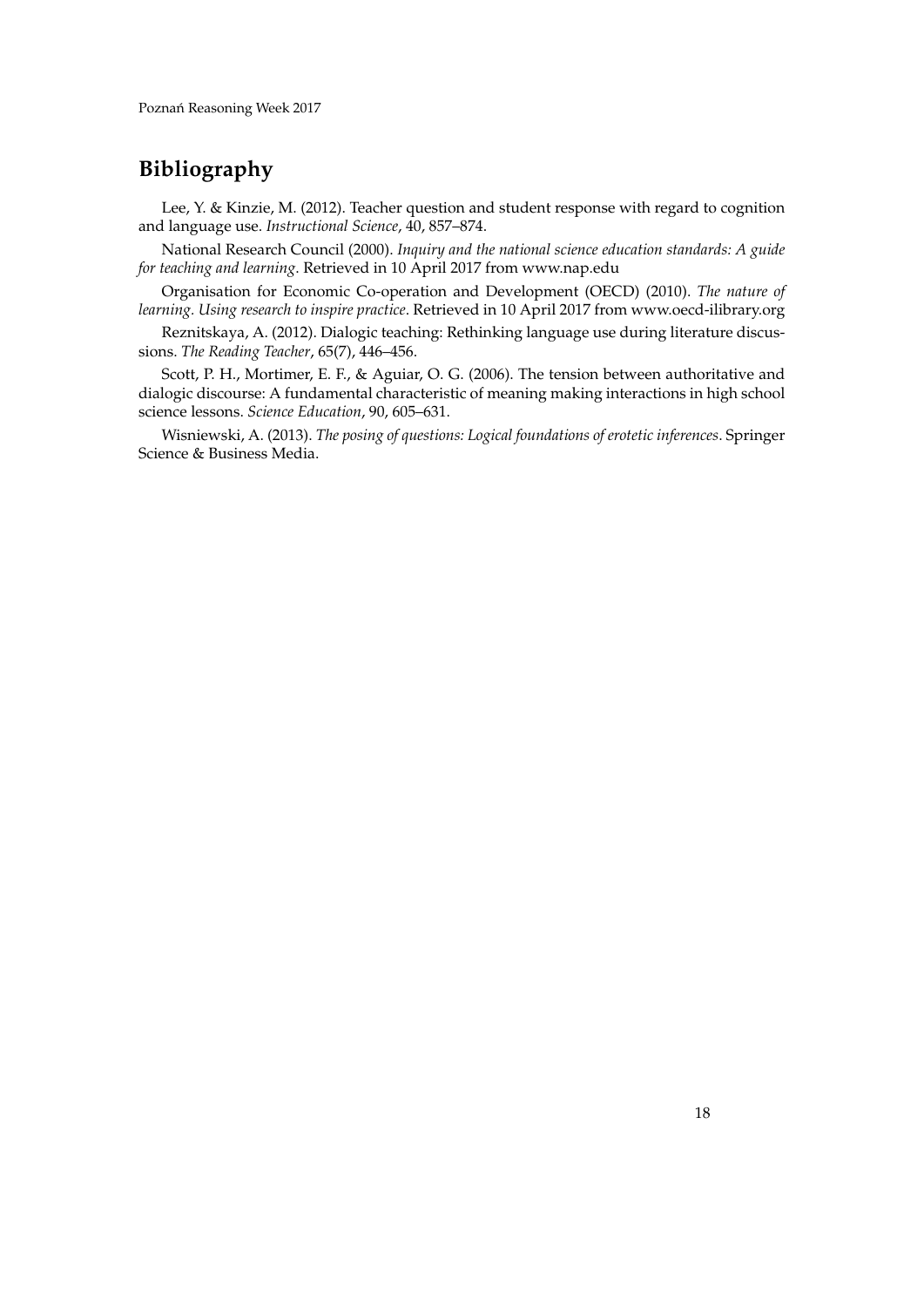## Bibliography

Lee, Y. & Kinzie, M. (2012). Teacher question and student response with regard to cognition and language use. *Instructional Science*, 40, 857–874.

National Research Council (2000). *Inquiry and the national science education standards: A guide for teaching and learning*. Retrieved in 10 April 2017 from www.nap.edu

Organisation for Economic Co-operation and Development (OECD) (2010). *The nature of learning. Using research to inspire practice*. Retrieved in 10 April 2017 from www.oecd-ilibrary.org

Reznitskaya, A. (2012). Dialogic teaching: Rethinking language use during literature discussions. *The Reading Teacher*, 65(7), 446–456.

Scott, P. H., Mortimer, E. F., & Aguiar, O. G. (2006). The tension between authoritative and dialogic discourse: A fundamental characteristic of meaning making interactions in high school science lessons. *Science Education*, 90, 605–631.

Wisniewski, A. (2013). *The posing of questions: Logical foundations of erotetic inferences*. Springer Science & Business Media.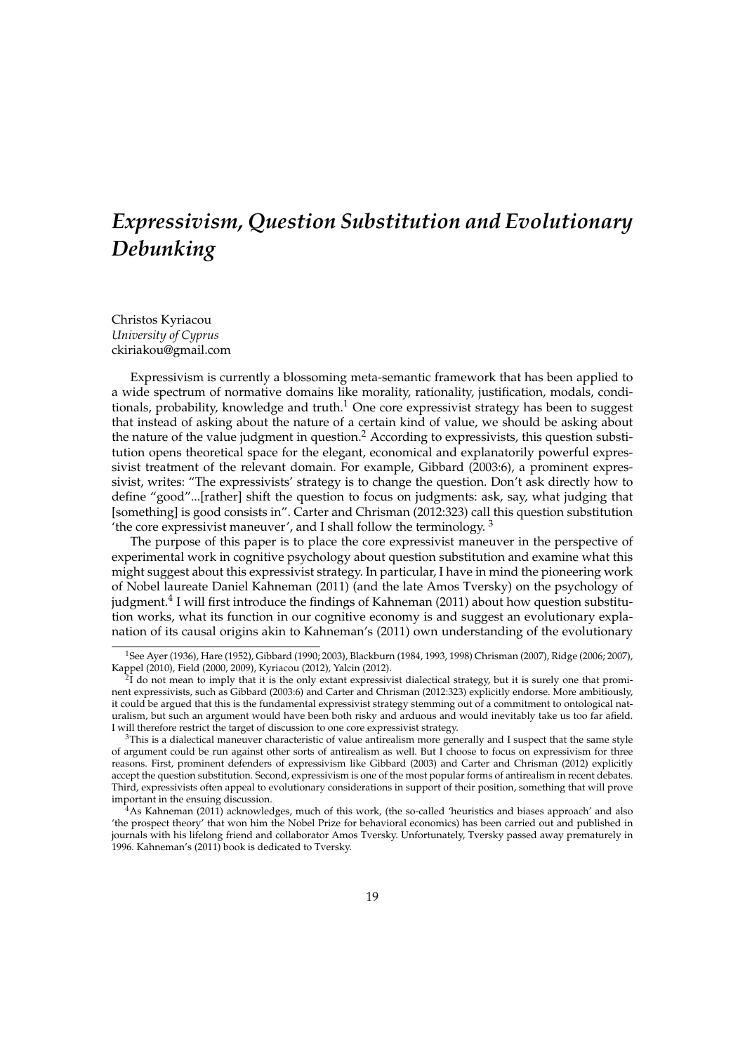# *Expressivism, Question Substitution and Evolutionary Debunking*

Christos Kyriacou
*University of Cyprus*
ckiriakou@gmail.com

Expressivism is currently a blossoming meta-semantic framework that has been applied to a wide spectrum of normative domains like morality, rationality, justification, modals, conditionals, probability, knowledge and truth.[1] One core expressivist strategy has been to suggest that instead of asking about the nature of a certain kind of value, we should be asking about the nature of the value judgment in question.[2] According to expressivists, this question substitution opens theoretical space for the elegant, economical and explanatorily powerful expressivist treatment of the relevant domain. For example, Gibbard (2003:6), a prominent expressivist, writes: "The expressivists' strategy is to change the question. Don't ask directly how to define "good"...[rather] shift the question to focus on judgments: ask, say, what judging that [something] is good consists in". Carter and Chrisman (2012:323) call this question substitution 'the core expressivist maneuver', and I shall follow the terminology. [3]

The purpose of this paper is to place the core expressivist maneuver in the perspective of experimental work in cognitive psychology about question substitution and examine what this might suggest about this expressivist strategy. In particular, I have in mind the pioneering work of Nobel laureate Daniel Kahneman (2011) (and the late Amos Tversky) on the psychology of judgment.[4] I will first introduce the findings of Kahneman (2011) about how question substitution works, what its function in our cognitive economy is and suggest an evolutionary explanation of its causal origins akin to Kahneman's (2011) own understanding of the evolutionary

---

[1] See Ayer (1936), Hare (1952), Gibbard (1990; 2003), Blackburn (1984, 1993, 1998) Chrisman (2007), Ridge (2006; 2007), Kappel (2010), Field (2000, 2009), Kyriacou (2012), Yalcin (2012).

[2] I do not mean to imply that it is the only extant expressivist dialectical strategy, but it is surely one that prominent expressivists, such as Gibbard (2003:6) and Carter and Chrisman (2012:323) explicitly endorse. More ambitiously, it could be argued that this is the fundamental expressivist strategy stemming out of a commitment to ontological naturalism, but such an argument would have been both risky and arduous and would inevitably take us too far afield. I will therefore restrict the target of discussion to one core expressivist strategy.

[3] This is a dialectical maneuver characteristic of value antirealism more generally and I suspect that the same style of argument could be run against other sorts of antirealism as well. But I choose to focus on expressivism for three reasons. First, prominent defenders of expressivism like Gibbard (2003) and Carter and Chrisman (2012) explicitly accept the question substitution. Second, expressivism is one of the most popular forms of antirealism in recent debates. Third, expressivists often appeal to evolutionary considerations in support of their position, something that will prove important in the ensuing discussion.

[4] As Kahneman (2011) acknowledges, much of this work, (the so-called 'heuristics and biases approach' and also 'the prospect theory' that won him the Nobel Prize for behavioral economics) has been carried out and published in journals with his lifelong friend and collaborator Amos Tversky. Unfortunately, Tversky passed away prematurely in 1996. Kahneman's (2011) book is dedicated to Tversky.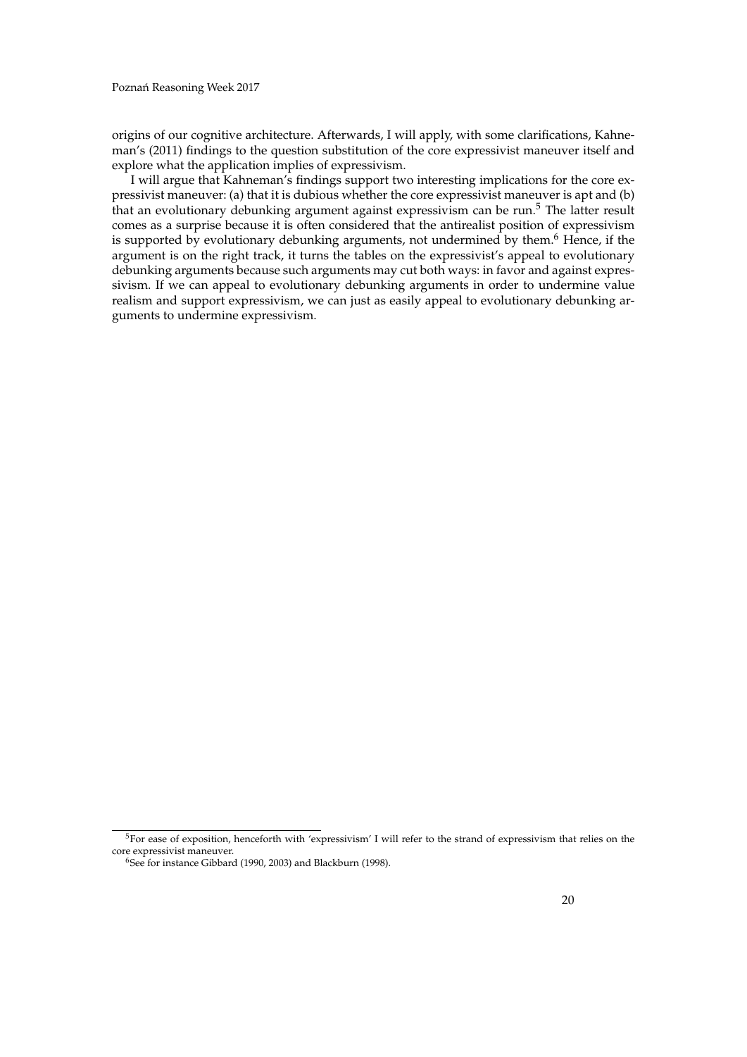origins of our cognitive architecture. Afterwards, I will apply, with some clarifications, Kahneman's (2011) findings to the question substitution of the core expressivist maneuver itself and explore what the application implies of expressivism.

I will argue that Kahneman's findings support two interesting implications for the core expressivist maneuver: (a) that it is dubious whether the core expressivist maneuver is apt and (b) that an evolutionary debunking argument against expressivism can be run.[5] The latter result comes as a surprise because it is often considered that the antirealist position of expressivism is supported by evolutionary debunking arguments, not undermined by them.[6] Hence, if the argument is on the right track, it turns the tables on the expressivist's appeal to evolutionary debunking arguments because such arguments may cut both ways: in favor and against expressivism. If we can appeal to evolutionary debunking arguments in order to undermine value realism and support expressivism, we can just as easily appeal to evolutionary debunking arguments to undermine expressivism.

---

[5] For ease of exposition, henceforth with 'expressivism' I will refer to the strand of expressivism that relies on the core expressivist maneuver.

[6] See for instance Gibbard (1990, 2003) and Blackburn (1998).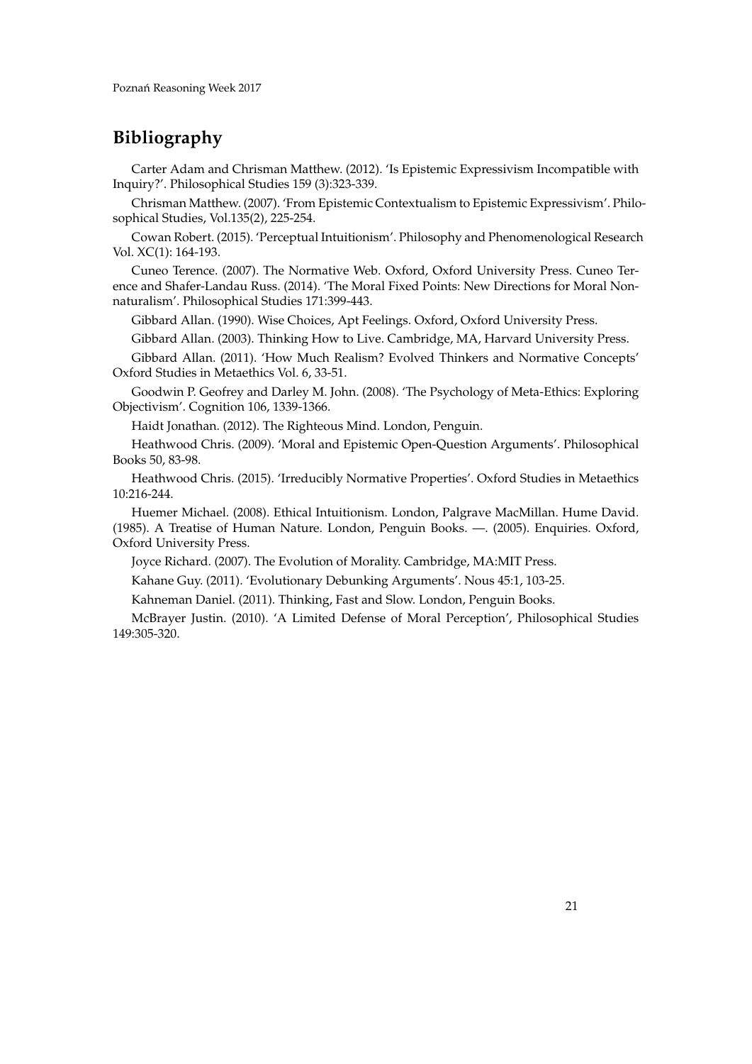## Bibliography

Carter Adam and Chrisman Matthew. (2012). 'Is Epistemic Expressivism Incompatible with Inquiry?'. Philosophical Studies 159 (3):323-339.

Chrisman Matthew. (2007). 'From Epistemic Contextualism to Epistemic Expressivism'. Philosophical Studies, Vol.135(2), 225-254.

Cowan Robert. (2015). 'Perceptual Intuitionism'. Philosophy and Phenomenological Research Vol. XC(1): 164-193.

Cuneo Terence. (2007). The Normative Web. Oxford, Oxford University Press. Cuneo Terence and Shafer-Landau Russ. (2014). 'The Moral Fixed Points: New Directions for Moral Nonnaturalism'. Philosophical Studies 171:399-443.

Gibbard Allan. (1990). Wise Choices, Apt Feelings. Oxford, Oxford University Press.

Gibbard Allan. (2003). Thinking How to Live. Cambridge, MA, Harvard University Press.

Gibbard Allan. (2011). 'How Much Realism? Evolved Thinkers and Normative Concepts' Oxford Studies in Metaethics Vol. 6, 33-51.

Goodwin P. Geofrey and Darley M. John. (2008). 'The Psychology of Meta-Ethics: Exploring Objectivism'. Cognition 106, 1339-1366.

Haidt Jonathan. (2012). The Righteous Mind. London, Penguin.

Heathwood Chris. (2009). 'Moral and Epistemic Open-Question Arguments'. Philosophical Books 50, 83-98.

Heathwood Chris. (2015). 'Irreducibly Normative Properties'. Oxford Studies in Metaethics 10:216-244.

Huemer Michael. (2008). Ethical Intuitionism. London, Palgrave MacMillan. Hume David. (1985). A Treatise of Human Nature. London, Penguin Books. —. (2005). Enquiries. Oxford, Oxford University Press.

Joyce Richard. (2007). The Evolution of Morality. Cambridge, MA:MIT Press.

Kahane Guy. (2011). 'Evolutionary Debunking Arguments'. Nous 45:1, 103-25.

Kahneman Daniel. (2011). Thinking, Fast and Slow. London, Penguin Books.

McBrayer Justin. (2010). 'A Limited Defense of Moral Perception', Philosophical Studies 149:305-320.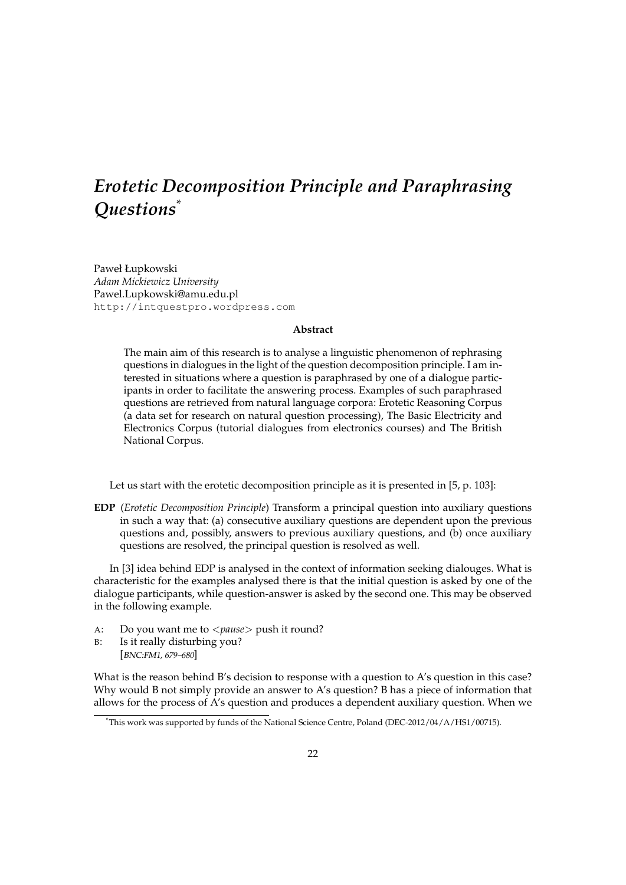# *Erotetic Decomposition Principle and Paraphrasing Questions*[*]

Paweł Łupkowski
*Adam Mickiewicz University*
Pawel.Lupkowski@amu.edu.pl
`http://intquestpro.wordpress.com`

**Abstract**

The main aim of this research is to analyse a linguistic phenomenon of rephrasing questions in dialogues in the light of the question decomposition principle. I am interested in situations where a question is paraphrased by one of a dialogue participants in order to facilitate the answering process. Examples of such paraphrased questions are retrieved from natural language corpora: Erotetic Reasoning Corpus (a data set for research on natural question processing), The Basic Electricity and Electronics Corpus (tutorial dialogues from electronics courses) and The British National Corpus.

Let us start with the erotetic decomposition principle as it is presented in [5, p. 103]:

**EDP** (*Erotetic Decomposition Principle*) Transform a principal question into auxiliary questions in such a way that: (a) consecutive auxiliary questions are dependent upon the previous questions and, possibly, answers to previous auxiliary questions, and (b) once auxiliary questions are resolved, the principal question is resolved as well.

In [3] idea behind EDP is analysed in the context of information seeking dialouges. What is characteristic for the examples analysed there is that the initial question is asked by one of the dialogue participants, while question-answer is asked by the second one. This may be observed in the following example.

A: Do you want me to <*pause*> push it round?
B: Is it really disturbing you?
[*BNC:FM1, 679–680*]

What is the reason behind B's decision to response with a question to A's question in this case? Why would B not simply provide an answer to A's question? B has a piece of information that allows for the process of A's question and produces a dependent auxiliary question. When we

[*] This work was supported by funds of the National Science Centre, Poland (DEC-2012/04/A/HS1/00715).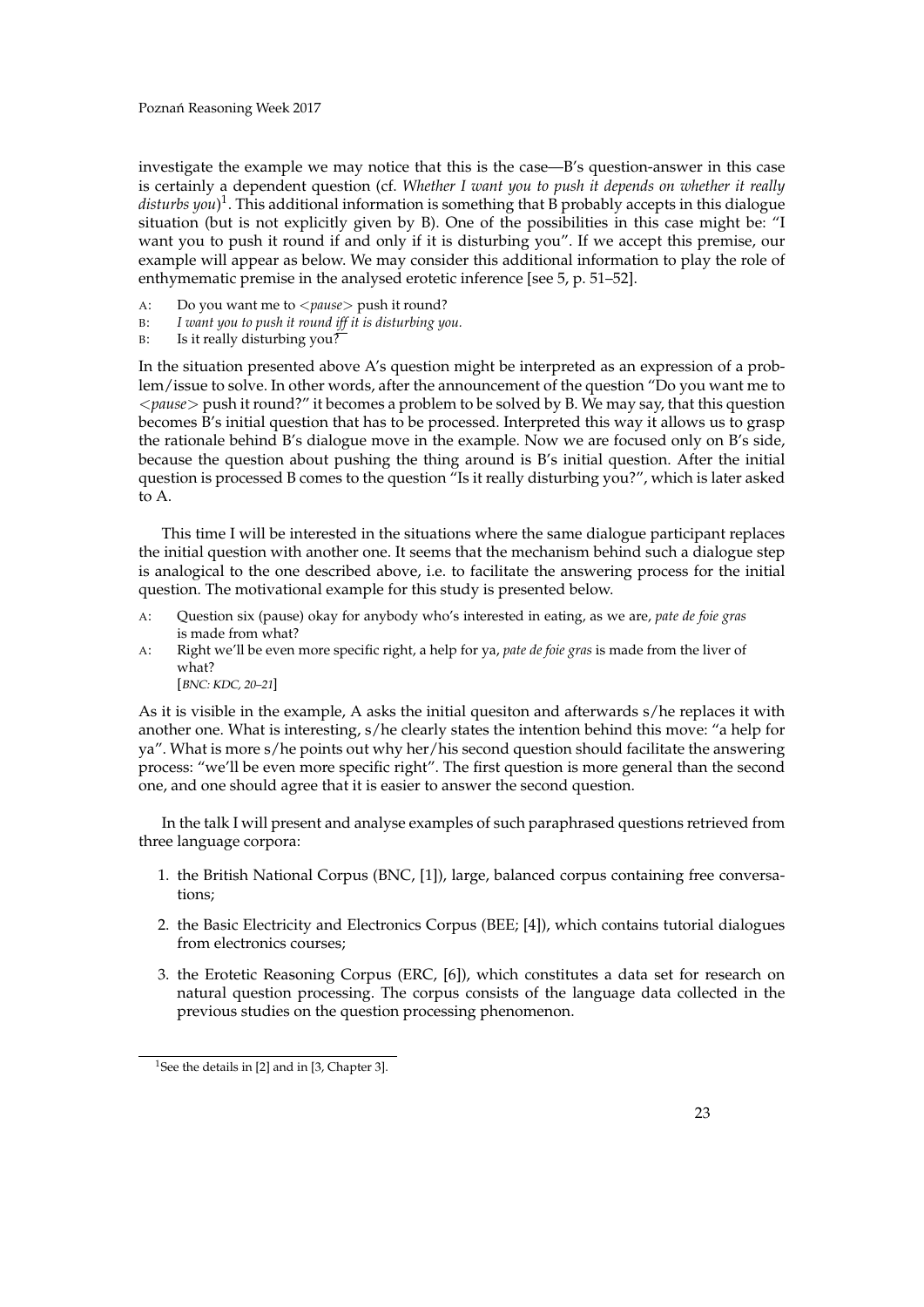investigate the example we may notice that this is the case—B's question-answer in this case is certainly a dependent question (cf. *Whether I want you to push it depends on whether it really disturbs you*)[1]. This additional information is something that B probably accepts in this dialogue situation (but is not explicitly given by B). One of the possibilities in this case might be: "I want you to push it round if and only if it is disturbing you". If we accept this premise, our example will appear as below. We may consider this additional information to play the role of enthymematic premise in the analysed erotetic inference [see 5, p. 51–52].

A: Do you want me to <*pause*> push it round?
B: *I want you to push it round iff it is disturbing you.*
B: Is it really disturbing you?

In the situation presented above A's question might be interpreted as an expression of a problem/issue to solve. In other words, after the announcement of the question "Do you want me to <*pause*> push it round?" it becomes a problem to be solved by B. We may say, that this question becomes B's initial question that has to be processed. Interpreted this way it allows us to grasp the rationale behind B's dialogue move in the example. Now we are focused only on B's side, because the question about pushing the thing around is B's initial question. After the initial question is processed B comes to the question "Is it really disturbing you?", which is later asked to A.

This time I will be interested in the situations where the same dialogue participant replaces the initial question with another one. It seems that the mechanism behind such a dialogue step is analogical to the one described above, i.e. to facilitate the answering process for the initial question. The motivational example for this study is presented below.

A: Question six (pause) okay for anybody who's interested in eating, as we are, *pate de foie gras* is made from what?
A: Right we'll be even more specific right, a help for ya, *pate de foie gras* is made from the liver of what?
[*BNC: KDC, 20–21*]

As it is visible in the example, A asks the initial quesiton and afterwards s/he replaces it with another one. What is interesting, s/he clearly states the intention behind this move: "a help for ya". What is more s/he points out why her/his second question should facilitate the answering process: "we'll be even more specific right". The first question is more general than the second one, and one should agree that it is easier to answer the second question.

In the talk I will present and analyse examples of such paraphrased questions retrieved from three language corpora:

1. the British National Corpus (BNC, [1]), large, balanced corpus containing free conversations;
2. the Basic Electricity and Electronics Corpus (BEE; [4]), which contains tutorial dialogues from electronics courses;
3. the Erotetic Reasoning Corpus (ERC, [6]), which constitutes a data set for research on natural question processing. The corpus consists of the language data collected in the previous studies on the question processing phenomenon.

[1] See the details in [2] and in [3, Chapter 3].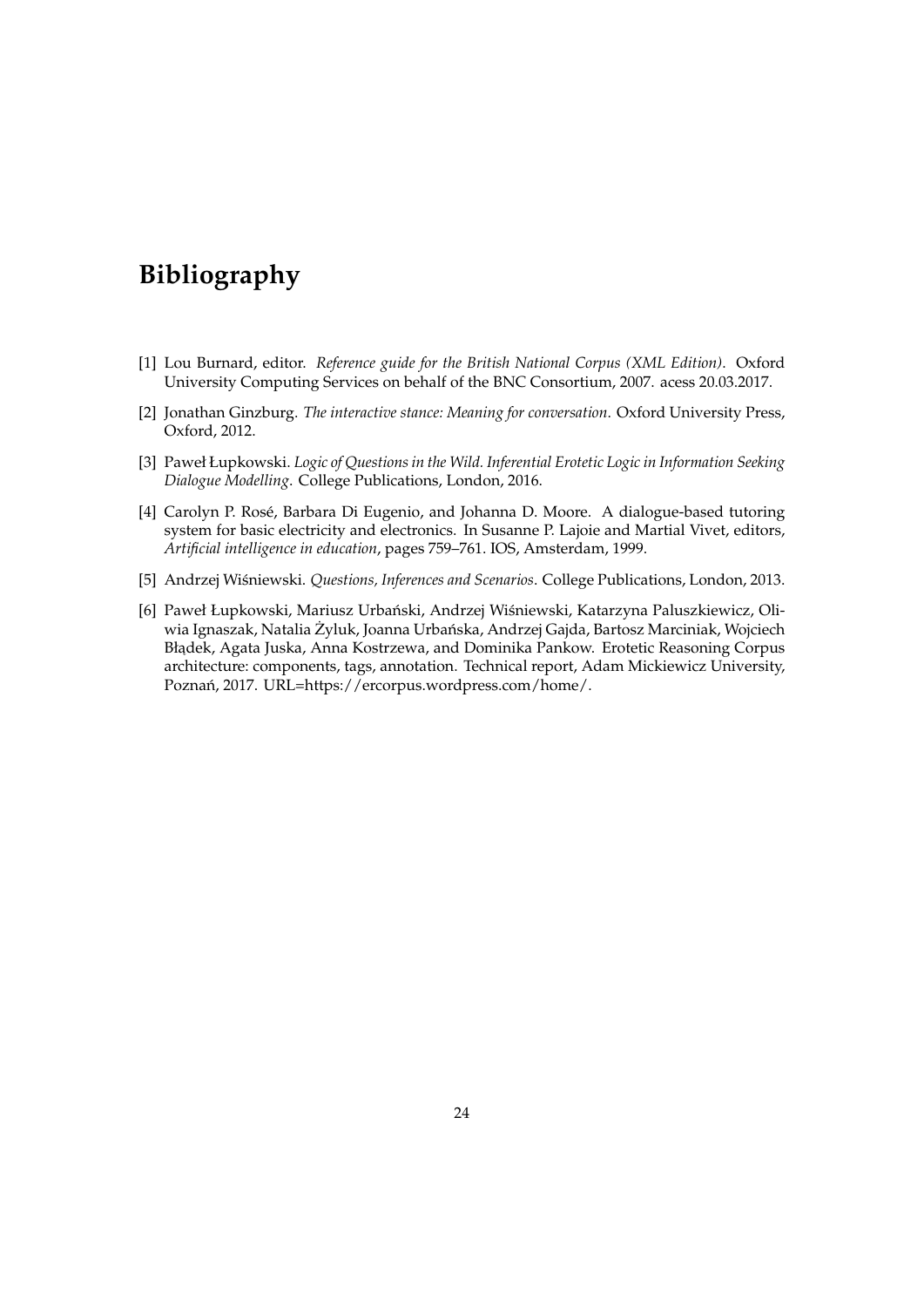# Bibliography

[1] Lou Burnard, editor. *Reference guide for the British National Corpus (XML Edition)*. Oxford University Computing Services on behalf of the BNC Consortium, 2007. acess 20.03.2017.

[2] Jonathan Ginzburg. *The interactive stance: Meaning for conversation*. Oxford University Press, Oxford, 2012.

[3] Paweł Łupkowski. *Logic of Questions in the Wild. Inferential Erotetic Logic in Information Seeking Dialogue Modelling*. College Publications, London, 2016.

[4] Carolyn P. Rosé, Barbara Di Eugenio, and Johanna D. Moore. A dialogue-based tutoring system for basic electricity and electronics. In Susanne P. Lajoie and Martial Vivet, editors, *Artificial intelligence in education*, pages 759–761. IOS, Amsterdam, 1999.

[5] Andrzej Wiśniewski. *Questions, Inferences and Scenarios*. College Publications, London, 2013.

[6] Paweł Łupkowski, Mariusz Urbański, Andrzej Wiśniewski, Katarzyna Paluszkiewicz, Oliwia Ignaszak, Natalia Żyluk, Joanna Urbańska, Andrzej Gajda, Bartosz Marciniak, Wojciech Błądek, Agata Juska, Anna Kostrzewa, and Dominika Pankow. Erotetic Reasoning Corpus architecture: components, tags, annotation. Technical report, Adam Mickiewicz University, Poznań, 2017. URL=https://ercorpus.wordpress.com/home/.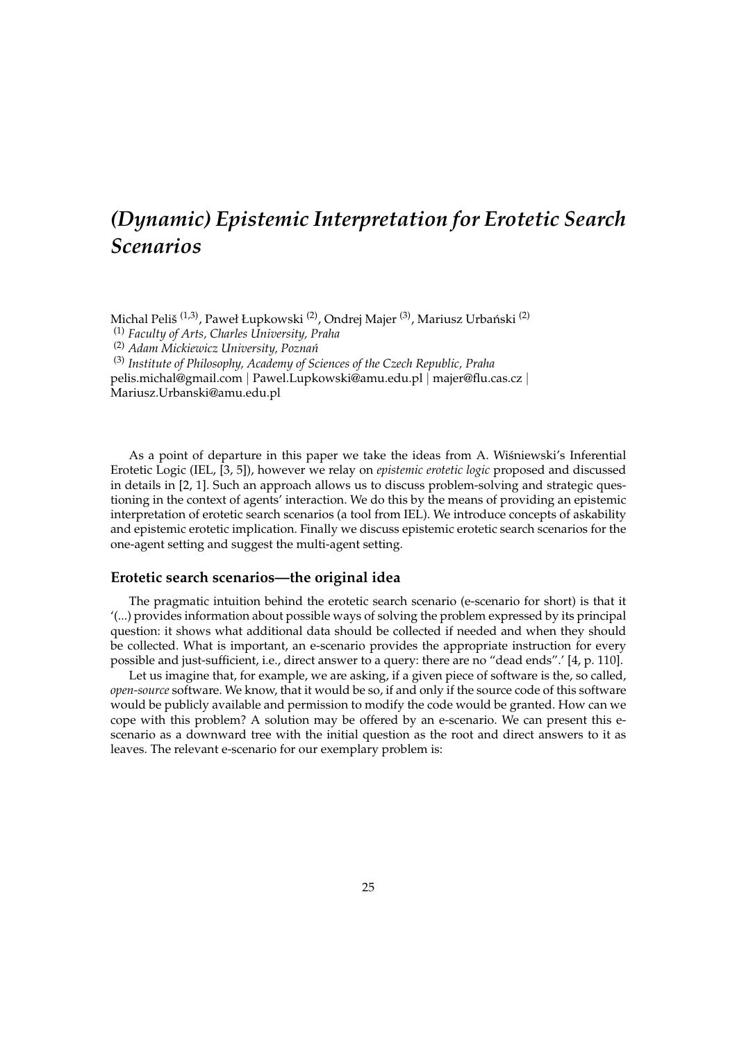# *(Dynamic) Epistemic Interpretation for Erotetic Search Scenarios*

Michal Peliš [(1,3)], Paweł Łupkowski [(2)], Ondrej Majer [(3)], Mariusz Urbański [(2)]

[(1)] *Faculty of Arts, Charles University, Praha*

[(2)] *Adam Mickiewicz University, Poznań*

[(3)] *Institute of Philosophy, Academy of Sciences of the Czech Republic, Praha*

pelis.michal@gmail.com | Pawel.Lupkowski@amu.edu.pl | majer@flu.cas.cz | Mariusz.Urbanski@amu.edu.pl

As a point of departure in this paper we take the ideas from A. Wiśniewski's Inferential Erotetic Logic (IEL, [3, 5]), however we relay on *epistemic erotetic logic* proposed and discussed in details in [2, 1]. Such an approach allows us to discuss problem-solving and strategic questioning in the context of agents' interaction. We do this by the means of providing an epistemic interpretation of erotetic search scenarios (a tool from IEL). We introduce concepts of askability and epistemic erotetic implication. Finally we discuss epistemic erotetic search scenarios for the one-agent setting and suggest the multi-agent setting.

### Erotetic search scenarios—the original idea

The pragmatic intuition behind the erotetic search scenario (e-scenario for short) is that it '(...) provides information about possible ways of solving the problem expressed by its principal question: it shows what additional data should be collected if needed and when they should be collected. What is important, an e-scenario provides the appropriate instruction for every possible and just-sufficient, i.e., direct answer to a query: there are no "dead ends".' [4, p. 110].

Let us imagine that, for example, we are asking, if a given piece of software is the, so called, *open-source* software. We know, that it would be so, if and only if the source code of this software would be publicly available and permission to modify the code would be granted. How can we cope with this problem? A solution may be offered by an e-scenario. We can present this e-scenario as a downward tree with the initial question as the root and direct answers to it as leaves. The relevant e-scenario for our exemplary problem is: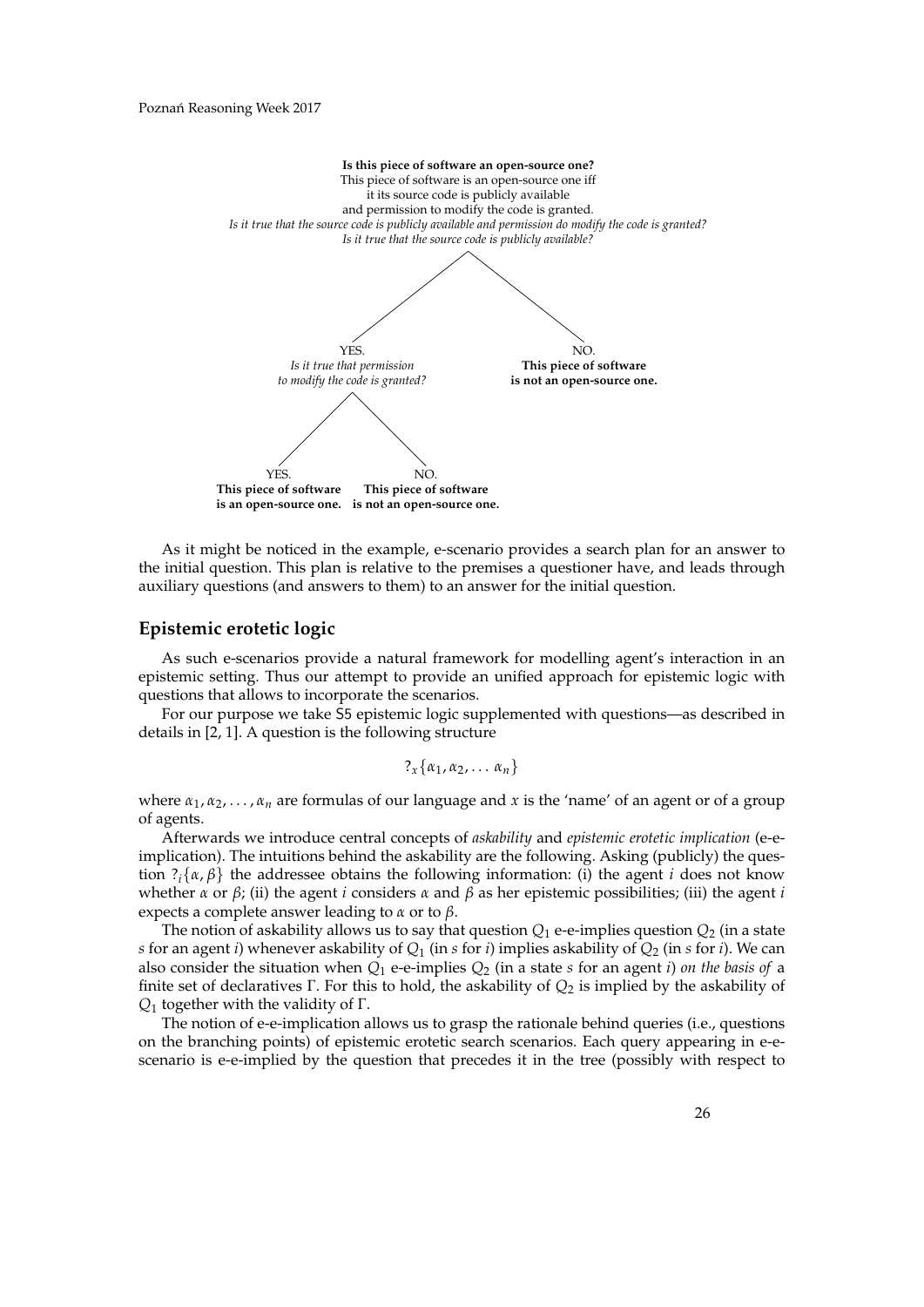**Is this piece of software an open-source one?**
This piece of software is an open-source one iff
it its source code is publicly available
and permission to modify the code is granted.
*Is it true that the source code is publicly available and permission do modify the code is granted?*
*Is it true that the source code is publicly available?*

- YES.
  *Is it true that permission to modify the code is granted?*
  - YES.
    **This piece of software is an open-source one.**
  - NO.
    **This piece of software is not an open-source one.**
- NO.
  **This piece of software is not an open-source one.**

As it might be noticed in the example, e-scenario provides a search plan for an answer to the initial question. This plan is relative to the premises a questioner have, and leads through auxiliary questions (and answers to them) to an answer for the initial question.

## Epistemic erotetic logic

As such e-scenarios provide a natural framework for modelling agent's interaction in an epistemic setting. Thus our attempt to provide an unified approach for epistemic logic with questions that allows to incorporate the scenarios.

For our purpose we take S5 epistemic logic supplemented with questions—as described in details in [2, 1]. A question is the following structure

$$?_x\{\alpha_1, \alpha_2, \dots \alpha_n\}$$

where $\alpha_1, \alpha_2, \dots, \alpha_n$ are formulas of our language and $x$ is the 'name' of an agent or of a group of agents.

Afterwards we introduce central concepts of *askability* and *epistemic erotetic implication* (e-e-implication). The intuitions behind the askability are the following. Asking (publicly) the question $?_i\{\alpha, \beta\}$ the addressee obtains the following information: (i) the agent $i$ does not know whether $\alpha$ or $\beta$; (ii) the agent $i$ considers $\alpha$ and $\beta$ as her epistemic possibilities; (iii) the agent $i$ expects a complete answer leading to $\alpha$ or to $\beta$.

The notion of askability allows us to say that question $Q_1$ e-e-implies question $Q_2$ (in a state $s$ for an agent $i$) whenever askability of $Q_1$ (in $s$ for $i$) implies askability of $Q_2$ (in $s$ for $i$). We can also consider the situation when $Q_1$ e-e-implies $Q_2$ (in a state $s$ for an agent $i$) *on the basis of* a finite set of declaratives $\Gamma$. For this to hold, the askability of $Q_2$ is implied by the askability of $Q_1$ together with the validity of $\Gamma$.

The notion of e-e-implication allows us to grasp the rationale behind queries (i.e., questions on the branching points) of epistemic erotetic search scenarios. Each query appearing in e-e-scenario is e-e-implied by the question that precedes it in the tree (possibly with respect to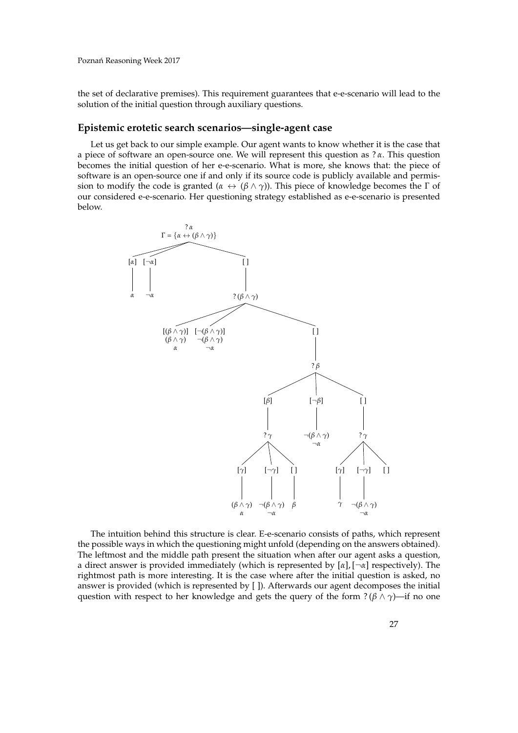the set of declarative premises). This requirement guarantees that e-e-scenario will lead to the solution of the initial question through auxiliary questions.

### Epistemic erotetic search scenarios—single-agent case

Let us get back to our simple example. Our agent wants to know whether it is the case that a piece of software an open-source one. We will represent this question as $?\,\alpha$. This question becomes the initial question of her e-e-scenario. What is more, she knows that: the piece of software is an open-source one if and only if its source code is publicly available and permission to modify the code is granted ($\alpha \leftrightarrow (\beta \wedge \gamma)$). This piece of knowledge becomes the $\Gamma$ of our considered e-e-scenario. Her questioning strategy established as e-e-scenario is presented below.

$?\,\alpha$
$\Gamma = \{\alpha \leftrightarrow (\beta \wedge \gamma)\}$

- $[\alpha]$ — $\alpha$
- $[\neg\alpha]$ — $\neg\alpha$
- $[\,]$ — $?\,(\beta \wedge \gamma)$
  - $[(\beta \wedge \gamma)]$ — $(\beta \wedge \gamma)$, $\alpha$
  - $[\neg(\beta \wedge \gamma)]$ — $\neg(\beta \wedge \gamma)$, $\neg\alpha$
  - $[\,]$ — $?\,\beta$
    - $[\beta]$ — $?\,\gamma$
      - $[\gamma]$ — $(\beta \wedge \gamma)$, $\alpha$
      - $[\neg\gamma]$ — $\neg(\beta \wedge \gamma)$, $\neg\alpha$
      - $[\,]$ — $\beta$
    - $[\neg\beta]$ — $\neg(\beta \wedge \gamma)$, $\neg\alpha$
    - $[\,]$ — $?\,\gamma$
      - $[\gamma]$ — $\gamma$
      - $[\neg\gamma]$ — $\neg(\beta \wedge \gamma)$, $\neg\alpha$
      - $[\,]$

The intuition behind this structure is clear. E-e-scenario consists of paths, which represent the possible ways in which the questioning might unfold (depending on the answers obtained). The leftmost and the middle path present the situation when after our agent asks a question, a direct answer is provided immediately (which is represented by $[\alpha], [\neg\alpha]$ respectively). The rightmost path is more interesting. It is the case where after the initial question is asked, no answer is provided (which is represented by [ ]). Afterwards our agent decomposes the initial question with respect to her knowledge and gets the query of the form $?\,(\beta \wedge \gamma)$—if no one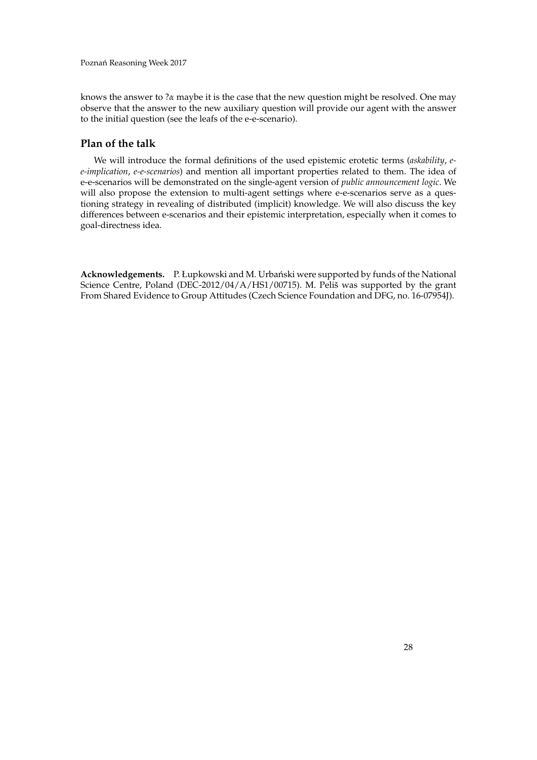knows the answer to $?\alpha$ maybe it is the case that the new question might be resolved. One may observe that the answer to the new auxiliary question will provide our agent with the answer to the initial question (see the leafs of the e-e-scenario).

## Plan of the talk

We will introduce the formal definitions of the used epistemic erotetic terms (*askability*, *e-e-implication*, *e-e-scenarios*) and mention all important properties related to them. The idea of e-e-scenarios will be demonstrated on the single-agent version of *public announcement logic*. We will also propose the extension to multi-agent settings where e-e-scenarios serve as a questioning strategy in revealing of distributed (implicit) knowledge. We will also discuss the key differences between e-scenarios and their epistemic interpretation, especially when it comes to goal-directness idea.

**Acknowledgements.** P. Łupkowski and M. Urbański were supported by funds of the National Science Centre, Poland (DEC-2012/04/A/HS1/00715). M. Peliš was supported by the grant From Shared Evidence to Group Attitudes (Czech Science Foundation and DFG, no. 16-07954J).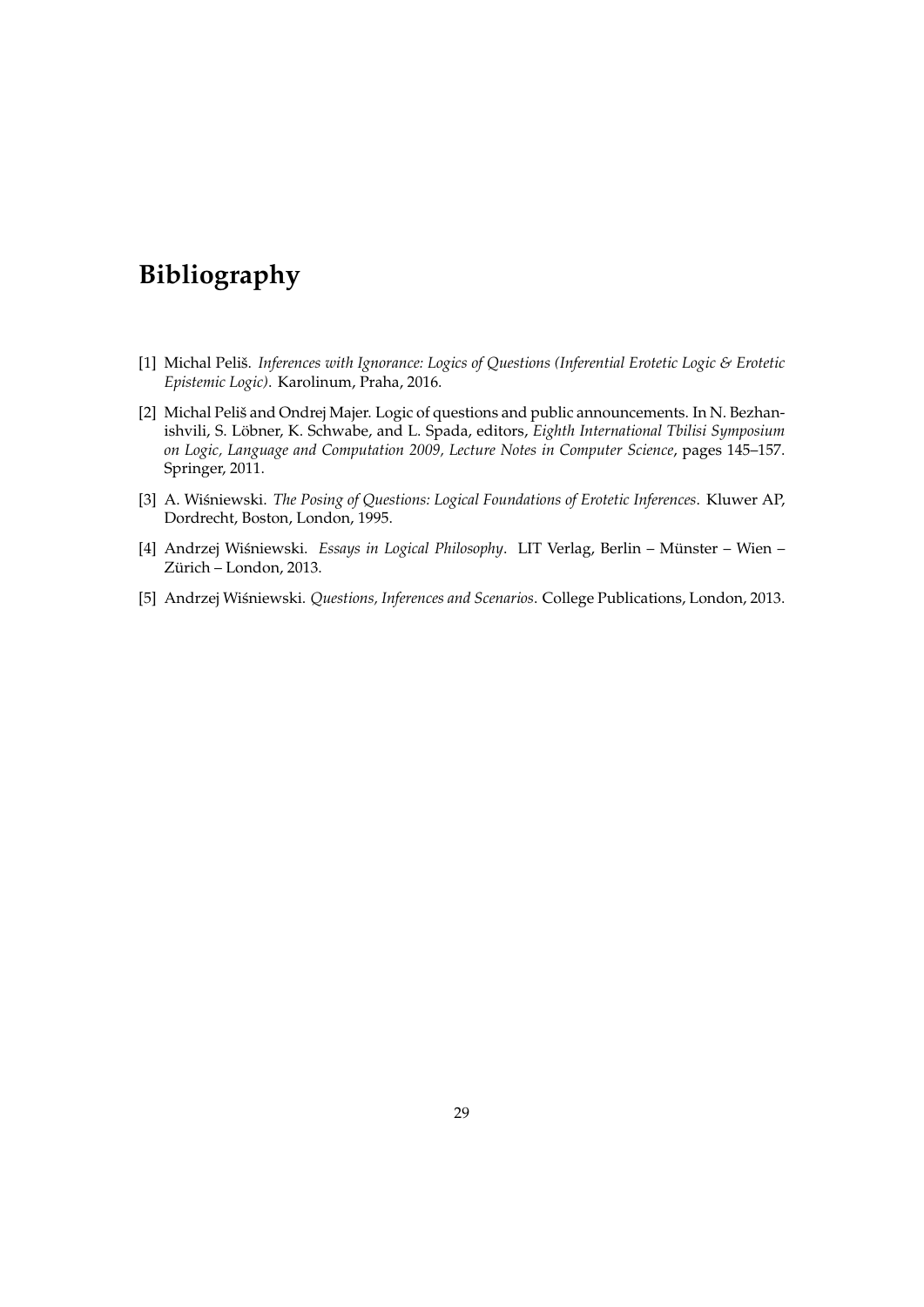# Bibliography

[1] Michal Peliš. *Inferences with Ignorance: Logics of Questions (Inferential Erotetic Logic & Erotetic Epistemic Logic)*. Karolinum, Praha, 2016.

[2] Michal Peliš and Ondrej Majer. Logic of questions and public announcements. In N. Bezhanishvili, S. Löbner, K. Schwabe, and L. Spada, editors, *Eighth International Tbilisi Symposium on Logic, Language and Computation 2009, Lecture Notes in Computer Science*, pages 145–157. Springer, 2011.

[3] A. Wiśniewski. *The Posing of Questions: Logical Foundations of Erotetic Inferences*. Kluwer AP, Dordrecht, Boston, London, 1995.

[4] Andrzej Wiśniewski. *Essays in Logical Philosophy*. LIT Verlag, Berlin – Münster – Wien – Zürich – London, 2013.

[5] Andrzej Wiśniewski. *Questions, Inferences and Scenarios*. College Publications, London, 2013.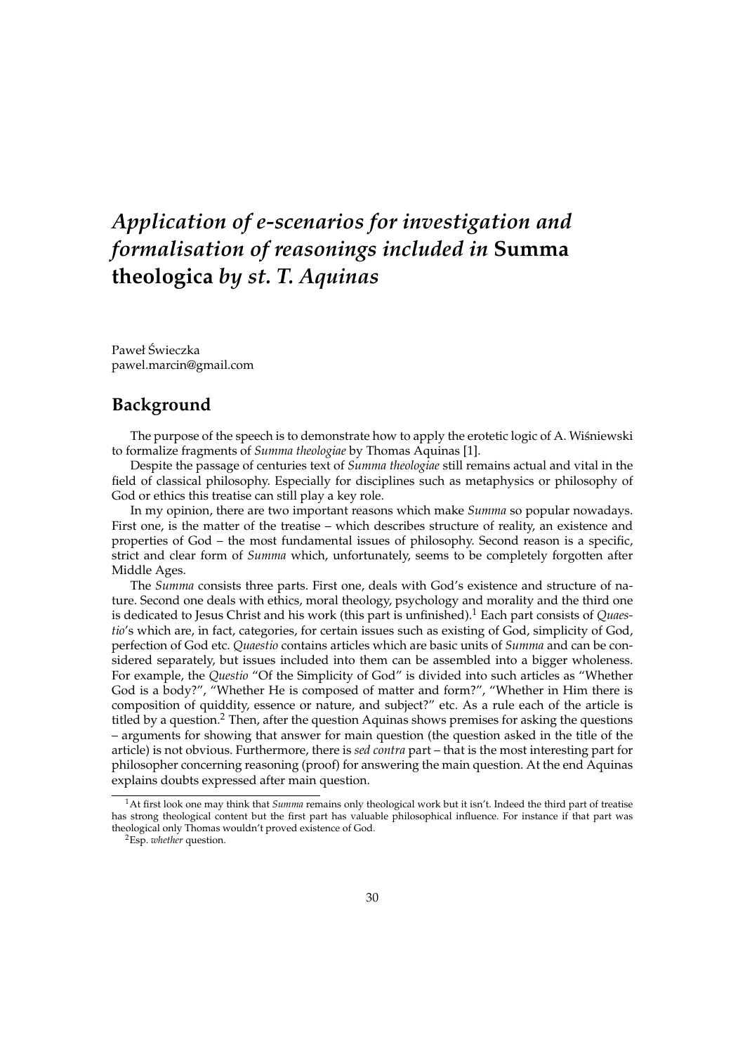# *Application of e-scenarios for investigation and formalisation of reasonings included in* **Summa theologica** *by st. T. Aquinas*

Paweł Świeczka
pawel.marcin@gmail.com

## Background

The purpose of the speech is to demonstrate how to apply the erotetic logic of A. Wiśniewski to formalize fragments of *Summa theologiae* by Thomas Aquinas [1].

Despite the passage of centuries text of *Summa theologiae* still remains actual and vital in the field of classical philosophy. Especially for disciplines such as metaphysics or philosophy of God or ethics this treatise can still play a key role.

In my opinion, there are two important reasons which make *Summa* so popular nowadays. First one, is the matter of the treatise – which describes structure of reality, an existence and properties of God – the most fundamental issues of philosophy. Second reason is a specific, strict and clear form of *Summa* which, unfortunately, seems to be completely forgotten after Middle Ages.

The *Summa* consists three parts. First one, deals with God's existence and structure of nature. Second one deals with ethics, moral theology, psychology and morality and the third one is dedicated to Jesus Christ and his work (this part is unfinished).[1] Each part consists of *Quaestio*'s which are, in fact, categories, for certain issues such as existing of God, simplicity of God, perfection of God etc. *Quaestio* contains articles which are basic units of *Summa* and can be considered separately, but issues included into them can be assembled into a bigger wholeness. For example, the *Questio* "Of the Simplicity of God" is divided into such articles as "Whether God is a body?", "Whether He is composed of matter and form?", "Whether in Him there is composition of quiddity, essence or nature, and subject?" etc. As a rule each of the article is titled by a question.[2] Then, after the question Aquinas shows premises for asking the questions – arguments for showing that answer for main question (the question asked in the title of the article) is not obvious. Furthermore, there is *sed contra* part – that is the most interesting part for philosopher concerning reasoning (proof) for answering the main question. At the end Aquinas explains doubts expressed after main question.

---

[1] At first look one may think that *Summa* remains only theological work but it isn't. Indeed the third part of treatise has strong theological content but the first part has valuable philosophical influence. For instance if that part was theological only Thomas wouldn't proved existence of God.

[2] Esp. *whether* question.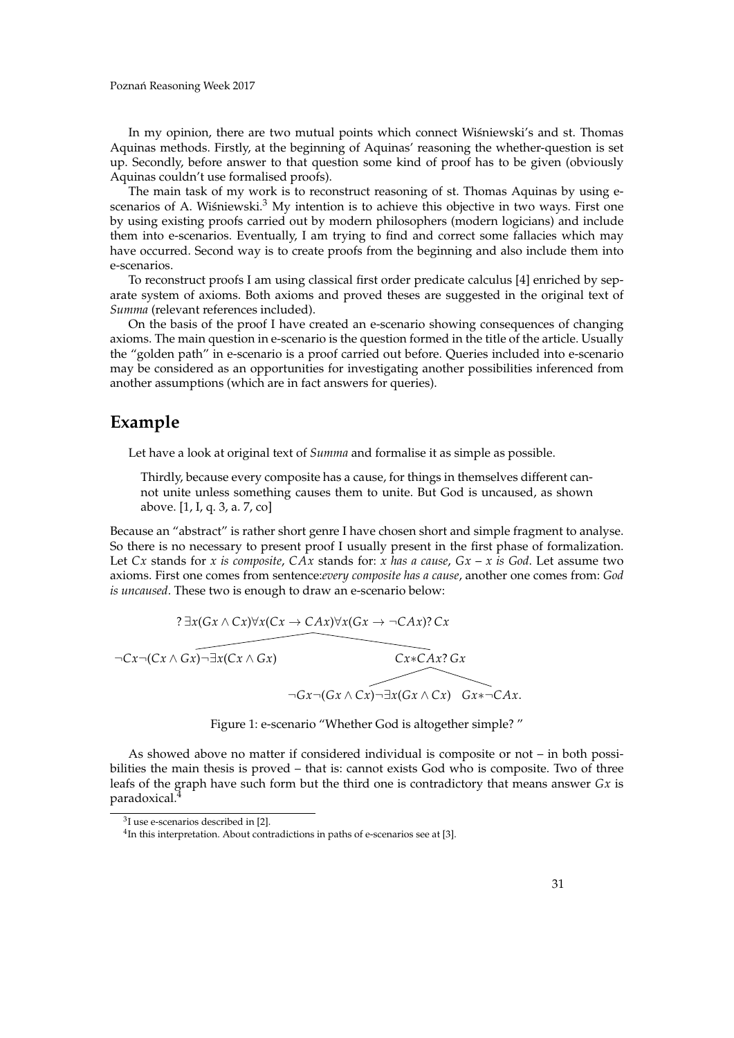In my opinion, there are two mutual points which connect Wiśniewski's and st. Thomas Aquinas methods. Firstly, at the beginning of Aquinas' reasoning the whether-question is set up. Secondly, before answer to that question some kind of proof has to be given (obviously Aquinas couldn't use formalised proofs).

The main task of my work is to reconstruct reasoning of st. Thomas Aquinas by using e-scenarios of A. Wiśniewski.[3] My intention is to achieve this objective in two ways. First one by using existing proofs carried out by modern philosophers (modern logicians) and include them into e-scenarios. Eventually, I am trying to find and correct some fallacies which may have occurred. Second way is to create proofs from the beginning and also include them into e-scenarios.

To reconstruct proofs I am using classical first order predicate calculus [4] enriched by separate system of axioms. Both axioms and proved theses are suggested in the original text of *Summa* (relevant references included).

On the basis of the proof I have created an e-scenario showing consequences of changing axioms. The main question in e-scenario is the question formed in the title of the article. Usually the "golden path" in e-scenario is a proof carried out before. Queries included into e-scenario may be considered as an opportunities for investigating another possibilities inferenced from another assumptions (which are in fact answers for queries).

## Example

Let have a look at original text of *Summa* and formalise it as simple as possible.

> Thirdly, because every composite has a cause, for things in themselves different cannot unite unless something causes them to unite. But God is uncaused, as shown above. [1, I, q. 3, a. 7, co]

Because an "abstract" is rather short genre I have chosen short and simple fragment to analyse. So there is no necessary to present proof I usually present in the first phase of formalization. Let $Cx$ stands for *x is composite*, $CAx$ stands for: *x has a cause*, $Gx$ – *x is God*. Let assume two axioms. First one comes from sentence:*every composite has a cause*, another one comes from: *God is uncaused*. These two is enough to draw an e-scenario below:

$$?\exists x(Gx \wedge Cx)\forall x(Cx \rightarrow CAx)\forall x(Gx \rightarrow \neg CAx)?Cx$$

$$\neg Cx\neg(Cx \wedge Gx)\neg\exists x(Cx \wedge Gx) \qquad\qquad Cx{*}CAx?Gx$$

$$\neg Gx\neg(Gx \wedge Cx)\neg\exists x(Gx \wedge Cx) \qquad Gx{*}\neg CAx.$$

Figure 1: e-scenario "Whether God is altogether simple? "

As showed above no matter if considered individual is composite or not – in both possibilities the main thesis is proved – that is: cannot exists God who is composite. Two of three leafs of the graph have such form but the third one is contradictory that means answer $Gx$ is paradoxical.[4]

[3] I use e-scenarios described in [2].

[4] In this interpretation. About contradictions in paths of e-scenarios see at [3].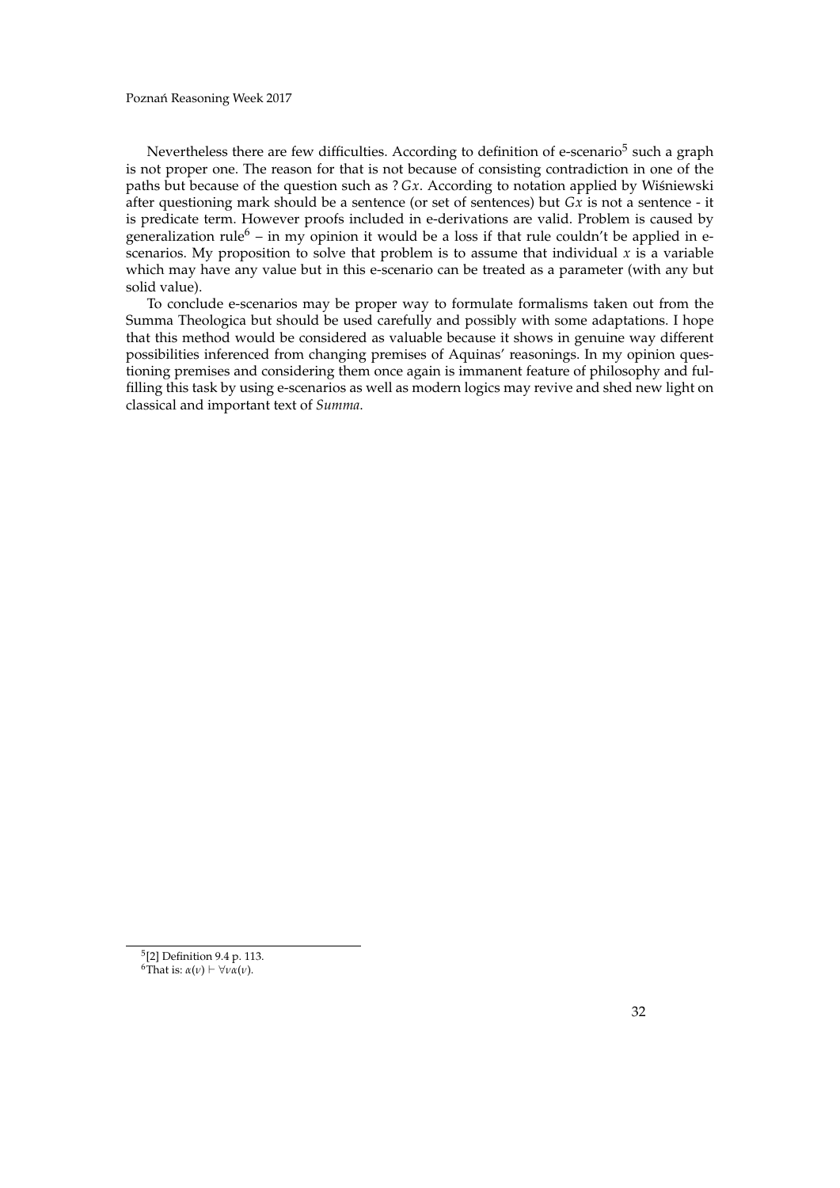Nevertheless there are few difficulties. According to definition of e-scenario[5] such a graph is not proper one. The reason for that is not because of consisting contradiction in one of the paths but because of the question such as $?\,Gx$. According to notation applied by Wiśniewski after questioning mark should be a sentence (or set of sentences) but $Gx$ is not a sentence - it is predicate term. However proofs included in e-derivations are valid. Problem is caused by generalization rule[6] – in my opinion it would be a loss if that rule couldn't be applied in e-scenarios. My proposition to solve that problem is to assume that individual $x$ is a variable which may have any value but in this e-scenario can be treated as a parameter (with any but solid value).

To conclude e-scenarios may be proper way to formulate formalisms taken out from the Summa Theologica but should be used carefully and possibly with some adaptations. I hope that this method would be considered as valuable because it shows in genuine way different possibilities inferenced from changing premises of Aquinas' reasonings. In my opinion questioning premises and considering them once again is immanent feature of philosophy and fulfilling this task by using e-scenarios as well as modern logics may revive and shed new light on classical and important text of *Summa*.

[5] [2] Definition 9.4 p. 113.

[6] That is: $\alpha(\nu) \vdash \forall\nu\alpha(\nu)$.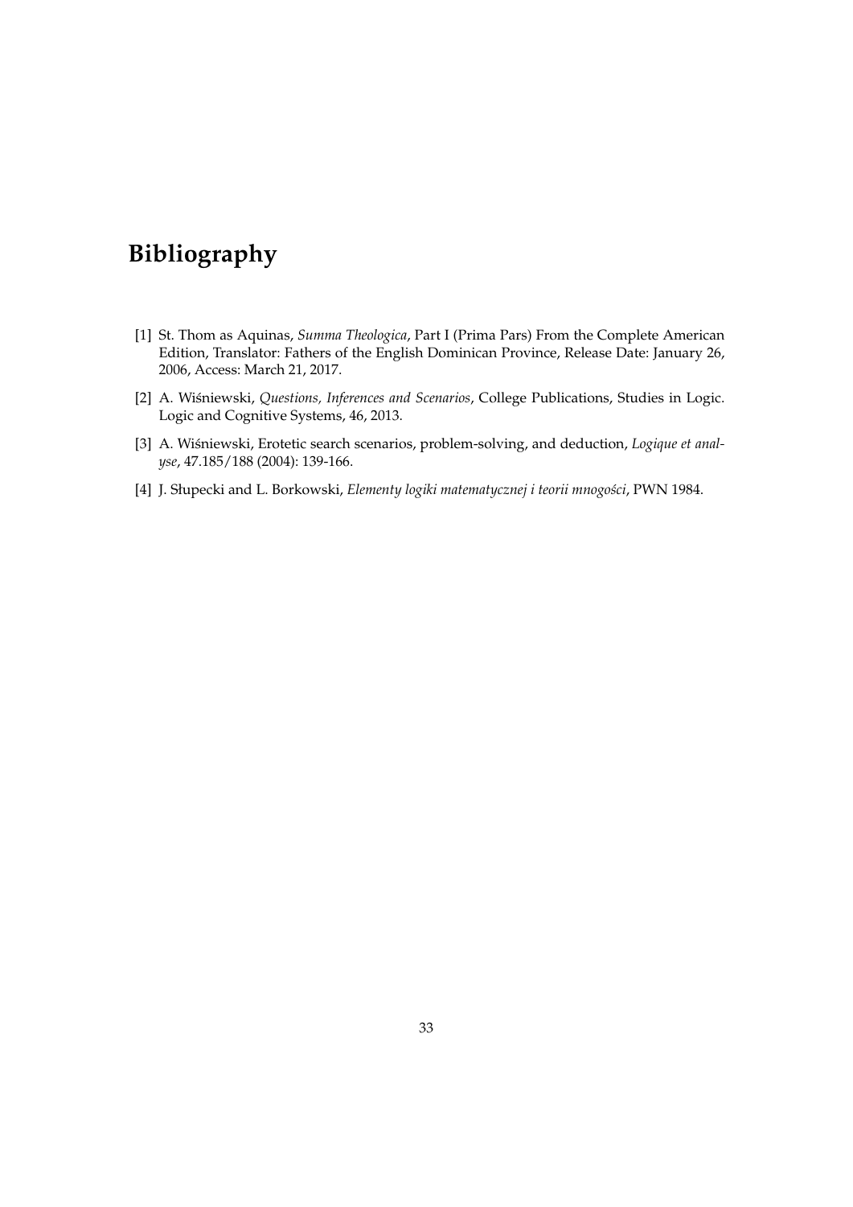# Bibliography

[1] St. Thom as Aquinas, *Summa Theologica*, Part I (Prima Pars) From the Complete American Edition, Translator: Fathers of the English Dominican Province, Release Date: January 26, 2006, Access: March 21, 2017.

[2] A. Wiśniewski, *Questions, Inferences and Scenarios*, College Publications, Studies in Logic. Logic and Cognitive Systems, 46, 2013.

[3] A. Wiśniewski, Erotetic search scenarios, problem-solving, and deduction, *Logique et analyse*, 47.185/188 (2004): 139-166.

[4] J. Słupecki and L. Borkowski, *Elementy logiki matematycznej i teorii mnogości*, PWN 1984.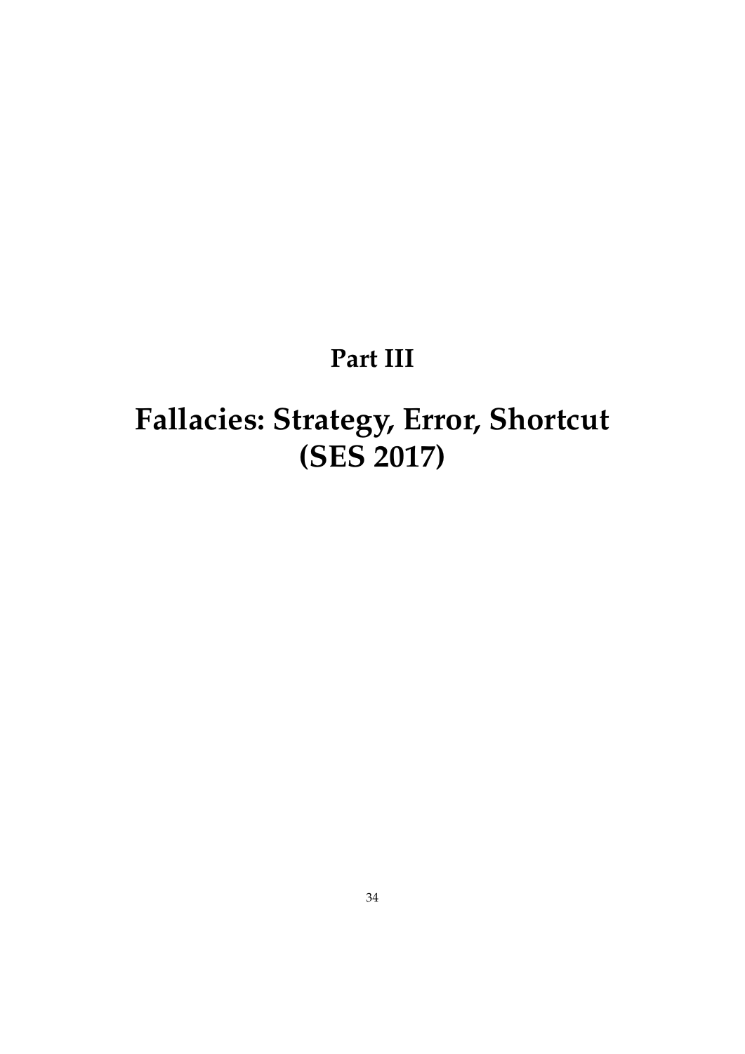# Part III

# Fallacies: Strategy, Error, Shortcut (SES 2017)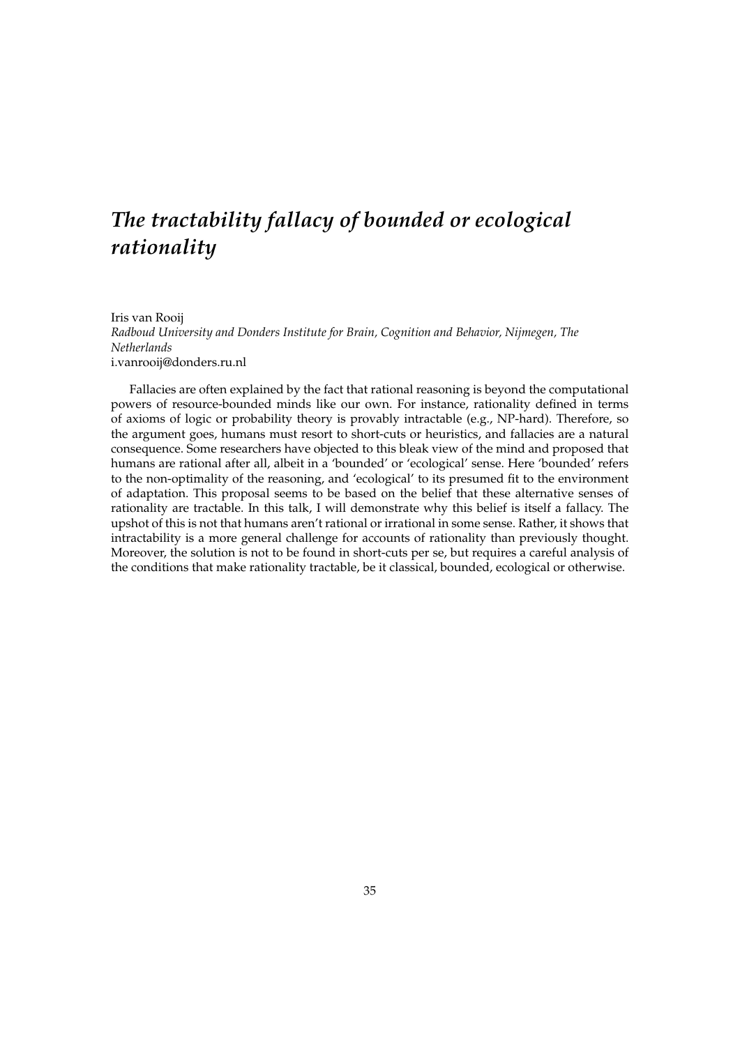# *The tractability fallacy of bounded or ecological rationality*

Iris van Rooij
*Radboud University and Donders Institute for Brain, Cognition and Behavior, Nijmegen, The Netherlands*
i.vanrooij@donders.ru.nl

Fallacies are often explained by the fact that rational reasoning is beyond the computational powers of resource-bounded minds like our own. For instance, rationality defined in terms of axioms of logic or probability theory is provably intractable (e.g., NP-hard). Therefore, so the argument goes, humans must resort to short-cuts or heuristics, and fallacies are a natural consequence. Some researchers have objected to this bleak view of the mind and proposed that humans are rational after all, albeit in a 'bounded' or 'ecological' sense. Here 'bounded' refers to the non-optimality of the reasoning, and 'ecological' to its presumed fit to the environment of adaptation. This proposal seems to be based on the belief that these alternative senses of rationality are tractable. In this talk, I will demonstrate why this belief is itself a fallacy. The upshot of this is not that humans aren't rational or irrational in some sense. Rather, it shows that intractability is a more general challenge for accounts of rationality than previously thought. Moreover, the solution is not to be found in short-cuts per se, but requires a careful analysis of the conditions that make rationality tractable, be it classical, bounded, ecological or otherwise.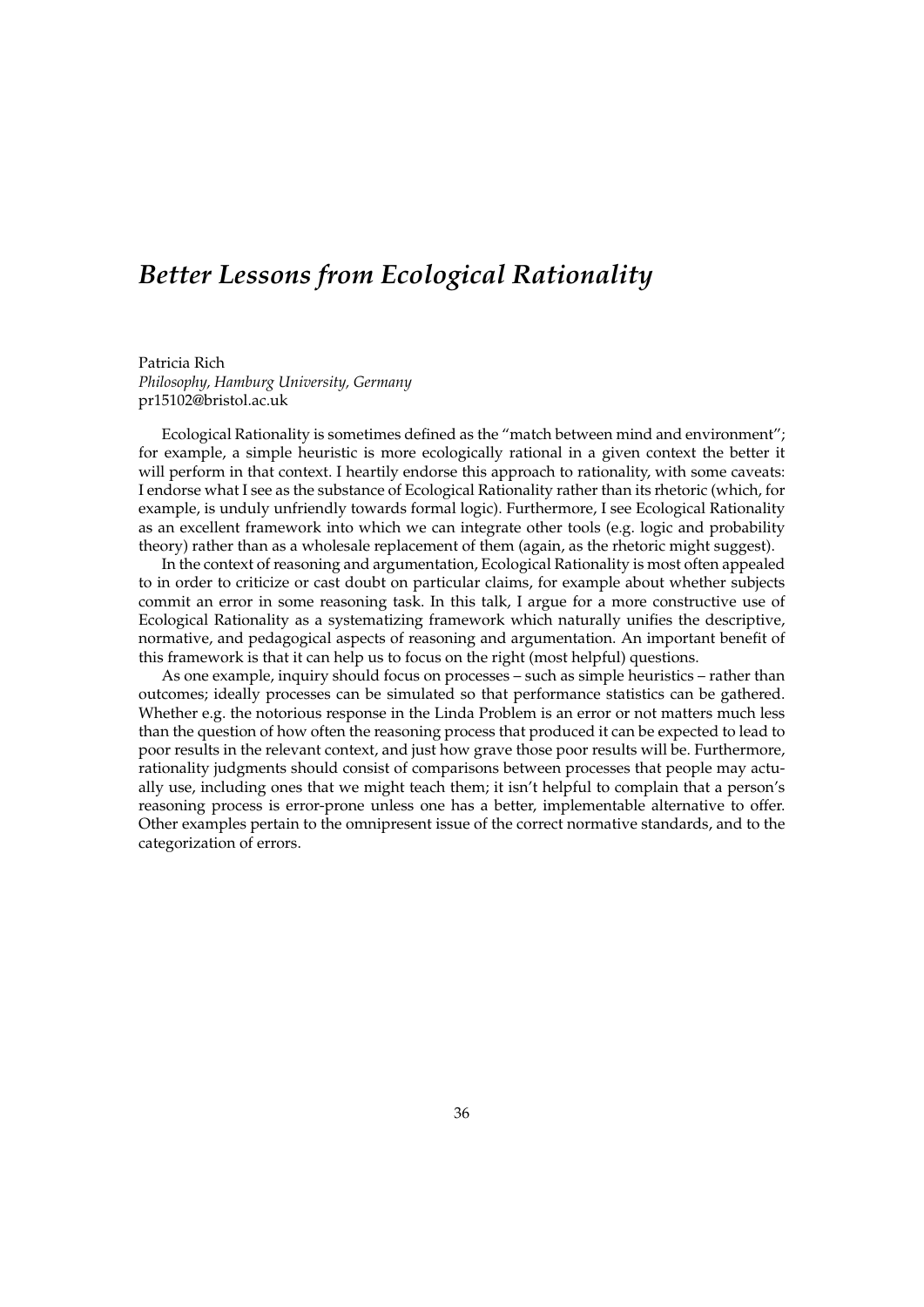# *Better Lessons from Ecological Rationality*

Patricia Rich
*Philosophy, Hamburg University, Germany*
pr15102@bristol.ac.uk

Ecological Rationality is sometimes defined as the "match between mind and environment"; for example, a simple heuristic is more ecologically rational in a given context the better it will perform in that context. I heartily endorse this approach to rationality, with some caveats: I endorse what I see as the substance of Ecological Rationality rather than its rhetoric (which, for example, is unduly unfriendly towards formal logic). Furthermore, I see Ecological Rationality as an excellent framework into which we can integrate other tools (e.g. logic and probability theory) rather than as a wholesale replacement of them (again, as the rhetoric might suggest).

In the context of reasoning and argumentation, Ecological Rationality is most often appealed to in order to criticize or cast doubt on particular claims, for example about whether subjects commit an error in some reasoning task. In this talk, I argue for a more constructive use of Ecological Rationality as a systematizing framework which naturally unifies the descriptive, normative, and pedagogical aspects of reasoning and argumentation. An important benefit of this framework is that it can help us to focus on the right (most helpful) questions.

As one example, inquiry should focus on processes – such as simple heuristics – rather than outcomes; ideally processes can be simulated so that performance statistics can be gathered. Whether e.g. the notorious response in the Linda Problem is an error or not matters much less than the question of how often the reasoning process that produced it can be expected to lead to poor results in the relevant context, and just how grave those poor results will be. Furthermore, rationality judgments should consist of comparisons between processes that people may actually use, including ones that we might teach them; it isn't helpful to complain that a person's reasoning process is error-prone unless one has a better, implementable alternative to offer. Other examples pertain to the omnipresent issue of the correct normative standards, and to the categorization of errors.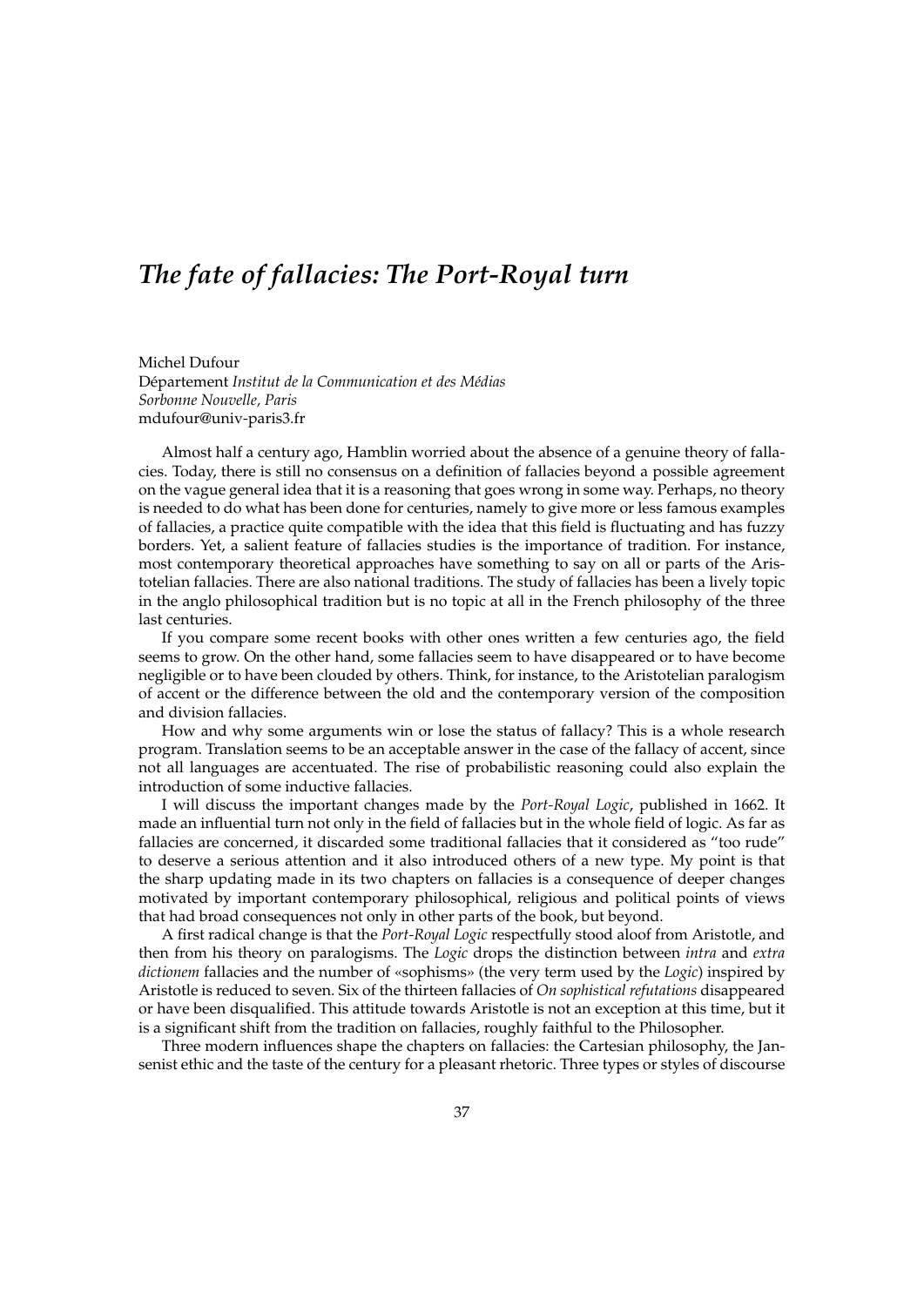# *The fate of fallacies: The Port-Royal turn*

Michel Dufour
Département *Institut de la Communication et des Médias*
*Sorbonne Nouvelle, Paris*
mdufour@univ-paris3.fr

Almost half a century ago, Hamblin worried about the absence of a genuine theory of fallacies. Today, there is still no consensus on a definition of fallacies beyond a possible agreement on the vague general idea that it is a reasoning that goes wrong in some way. Perhaps, no theory is needed to do what has been done for centuries, namely to give more or less famous examples of fallacies, a practice quite compatible with the idea that this field is fluctuating and has fuzzy borders. Yet, a salient feature of fallacies studies is the importance of tradition. For instance, most contemporary theoretical approaches have something to say on all or parts of the Aristotelian fallacies. There are also national traditions. The study of fallacies has been a lively topic in the anglo philosophical tradition but is no topic at all in the French philosophy of the three last centuries.

If you compare some recent books with other ones written a few centuries ago, the field seems to grow. On the other hand, some fallacies seem to have disappeared or to have become negligible or to have been clouded by others. Think, for instance, to the Aristotelian paralogism of accent or the difference between the old and the contemporary version of the composition and division fallacies.

How and why some arguments win or lose the status of fallacy? This is a whole research program. Translation seems to be an acceptable answer in the case of the fallacy of accent, since not all languages are accentuated. The rise of probabilistic reasoning could also explain the introduction of some inductive fallacies.

I will discuss the important changes made by the *Port-Royal Logic*, published in 1662. It made an influential turn not only in the field of fallacies but in the whole field of logic. As far as fallacies are concerned, it discarded some traditional fallacies that it considered as "too rude" to deserve a serious attention and it also introduced others of a new type. My point is that the sharp updating made in its two chapters on fallacies is a consequence of deeper changes motivated by important contemporary philosophical, religious and political points of views that had broad consequences not only in other parts of the book, but beyond.

A first radical change is that the *Port-Royal Logic* respectfully stood aloof from Aristotle, and then from his theory on paralogisms. The *Logic* drops the distinction between *intra* and *extra dictionem* fallacies and the number of «sophisms» (the very term used by the *Logic*) inspired by Aristotle is reduced to seven. Six of the thirteen fallacies of *On sophistical refutations* disappeared or have been disqualified. This attitude towards Aristotle is not an exception at this time, but it is a significant shift from the tradition on fallacies, roughly faithful to the Philosopher.

Three modern influences shape the chapters on fallacies: the Cartesian philosophy, the Jansenist ethic and the taste of the century for a pleasant rhetoric. Three types or styles of discourse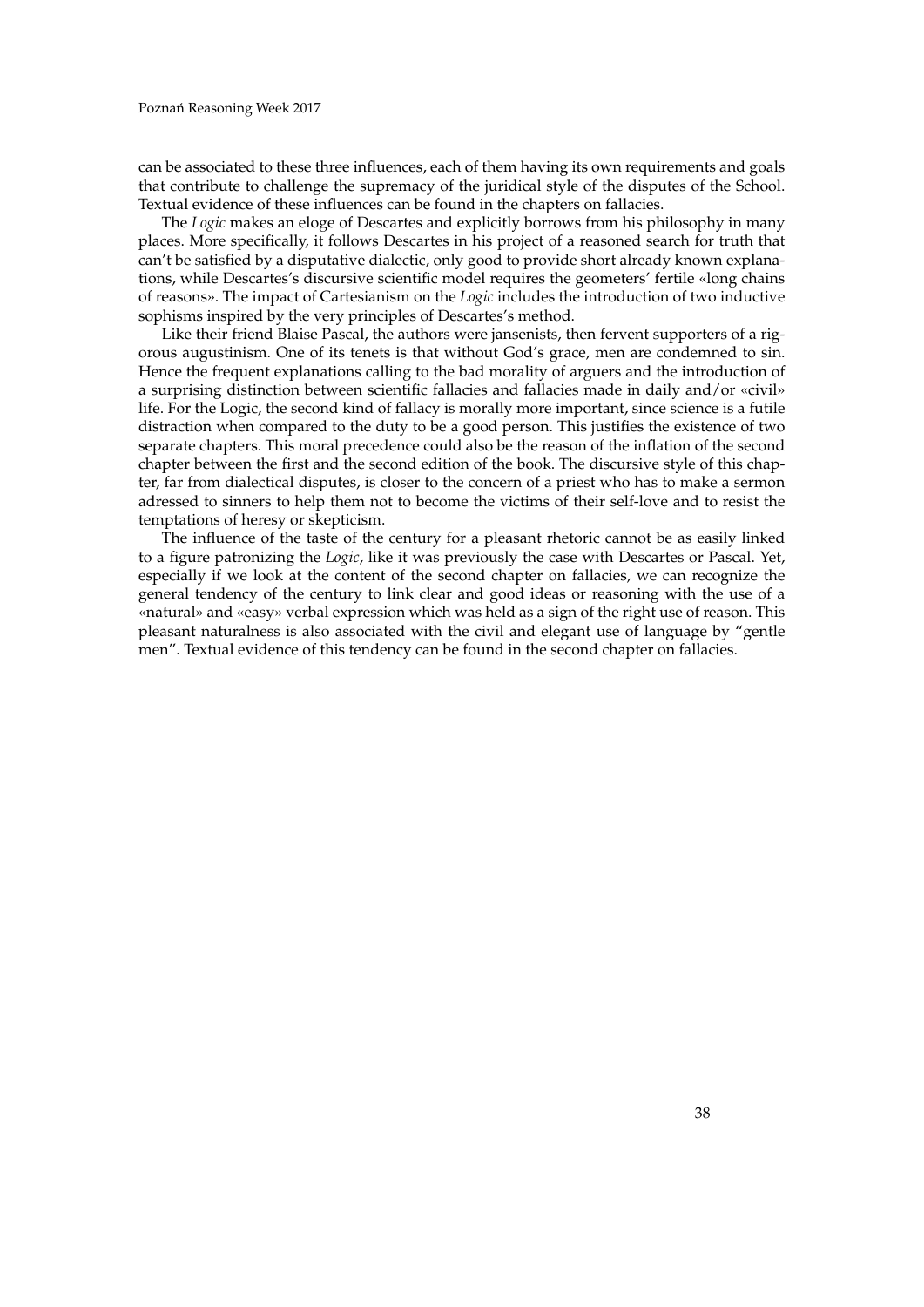can be associated to these three influences, each of them having its own requirements and goals that contribute to challenge the supremacy of the juridical style of the disputes of the School. Textual evidence of these influences can be found in the chapters on fallacies.

The *Logic* makes an eloge of Descartes and explicitly borrows from his philosophy in many places. More specifically, it follows Descartes in his project of a reasoned search for truth that can't be satisfied by a disputative dialectic, only good to provide short already known explanations, while Descartes's discursive scientific model requires the geometers' fertile «long chains of reasons». The impact of Cartesianism on the *Logic* includes the introduction of two inductive sophisms inspired by the very principles of Descartes's method.

Like their friend Blaise Pascal, the authors were jansenists, then fervent supporters of a rigorous augustinism. One of its tenets is that without God's grace, men are condemned to sin. Hence the frequent explanations calling to the bad morality of arguers and the introduction of a surprising distinction between scientific fallacies and fallacies made in daily and/or «civil» life. For the Logic, the second kind of fallacy is morally more important, since science is a futile distraction when compared to the duty to be a good person. This justifies the existence of two separate chapters. This moral precedence could also be the reason of the inflation of the second chapter between the first and the second edition of the book. The discursive style of this chapter, far from dialectical disputes, is closer to the concern of a priest who has to make a sermon adressed to sinners to help them not to become the victims of their self-love and to resist the temptations of heresy or skepticism.

The influence of the taste of the century for a pleasant rhetoric cannot be as easily linked to a figure patronizing the *Logic*, like it was previously the case with Descartes or Pascal. Yet, especially if we look at the content of the second chapter on fallacies, we can recognize the general tendency of the century to link clear and good ideas or reasoning with the use of a «natural» and «easy» verbal expression which was held as a sign of the right use of reason. This pleasant naturalness is also associated with the civil and elegant use of language by "gentle men". Textual evidence of this tendency can be found in the second chapter on fallacies.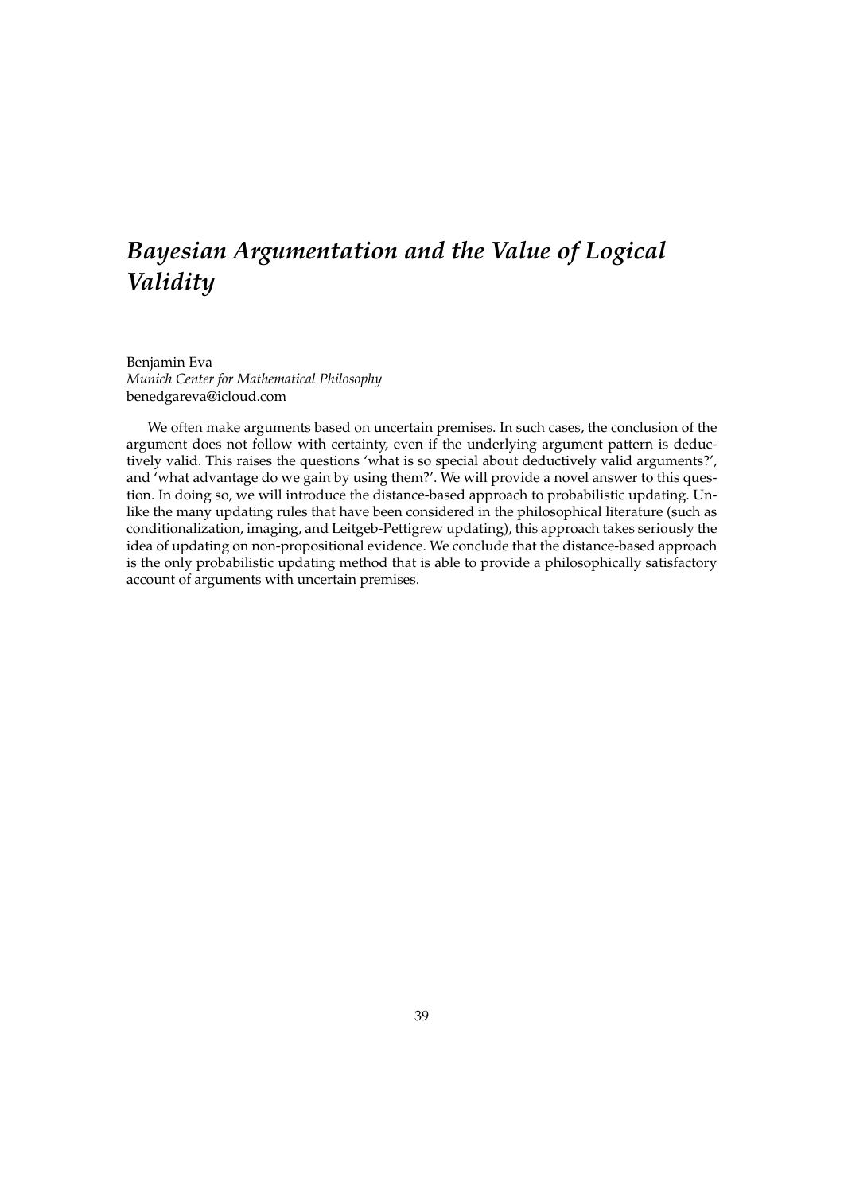# *Bayesian Argumentation and the Value of Logical Validity*

Benjamin Eva
*Munich Center for Mathematical Philosophy*
benedgareva@icloud.com

We often make arguments based on uncertain premises. In such cases, the conclusion of the argument does not follow with certainty, even if the underlying argument pattern is deductively valid. This raises the questions 'what is so special about deductively valid arguments?', and 'what advantage do we gain by using them?'. We will provide a novel answer to this question. In doing so, we will introduce the distance-based approach to probabilistic updating. Unlike the many updating rules that have been considered in the philosophical literature (such as conditionalization, imaging, and Leitgeb-Pettigrew updating), this approach takes seriously the idea of updating on non-propositional evidence. We conclude that the distance-based approach is the only probabilistic updating method that is able to provide a philosophically satisfactory account of arguments with uncertain premises.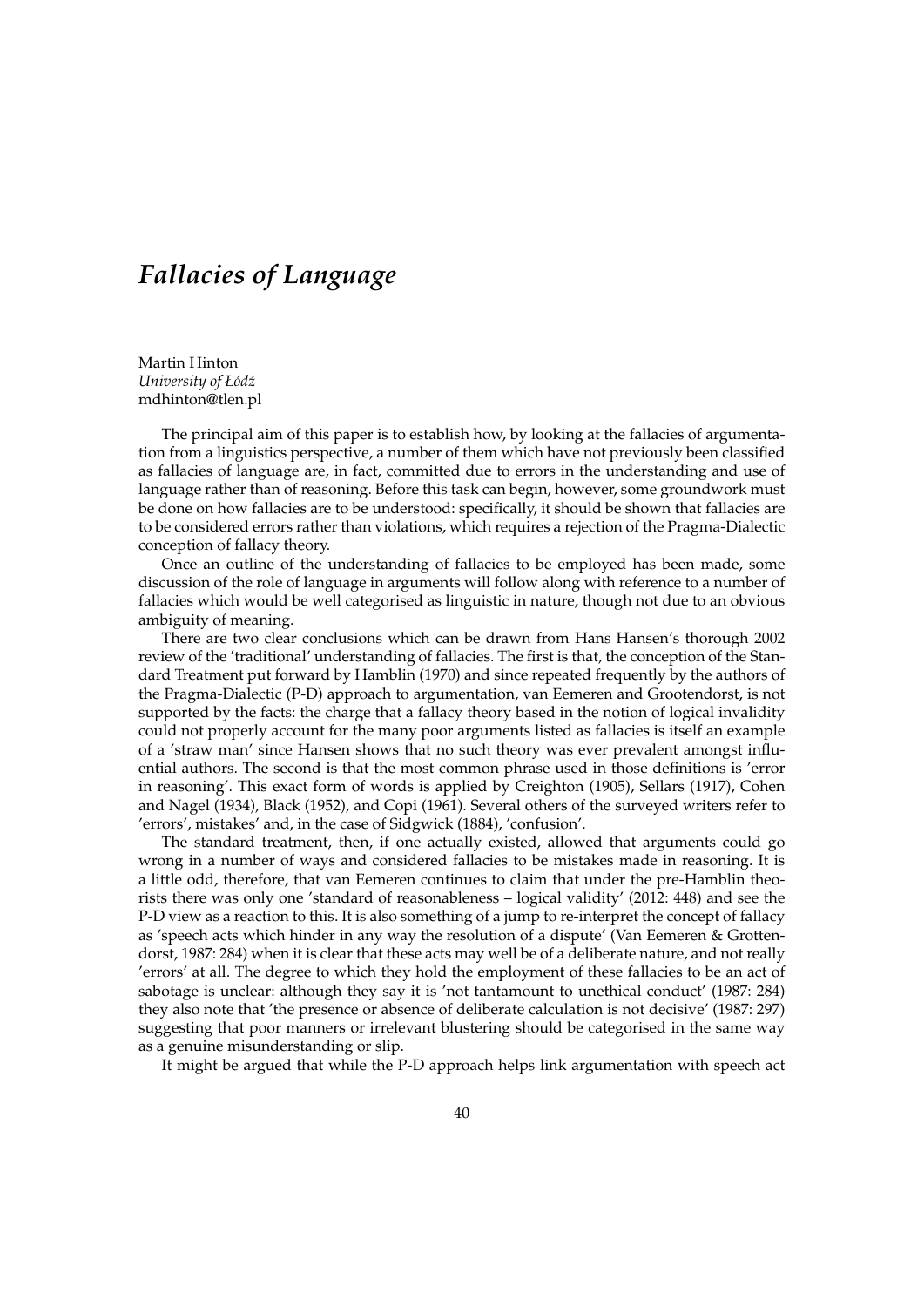# *Fallacies of Language*

Martin Hinton
*University of Łódź*
mdhinton@tlen.pl

The principal aim of this paper is to establish how, by looking at the fallacies of argumentation from a linguistics perspective, a number of them which have not previously been classified as fallacies of language are, in fact, committed due to errors in the understanding and use of language rather than of reasoning. Before this task can begin, however, some groundwork must be done on how fallacies are to be understood: specifically, it should be shown that fallacies are to be considered errors rather than violations, which requires a rejection of the Pragma-Dialectic conception of fallacy theory.

Once an outline of the understanding of fallacies to be employed has been made, some discussion of the role of language in arguments will follow along with reference to a number of fallacies which would be well categorised as linguistic in nature, though not due to an obvious ambiguity of meaning.

There are two clear conclusions which can be drawn from Hans Hansen's thorough 2002 review of the 'traditional' understanding of fallacies. The first is that, the conception of the Standard Treatment put forward by Hamblin (1970) and since repeated frequently by the authors of the Pragma-Dialectic (P-D) approach to argumentation, van Eemeren and Grootendorst, is not supported by the facts: the charge that a fallacy theory based in the notion of logical invalidity could not properly account for the many poor arguments listed as fallacies is itself an example of a 'straw man' since Hansen shows that no such theory was ever prevalent amongst influential authors. The second is that the most common phrase used in those definitions is 'error in reasoning'. This exact form of words is applied by Creighton (1905), Sellars (1917), Cohen and Nagel (1934), Black (1952), and Copi (1961). Several others of the surveyed writers refer to 'errors', mistakes' and, in the case of Sidgwick (1884), 'confusion'.

The standard treatment, then, if one actually existed, allowed that arguments could go wrong in a number of ways and considered fallacies to be mistakes made in reasoning. It is a little odd, therefore, that van Eemeren continues to claim that under the pre-Hamblin theorists there was only one 'standard of reasonableness – logical validity' (2012: 448) and see the P-D view as a reaction to this. It is also something of a jump to re-interpret the concept of fallacy as 'speech acts which hinder in any way the resolution of a dispute' (Van Eemeren & Grottendorst, 1987: 284) when it is clear that these acts may well be of a deliberate nature, and not really 'errors' at all. The degree to which they hold the employment of these fallacies to be an act of sabotage is unclear: although they say it is 'not tantamount to unethical conduct' (1987: 284) they also note that 'the presence or absence of deliberate calculation is not decisive' (1987: 297) suggesting that poor manners or irrelevant blustering should be categorised in the same way as a genuine misunderstanding or slip.

It might be argued that while the P-D approach helps link argumentation with speech act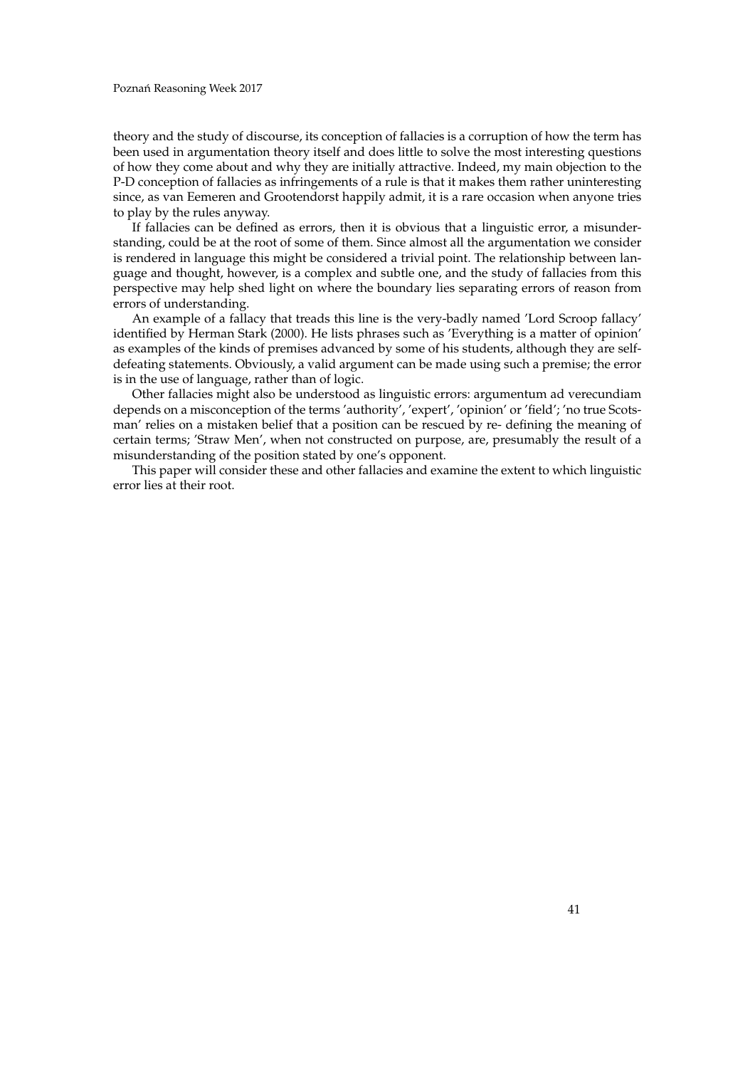theory and the study of discourse, its conception of fallacies is a corruption of how the term has been used in argumentation theory itself and does little to solve the most interesting questions of how they come about and why they are initially attractive. Indeed, my main objection to the P-D conception of fallacies as infringements of a rule is that it makes them rather uninteresting since, as van Eemeren and Grootendorst happily admit, it is a rare occasion when anyone tries to play by the rules anyway.

If fallacies can be defined as errors, then it is obvious that a linguistic error, a misunderstanding, could be at the root of some of them. Since almost all the argumentation we consider is rendered in language this might be considered a trivial point. The relationship between language and thought, however, is a complex and subtle one, and the study of fallacies from this perspective may help shed light on where the boundary lies separating errors of reason from errors of understanding.

An example of a fallacy that treads this line is the very-badly named 'Lord Scroop fallacy' identified by Herman Stark (2000). He lists phrases such as 'Everything is a matter of opinion' as examples of the kinds of premises advanced by some of his students, although they are self-defeating statements. Obviously, a valid argument can be made using such a premise; the error is in the use of language, rather than of logic.

Other fallacies might also be understood as linguistic errors: argumentum ad verecundiam depends on a misconception of the terms 'authority', 'expert', 'opinion' or 'field'; 'no true Scotsman' relies on a mistaken belief that a position can be rescued by re- defining the meaning of certain terms; 'Straw Men', when not constructed on purpose, are, presumably the result of a misunderstanding of the position stated by one's opponent.

This paper will consider these and other fallacies and examine the extent to which linguistic error lies at their root.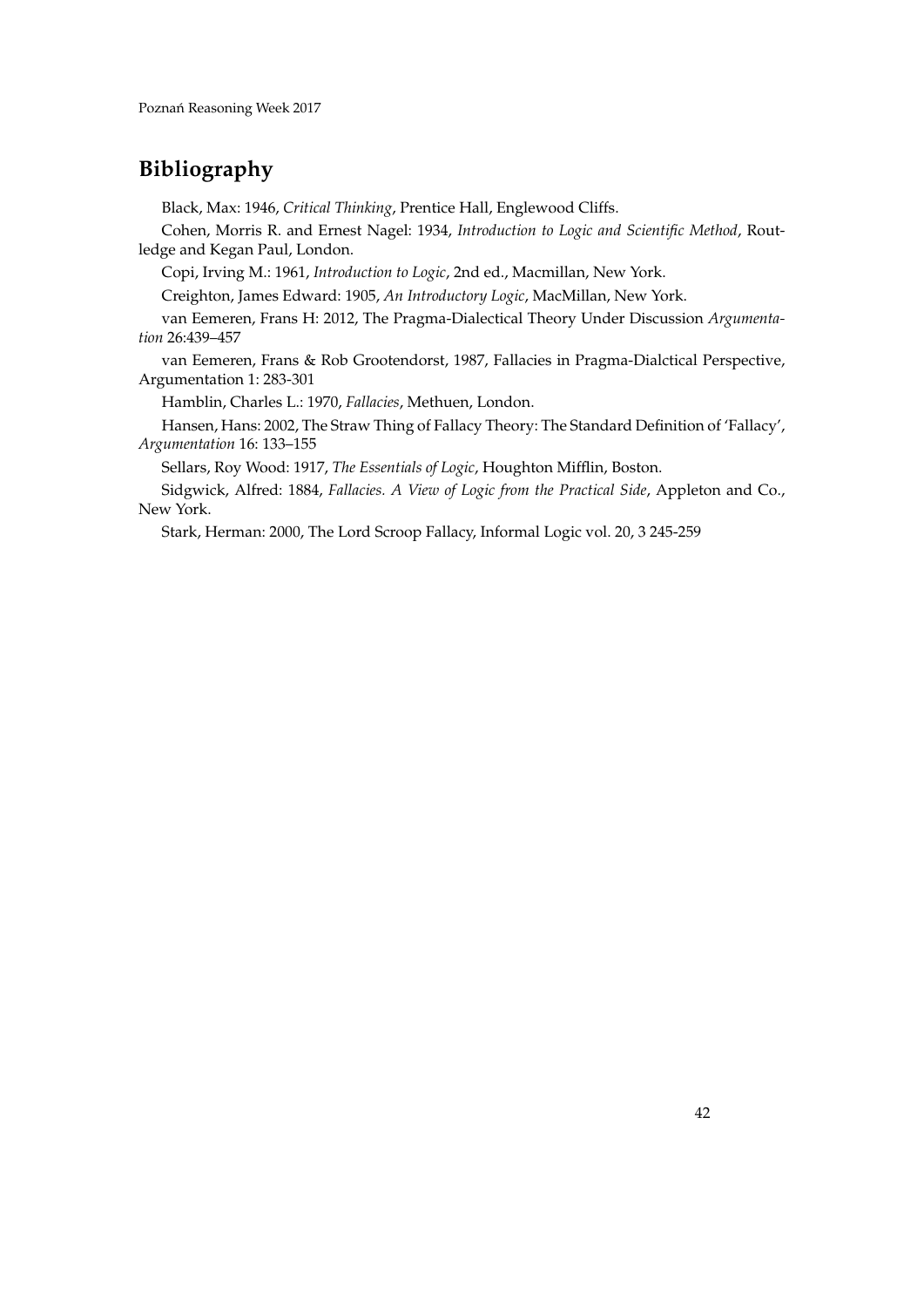## Bibliography

Black, Max: 1946, *Critical Thinking*, Prentice Hall, Englewood Cliffs.

Cohen, Morris R. and Ernest Nagel: 1934, *Introduction to Logic and Scientific Method*, Routledge and Kegan Paul, London.

Copi, Irving M.: 1961, *Introduction to Logic*, 2nd ed., Macmillan, New York.

Creighton, James Edward: 1905, *An Introductory Logic*, MacMillan, New York.

van Eemeren, Frans H: 2012, The Pragma-Dialectical Theory Under Discussion *Argumentation* 26:439–457

van Eemeren, Frans & Rob Grootendorst, 1987, Fallacies in Pragma-Dialctical Perspective, Argumentation 1: 283-301

Hamblin, Charles L.: 1970, *Fallacies*, Methuen, London.

Hansen, Hans: 2002, The Straw Thing of Fallacy Theory: The Standard Definition of 'Fallacy', *Argumentation* 16: 133–155

Sellars, Roy Wood: 1917, *The Essentials of Logic*, Houghton Mifflin, Boston.

Sidgwick, Alfred: 1884, *Fallacies. A View of Logic from the Practical Side*, Appleton and Co., New York.

Stark, Herman: 2000, The Lord Scroop Fallacy, Informal Logic vol. 20, 3 245-259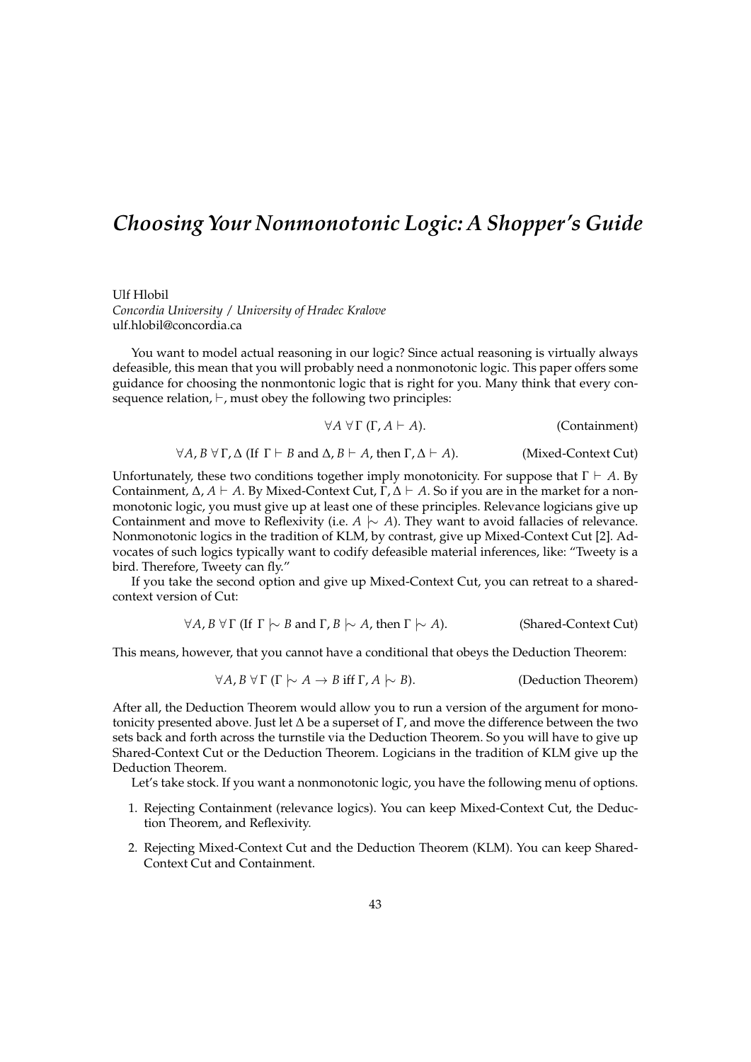# *Choosing Your Nonmonotonic Logic: A Shopper's Guide*

Ulf Hlobil
*Concordia University / University of Hradec Kralove*
ulf.hlobil@concordia.ca

You want to model actual reasoning in our logic? Since actual reasoning is virtually always defeasible, this mean that you will probably need a nonmonotonic logic. This paper offers some guidance for choosing the nonmontonic logic that is right for you. Many think that every consequence relation, $\vdash$, must obey the following two principles:

$$\forall A \; \forall \Gamma \; (\Gamma, A \vdash A). \qquad \text{(Containment)}$$

$$\forall A, B \; \forall \Gamma, \Delta \; (\text{If } \Gamma \vdash B \text{ and } \Delta, B \vdash A, \text{ then } \Gamma, \Delta \vdash A). \qquad \text{(Mixed-Context Cut)}$$

Unfortunately, these two conditions together imply monotonicity. For suppose that $\Gamma \vdash A$. By Containment, $\Delta, A \vdash A$. By Mixed-Context Cut, $\Gamma, \Delta \vdash A$. So if you are in the market for a nonmonotonic logic, you must give up at least one of these principles. Relevance logicians give up Containment and move to Reflexivity (i.e. $A \mid\!\sim A$). They want to avoid fallacies of relevance. Nonmonotonic logics in the tradition of KLM, by contrast, give up Mixed-Context Cut [2]. Advocates of such logics typically want to codify defeasible material inferences, like: "Tweety is a bird. Therefore, Tweety can fly."

If you take the second option and give up Mixed-Context Cut, you can retreat to a shared-context version of Cut:

$$\forall A, B \; \forall \Gamma \; (\text{If } \Gamma \mid\!\sim B \text{ and } \Gamma, B \mid\!\sim A, \text{ then } \Gamma \mid\!\sim A). \qquad \text{(Shared-Context Cut)}$$

This means, however, that you cannot have a conditional that obeys the Deduction Theorem:

$$\forall A, B \; \forall \Gamma \; (\Gamma \mid\!\sim A \rightarrow B \text{ iff } \Gamma, A \mid\!\sim B). \qquad \text{(Deduction Theorem)}$$

After all, the Deduction Theorem would allow you to run a version of the argument for monotonicity presented above. Just let $\Delta$ be a superset of $\Gamma$, and move the difference between the two sets back and forth across the turnstile via the Deduction Theorem. So you will have to give up Shared-Context Cut or the Deduction Theorem. Logicians in the tradition of KLM give up the Deduction Theorem.

Let's take stock. If you want a nonmonotonic logic, you have the following menu of options.

1. Rejecting Containment (relevance logics). You can keep Mixed-Context Cut, the Deduction Theorem, and Reflexivity.
2. Rejecting Mixed-Context Cut and the Deduction Theorem (KLM). You can keep Shared-Context Cut and Containment.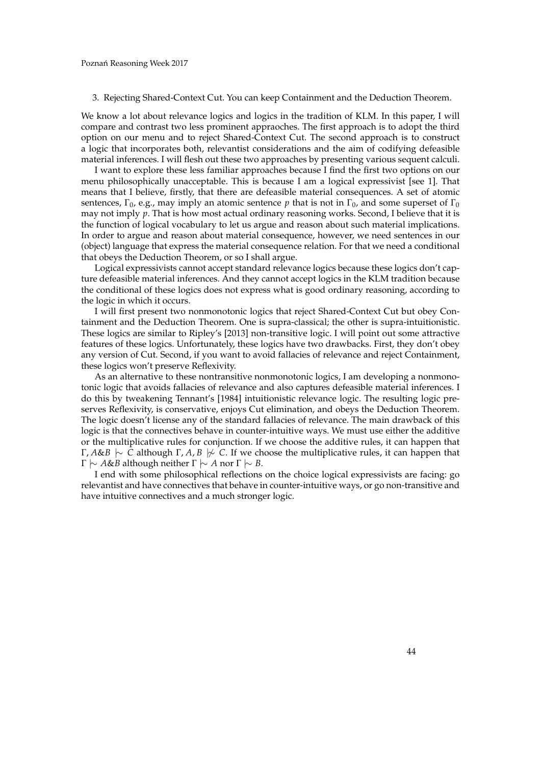3. Rejecting Shared-Context Cut. You can keep Containment and the Deduction Theorem.

We know a lot about relevance logics and logics in the tradition of KLM. In this paper, I will compare and contrast two less prominent appraoches. The first approach is to adopt the third option on our menu and to reject Shared-Context Cut. The second approach is to construct a logic that incorporates both, relevantist considerations and the aim of codifying defeasible material inferences. I will flesh out these two approaches by presenting various sequent calculi.

I want to explore these less familiar approaches because I find the first two options on our menu philosophically unacceptable. This is because I am a logical expressivist [see 1]. That means that I believe, firstly, that there are defeasible material consequences. A set of atomic sentences, $\Gamma_0$, e.g., may imply an atomic sentence $p$ that is not in $\Gamma_0$, and some superset of $\Gamma_0$ may not imply $p$. That is how most actual ordinary reasoning works. Second, I believe that it is the function of logical vocabulary to let us argue and reason about such material implications. In order to argue and reason about material consequence, however, we need sentences in our (object) language that express the material consequence relation. For that we need a conditional that obeys the Deduction Theorem, or so I shall argue.

Logical expressivists cannot accept standard relevance logics because these logics don't capture defeasible material inferences. And they cannot accept logics in the KLM tradition because the conditional of these logics does not express what is good ordinary reasoning, according to the logic in which it occurs.

I will first present two nonmonotonic logics that reject Shared-Context Cut but obey Containment and the Deduction Theorem. One is supra-classical; the other is supra-intuitionistic. These logics are similar to Ripley's [2013] non-transitive logic. I will point out some attractive features of these logics. Unfortunately, these logics have two drawbacks. First, they don't obey any version of Cut. Second, if you want to avoid fallacies of relevance and reject Containment, these logics won't preserve Reflexivity.

As an alternative to these nontransitive nonmonotonic logics, I am developing a nonmonotonic logic that avoids fallacies of relevance and also captures defeasible material inferences. I do this by tweakening Tennant's [1984] intuitionistic relevance logic. The resulting logic preserves Reflexivity, is conservative, enjoys Cut elimination, and obeys the Deduction Theorem. The logic doesn't license any of the standard fallacies of relevance. The main drawback of this logic is that the connectives behave in counter-intuitive ways. We must use either the additive or the multiplicative rules for conjunction. If we choose the additive rules, it can happen that $\Gamma, A\&B \mid\!\sim C$ although $\Gamma, A, B \mid\!\not\sim C$. If we choose the multiplicative rules, it can happen that $\Gamma \mid\!\sim A\&B$ although neither $\Gamma \mid\!\sim A$ nor $\Gamma \mid\!\sim B$.

I end with some philosophical reflections on the choice logical expressivists are facing: go relevantist and have connectives that behave in counter-intuitive ways, or go non-transitive and have intuitive connectives and a much stronger logic.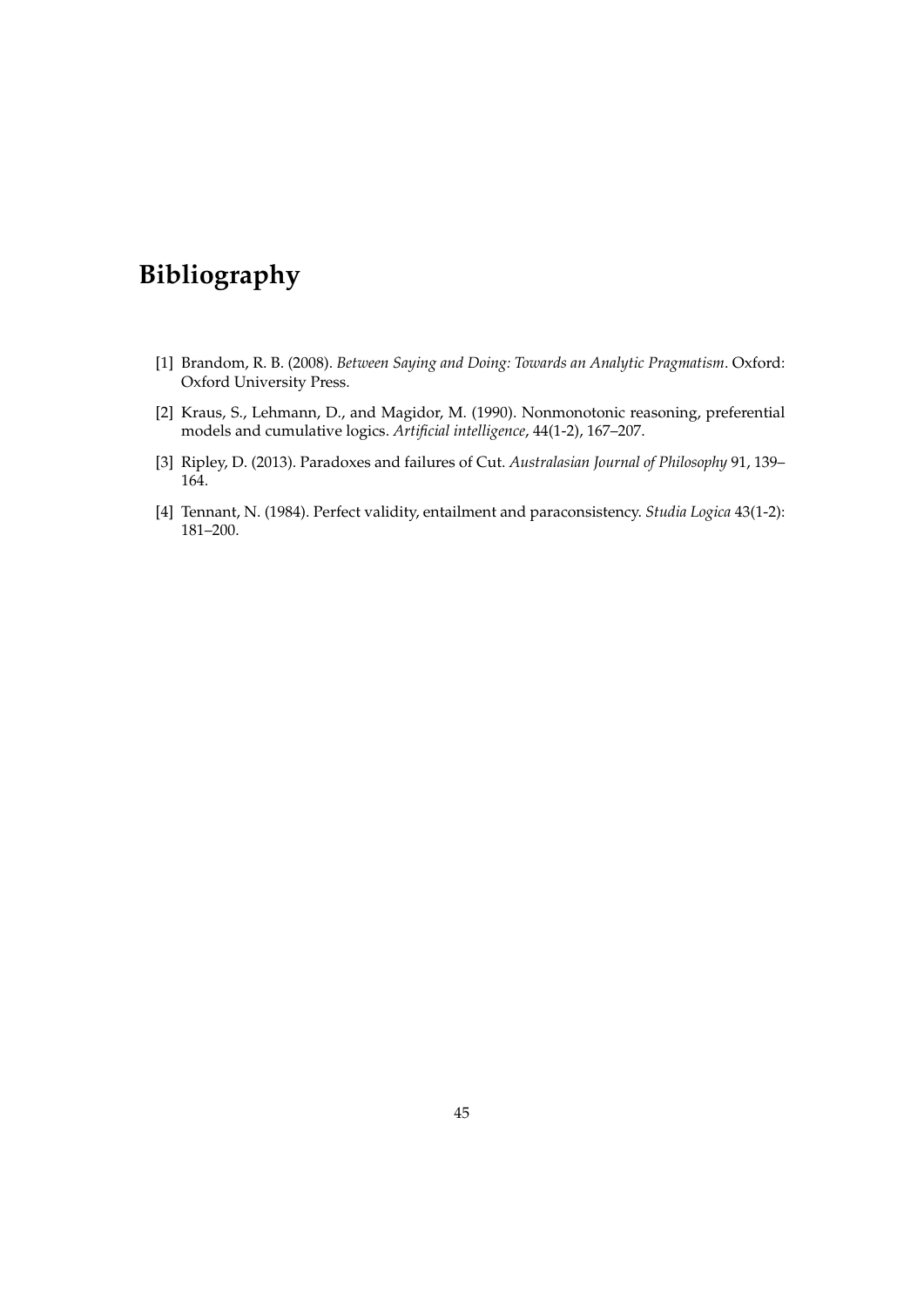# Bibliography

[1] Brandom, R. B. (2008). *Between Saying and Doing: Towards an Analytic Pragmatism*. Oxford: Oxford University Press.

[2] Kraus, S., Lehmann, D., and Magidor, M. (1990). Nonmonotonic reasoning, preferential models and cumulative logics. *Artificial intelligence*, 44(1-2), 167–207.

[3] Ripley, D. (2013). Paradoxes and failures of Cut. *Australasian Journal of Philosophy* 91, 139–164.

[4] Tennant, N. (1984). Perfect validity, entailment and paraconsistency. *Studia Logica* 43(1-2): 181–200.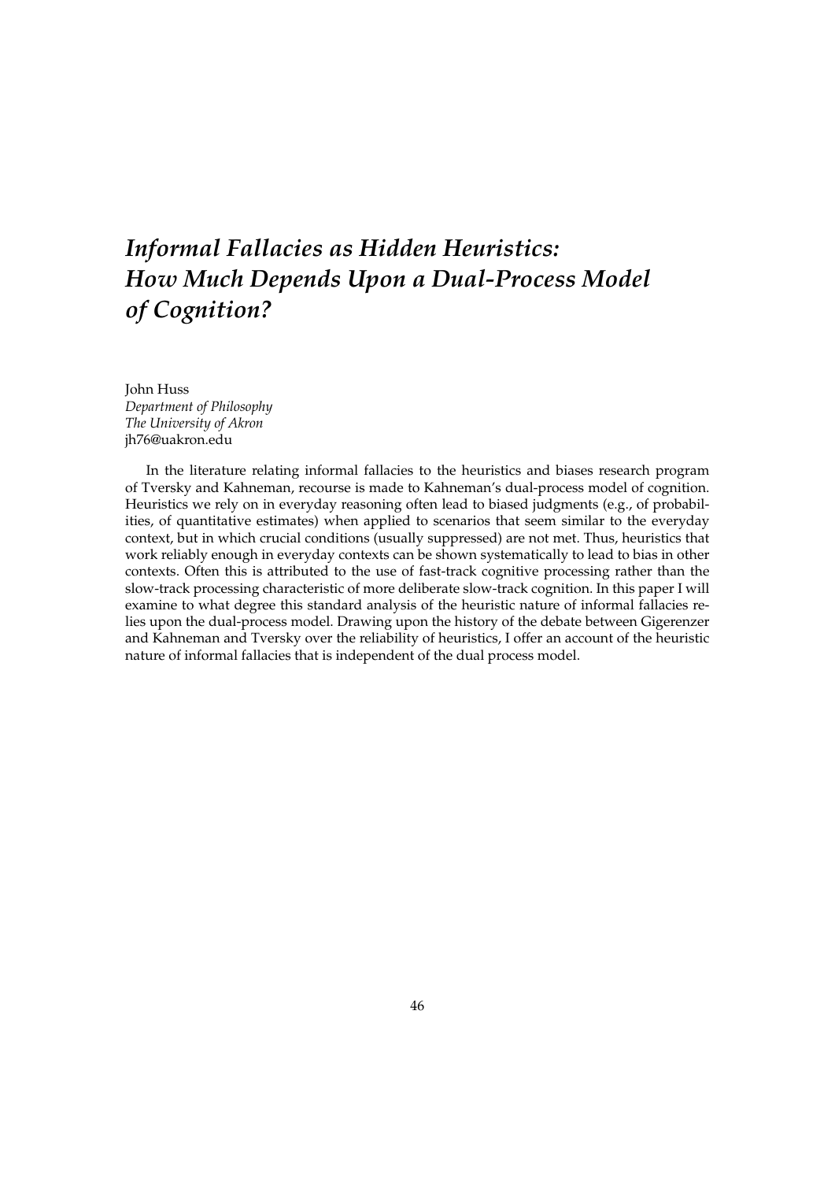# *Informal Fallacies as Hidden Heuristics: How Much Depends Upon a Dual-Process Model of Cognition?*

John Huss
*Department of Philosophy*
*The University of Akron*
jh76@uakron.edu

In the literature relating informal fallacies to the heuristics and biases research program of Tversky and Kahneman, recourse is made to Kahneman's dual-process model of cognition. Heuristics we rely on in everyday reasoning often lead to biased judgments (e.g., of probabilities, of quantitative estimates) when applied to scenarios that seem similar to the everyday context, but in which crucial conditions (usually suppressed) are not met. Thus, heuristics that work reliably enough in everyday contexts can be shown systematically to lead to bias in other contexts. Often this is attributed to the use of fast-track cognitive processing rather than the slow-track processing characteristic of more deliberate slow-track cognition. In this paper I will examine to what degree this standard analysis of the heuristic nature of informal fallacies relies upon the dual-process model. Drawing upon the history of the debate between Gigerenzer and Kahneman and Tversky over the reliability of heuristics, I offer an account of the heuristic nature of informal fallacies that is independent of the dual process model.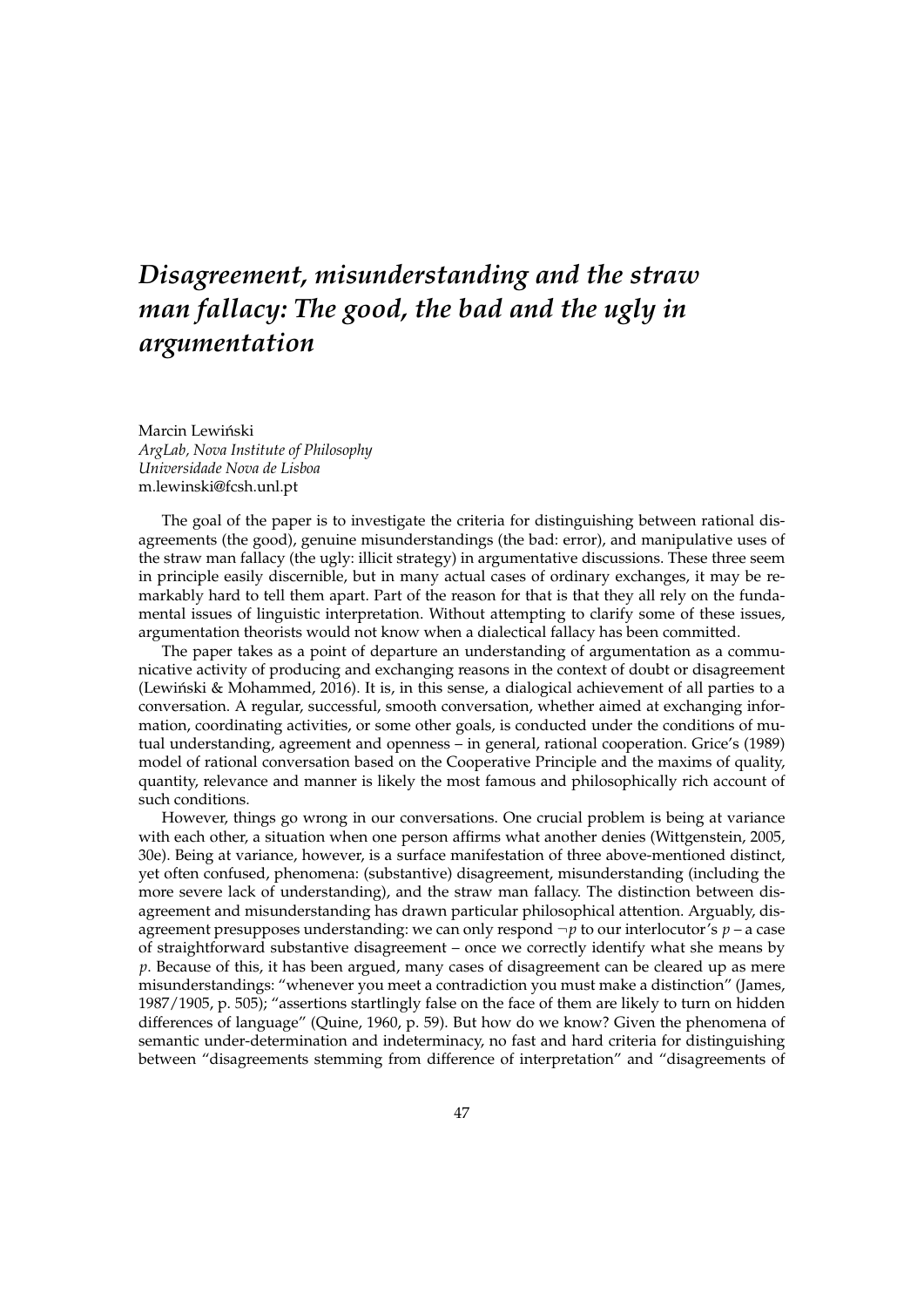# *Disagreement, misunderstanding and the straw man fallacy: The good, the bad and the ugly in argumentation*

Marcin Lewiński
*ArgLab, Nova Institute of Philosophy*
*Universidade Nova de Lisboa*
m.lewinski@fcsh.unl.pt

The goal of the paper is to investigate the criteria for distinguishing between rational disagreements (the good), genuine misunderstandings (the bad: error), and manipulative uses of the straw man fallacy (the ugly: illicit strategy) in argumentative discussions. These three seem in principle easily discernible, but in many actual cases of ordinary exchanges, it may be remarkably hard to tell them apart. Part of the reason for that is that they all rely on the fundamental issues of linguistic interpretation. Without attempting to clarify some of these issues, argumentation theorists would not know when a dialectical fallacy has been committed.

The paper takes as a point of departure an understanding of argumentation as a communicative activity of producing and exchanging reasons in the context of doubt or disagreement (Lewiński & Mohammed, 2016). It is, in this sense, a dialogical achievement of all parties to a conversation. A regular, successful, smooth conversation, whether aimed at exchanging information, coordinating activities, or some other goals, is conducted under the conditions of mutual understanding, agreement and openness – in general, rational cooperation. Grice's (1989) model of rational conversation based on the Cooperative Principle and the maxims of quality, quantity, relevance and manner is likely the most famous and philosophically rich account of such conditions.

However, things go wrong in our conversations. One crucial problem is being at variance with each other, a situation when one person affirms what another denies (Wittgenstein, 2005, 30e). Being at variance, however, is a surface manifestation of three above-mentioned distinct, yet often confused, phenomena: (substantive) disagreement, misunderstanding (including the more severe lack of understanding), and the straw man fallacy. The distinction between disagreement and misunderstanding has drawn particular philosophical attention. Arguably, disagreement presupposes understanding: we can only respond $\neg p$ to our interlocutor's $p$ – a case of straightforward substantive disagreement – once we correctly identify what she means by $p$. Because of this, it has been argued, many cases of disagreement can be cleared up as mere misunderstandings: "whenever you meet a contradiction you must make a distinction" (James, 1987/1905, p. 505); "assertions startlingly false on the face of them are likely to turn on hidden differences of language" (Quine, 1960, p. 59). But how do we know? Given the phenomena of semantic under-determination and indeterminacy, no fast and hard criteria for distinguishing between "disagreements stemming from difference of interpretation" and "disagreements of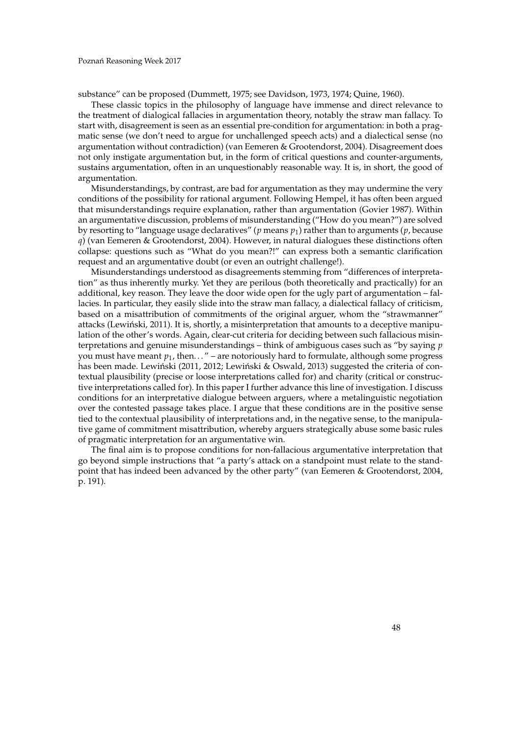substance" can be proposed (Dummett, 1975; see Davidson, 1973, 1974; Quine, 1960).

These classic topics in the philosophy of language have immense and direct relevance to the treatment of dialogical fallacies in argumentation theory, notably the straw man fallacy. To start with, disagreement is seen as an essential pre-condition for argumentation: in both a pragmatic sense (we don't need to argue for unchallenged speech acts) and a dialectical sense (no argumentation without contradiction) (van Eemeren & Grootendorst, 2004). Disagreement does not only instigate argumentation but, in the form of critical questions and counter-arguments, sustains argumentation, often in an unquestionably reasonable way. It is, in short, the good of argumentation.

Misunderstandings, by contrast, are bad for argumentation as they may undermine the very conditions of the possibility for rational argument. Following Hempel, it has often been argued that misunderstandings require explanation, rather than argumentation (Govier 1987). Within an argumentative discussion, problems of misunderstanding ("How do you mean?") are solved by resorting to "language usage declaratives" ($p$ means $p_1$) rather than to arguments ($p$, because $q$) (van Eemeren & Grootendorst, 2004). However, in natural dialogues these distinctions often collapse: questions such as "What do you mean?!" can express both a semantic clarification request and an argumentative doubt (or even an outright challenge!).

Misunderstandings understood as disagreements stemming from "differences of interpretation" as thus inherently murky. Yet they are perilous (both theoretically and practically) for an additional, key reason. They leave the door wide open for the ugly part of argumentation – fallacies. In particular, they easily slide into the straw man fallacy, a dialectical fallacy of criticism, based on a misattribution of commitments of the original arguer, whom the "strawmanner" attacks (Lewiński, 2011). It is, shortly, a misinterpretation that amounts to a deceptive manipulation of the other's words. Again, clear-cut criteria for deciding between such fallacious misinterpretations and genuine misunderstandings – think of ambiguous cases such as "by saying $p$ you must have meant $p_1$, then..." – are notoriously hard to formulate, although some progress has been made. Lewiński (2011, 2012; Lewiński & Oswald, 2013) suggested the criteria of contextual plausibility (precise or loose interpretations called for) and charity (critical or constructive interpretations called for). In this paper I further advance this line of investigation. I discuss conditions for an interpretative dialogue between arguers, where a metalinguistic negotiation over the contested passage takes place. I argue that these conditions are in the positive sense tied to the contextual plausibility of interpretations and, in the negative sense, to the manipulative game of commitment misattribution, whereby arguers strategically abuse some basic rules of pragmatic interpretation for an argumentative win.

The final aim is to propose conditions for non-fallacious argumentative interpretation that go beyond simple instructions that "a party's attack on a standpoint must relate to the standpoint that has indeed been advanced by the other party" (van Eemeren & Grootendorst, 2004, p. 191).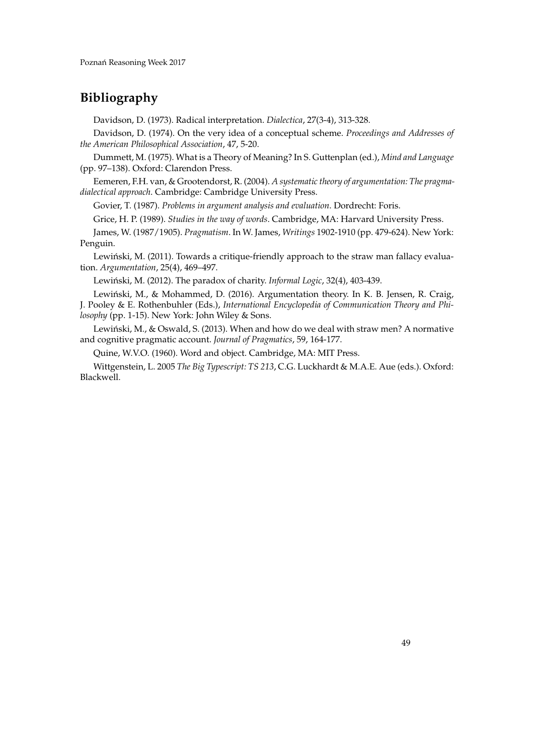## Bibliography

Davidson, D. (1973). Radical interpretation. *Dialectica*, 27(3-4), 313-328.

Davidson, D. (1974). On the very idea of a conceptual scheme. *Proceedings and Addresses of the American Philosophical Association*, 47, 5-20.

Dummett, M. (1975). What is a Theory of Meaning? In S. Guttenplan (ed.), *Mind and Language* (pp. 97–138). Oxford: Clarendon Press.

Eemeren, F.H. van, & Grootendorst, R. (2004). *A systematic theory of argumentation: The pragma-dialectical approach*. Cambridge: Cambridge University Press.

Govier, T. (1987). *Problems in argument analysis and evaluation*. Dordrecht: Foris.

Grice, H. P. (1989). *Studies in the way of words*. Cambridge, MA: Harvard University Press.

James, W. (1987/1905). *Pragmatism*. In W. James, *Writings* 1902-1910 (pp. 479-624). New York: Penguin.

Lewiński, M. (2011). Towards a critique-friendly approach to the straw man fallacy evaluation. *Argumentation*, 25(4), 469–497.

Lewiński, M. (2012). The paradox of charity. *Informal Logic*, 32(4), 403-439.

Lewiński, M., & Mohammed, D. (2016). Argumentation theory. In K. B. Jensen, R. Craig, J. Pooley & E. Rothenbuhler (Eds.), *International Encyclopedia of Communication Theory and Philosophy* (pp. 1-15). New York: John Wiley & Sons.

Lewiński, M., & Oswald, S. (2013). When and how do we deal with straw men? A normative and cognitive pragmatic account. *Journal of Pragmatics*, 59, 164-177.

Quine, W.V.O. (1960). Word and object. Cambridge, MA: MIT Press.

Wittgenstein, L. 2005 *The Big Typescript: TS 213*, C.G. Luckhardt & M.A.E. Aue (eds.). Oxford: Blackwell.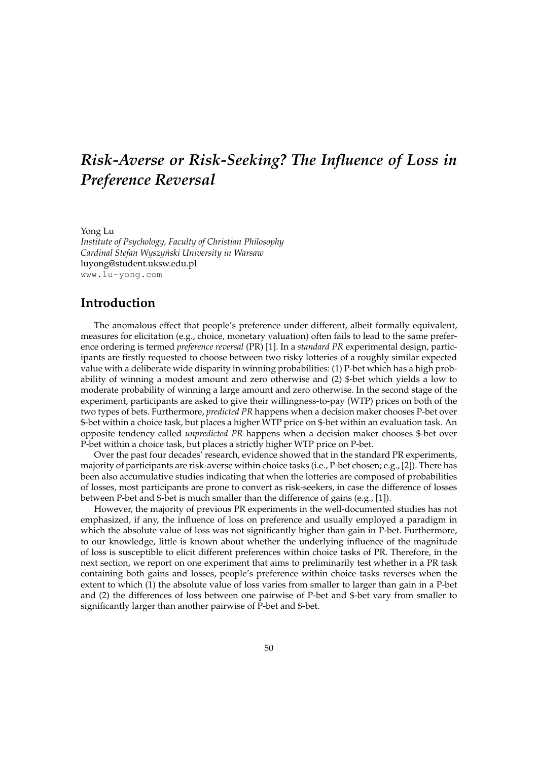# *Risk-Averse or Risk-Seeking? The Influence of Loss in Preference Reversal*

Yong Lu  
*Institute of Psychology, Faculty of Christian Philosophy*  
*Cardinal Stefan Wyszyński University in Warsaw*  
luyong@student.uksw.edu.pl  
www.lu-yong.com

## Introduction

The anomalous effect that people's preference under different, albeit formally equivalent, measures for elicitation (e.g., choice, monetary valuation) often fails to lead to the same preference ordering is termed *preference reversal* (PR) [1]. In a *standard PR* experimental design, participants are firstly requested to choose between two risky lotteries of a roughly similar expected value with a deliberate wide disparity in winning probabilities: (1) P-bet which has a high probability of winning a modest amount and zero otherwise and (2) $-bet which yields a low to moderate probability of winning a large amount and zero otherwise. In the second stage of the experiment, participants are asked to give their willingness-to-pay (WTP) prices on both of the two types of bets. Furthermore, *predicted PR* happens when a decision maker chooses P-bet over $-bet within a choice task, but places a higher WTP price on $-bet within an evaluation task. An opposite tendency called *unpredicted PR* happens when a decision maker chooses $-bet over P-bet within a choice task, but places a strictly higher WTP price on P-bet.

Over the past four decades' research, evidence showed that in the standard PR experiments, majority of participants are risk-averse within choice tasks (i.e., P-bet chosen; e.g., [2]). There has been also accumulative studies indicating that when the lotteries are composed of probabilities of losses, most participants are prone to convert as risk-seekers, in case the difference of losses between P-bet and $-bet is much smaller than the difference of gains (e.g., [1]).

However, the majority of previous PR experiments in the well-documented studies has not emphasized, if any, the influence of loss on preference and usually employed a paradigm in which the absolute value of loss was not significantly higher than gain in P-bet. Furthermore, to our knowledge, little is known about whether the underlying influence of the magnitude of loss is susceptible to elicit different preferences within choice tasks of PR. Therefore, in the next section, we report on one experiment that aims to preliminarily test whether in a PR task containing both gains and losses, people's preference within choice tasks reverses when the extent to which (1) the absolute value of loss varies from smaller to larger than gain in a P-bet and (2) the differences of loss between one pairwise of P-bet and $-bet vary from smaller to significantly larger than another pairwise of P-bet and $-bet.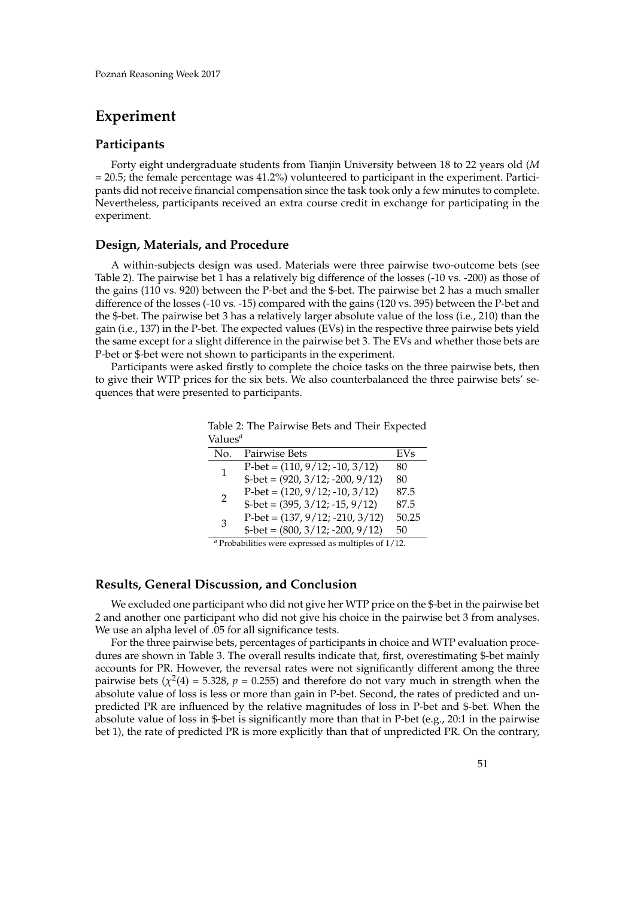## Experiment

### Participants

Forty eight undergraduate students from Tianjin University between 18 to 22 years old (*M* = 20.5; the female percentage was 41.2%) volunteered to participant in the experiment. Participants did not receive financial compensation since the task took only a few minutes to complete. Nevertheless, participants received an extra course credit in exchange for participating in the experiment.

### Design, Materials, and Procedure

A within-subjects design was used. Materials were three pairwise two-outcome bets (see Table 2). The pairwise bet 1 has a relatively big difference of the losses (-10 vs. -200) as those of the gains (110 vs. 920) between the P-bet and the $-bet. The pairwise bet 2 has a much smaller difference of the losses (-10 vs. -15) compared with the gains (120 vs. 395) between the P-bet and the $-bet. The pairwise bet 3 has a relatively larger absolute value of the loss (i.e., 210) than the gain (i.e., 137) in the P-bet. The expected values (EVs) in the respective three pairwise bets yield the same except for a slight difference in the pairwise bet 3. The EVs and whether those bets are P-bet or $-bet were not shown to participants in the experiment.

Participants were asked firstly to complete the choice tasks on the three pairwise bets, then to give their WTP prices for the six bets. We also counterbalanced the three pairwise bets' sequences that were presented to participants.

Table 2: The Pairwise Bets and Their Expected Values[a]

| No. | Pairwise Bets | EVs |
|---|---|---|
| 1 | P-bet = (110, 9/12; -10, 3/12) | 80 |
| | $-bet = (920, 3/12; -200, 9/12) | 80 |
| 2 | P-bet = (120, 9/12; -10, 3/12) | 87.5 |
| | $-bet = (395, 3/12; -15, 9/12) | 87.5 |
| 3 | P-bet = (137, 9/12; -210, 3/12) | 50.25 |
| | $-bet = (800, 3/12; -200, 9/12) | 50 |

[a] Probabilities were expressed as multiples of 1/12.

### Results, General Discussion, and Conclusion

We excluded one participant who did not give her WTP price on the $-bet in the pairwise bet 2 and another one participant who did not give his choice in the pairwise bet 3 from analyses. We use an alpha level of .05 for all significance tests.

For the three pairwise bets, percentages of participants in choice and WTP evaluation procedures are shown in Table 3. The overall results indicate that, first, overestimating $-bet mainly accounts for PR. However, the reversal rates were not significantly different among the three pairwise bets ($\chi^2(4) = 5.328$, $p = 0.255$) and therefore do not vary much in strength when the absolute value of loss is less or more than gain in P-bet. Second, the rates of predicted and unpredicted PR are influenced by the relative magnitudes of loss in P-bet and $-bet. When the absolute value of loss in $-bet is significantly more than that in P-bet (e.g., 20:1 in the pairwise bet 1), the rate of predicted PR is more explicitly than that of unpredicted PR. On the contrary,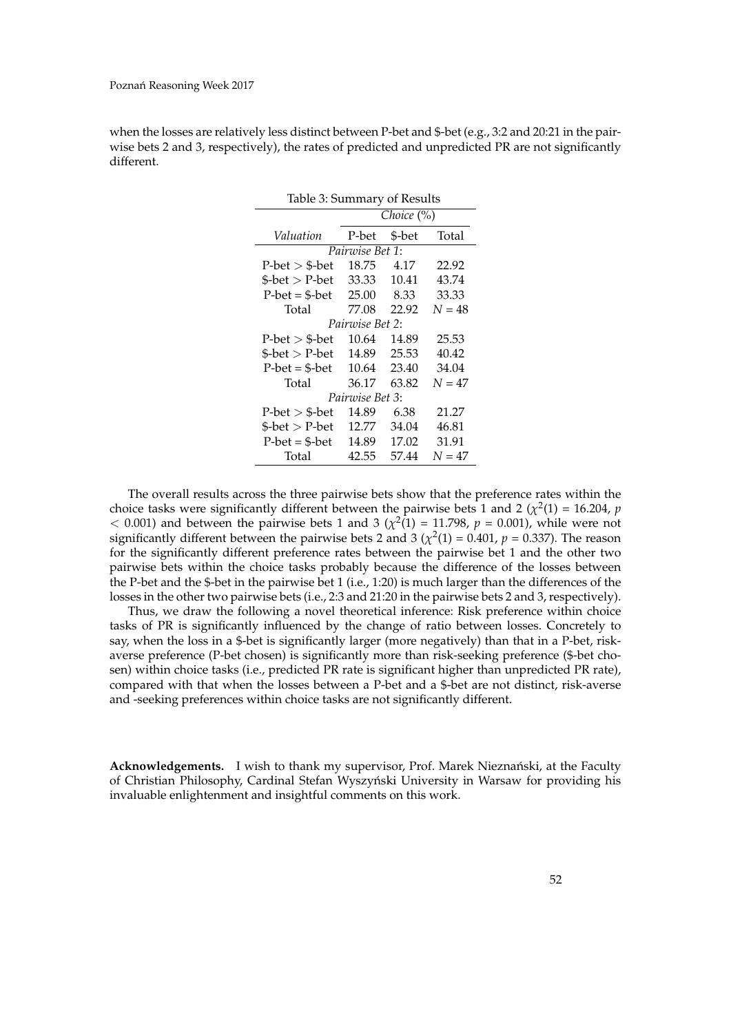when the losses are relatively less distinct between P-bet and \$-bet (e.g., 3:2 and 20:21 in the pairwise bets 2 and 3, respectively), the rates of predicted and unpredicted PR are not significantly different.

Table 3: Summary of Results

| | *Choice* (%) | | |
|---|---|---|---|
| *Valuation* | P-bet | \$-bet | Total |
| *Pairwise Bet 1*: | | | |
| P-bet > \$-bet | 18.75 | 4.17 | 22.92 |
| \$-bet > P-bet | 33.33 | 10.41 | 43.74 |
| P-bet = \$-bet | 25.00 | 8.33 | 33.33 |
| Total | 77.08 | 22.92 | $N = 48$ |
| *Pairwise Bet 2*: | | | |
| P-bet > \$-bet | 10.64 | 14.89 | 25.53 |
| \$-bet > P-bet | 14.89 | 25.53 | 40.42 |
| P-bet = \$-bet | 10.64 | 23.40 | 34.04 |
| Total | 36.17 | 63.82 | $N = 47$ |
| *Pairwise Bet 3*: | | | |
| P-bet > \$-bet | 14.89 | 6.38 | 21.27 |
| \$-bet > P-bet | 12.77 | 34.04 | 46.81 |
| P-bet = \$-bet | 14.89 | 17.02 | 31.91 |
| Total | 42.55 | 57.44 | $N = 47$ |

The overall results across the three pairwise bets show that the preference rates within the choice tasks were significantly different between the pairwise bets 1 and 2 ($\chi^2(1) = 16.204$, $p < 0.001$) and between the pairwise bets 1 and 3 ($\chi^2(1) = 11.798$, $p = 0.001$), while were not significantly different between the pairwise bets 2 and 3 ($\chi^2(1) = 0.401$, $p = 0.337$). The reason for the significantly different preference rates between the pairwise bet 1 and the other two pairwise bets within the choice tasks probably because the difference of the losses between the P-bet and the \$-bet in the pairwise bet 1 (i.e., 1:20) is much larger than the differences of the losses in the other two pairwise bets (i.e., 2:3 and 21:20 in the pairwise bets 2 and 3, respectively).

Thus, we draw the following a novel theoretical inference: Risk preference within choice tasks of PR is significantly influenced by the change of ratio between losses. Concretely to say, when the loss in a \$-bet is significantly larger (more negatively) than that in a P-bet, risk-averse preference (P-bet chosen) is significantly more than risk-seeking preference (\$-bet chosen) within choice tasks (i.e., predicted PR rate is significant higher than unpredicted PR rate), compared with that when the losses between a P-bet and a \$-bet are not distinct, risk-averse and -seeking preferences within choice tasks are not significantly different.

**Acknowledgements.** I wish to thank my supervisor, Prof. Marek Nieznański, at the Faculty of Christian Philosophy, Cardinal Stefan Wyszyński University in Warsaw for providing his invaluable enlightenment and insightful comments on this work.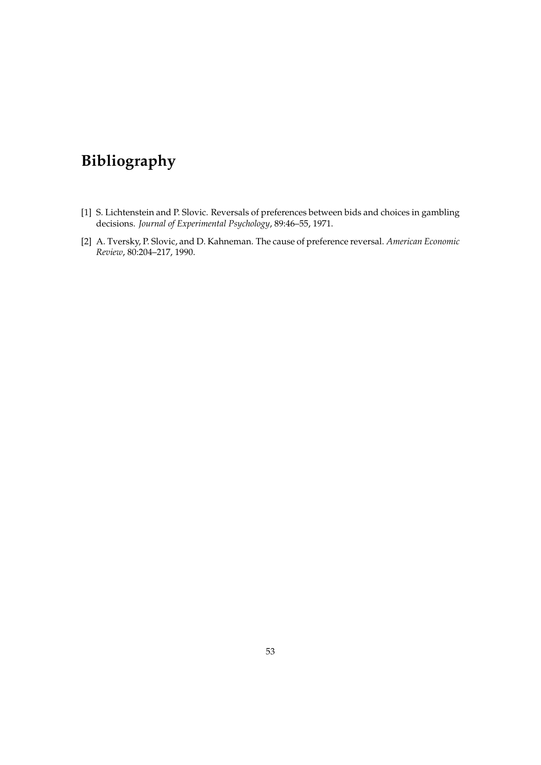# Bibliography

[1] S. Lichtenstein and P. Slovic. Reversals of preferences between bids and choices in gambling decisions. *Journal of Experimental Psychology*, 89:46–55, 1971.

[2] A. Tversky, P. Slovic, and D. Kahneman. The cause of preference reversal. *American Economic Review*, 80:204–217, 1990.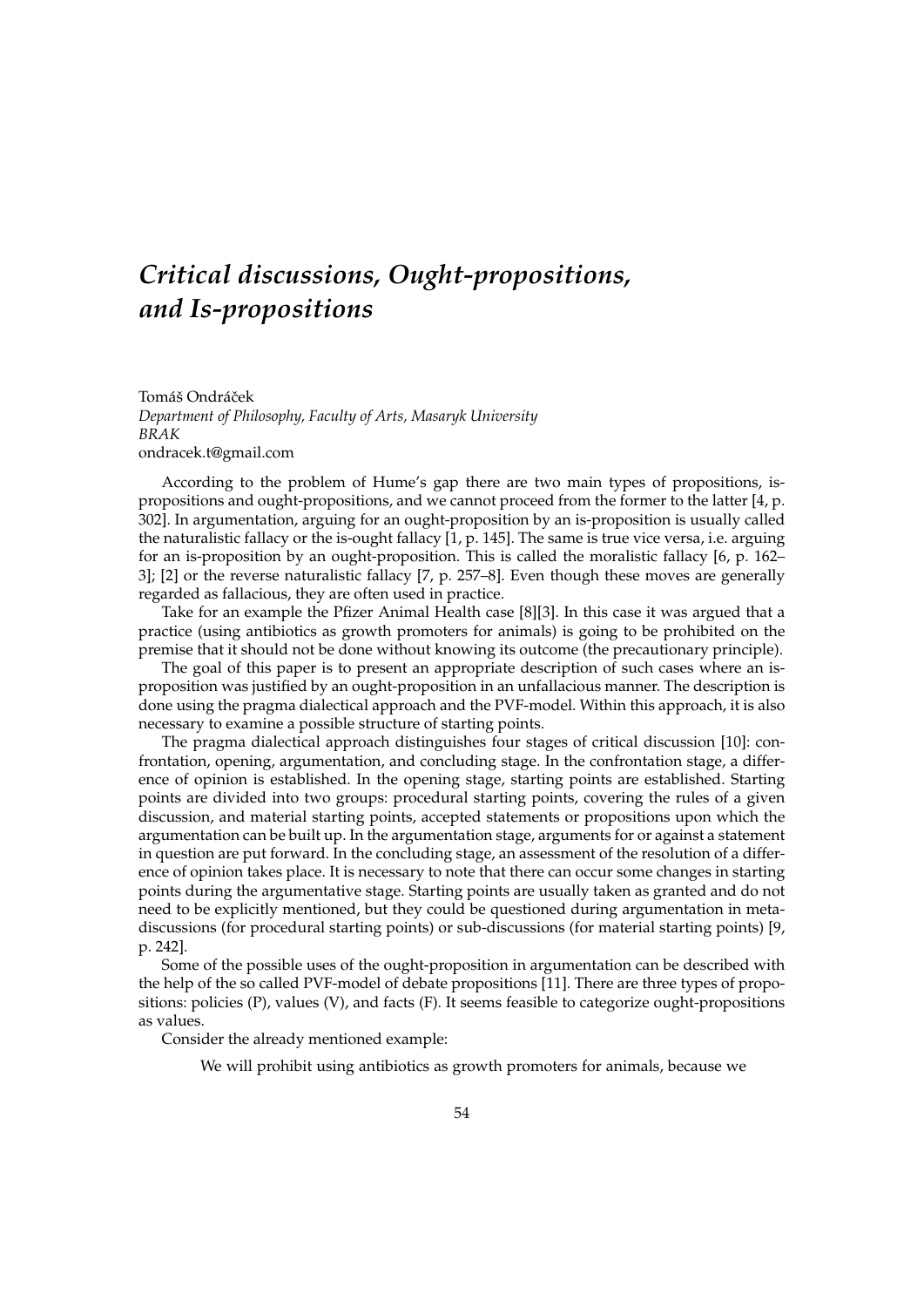# *Critical discussions, Ought-propositions, and Is-propositions*

Tomáš Ondráček
*Department of Philosophy, Faculty of Arts, Masaryk University*
*BRAK*
ondracek.t@gmail.com

According to the problem of Hume's gap there are two main types of propositions, is-propositions and ought-propositions, and we cannot proceed from the former to the latter [4, p. 302]. In argumentation, arguing for an ought-proposition by an is-proposition is usually called the naturalistic fallacy or the is-ought fallacy [1, p. 145]. The same is true vice versa, i.e. arguing for an is-proposition by an ought-proposition. This is called the moralistic fallacy [6, p. 162–3]; [2] or the reverse naturalistic fallacy [7, p. 257–8]. Even though these moves are generally regarded as fallacious, they are often used in practice.

Take for an example the Pfizer Animal Health case [8][3]. In this case it was argued that a practice (using antibiotics as growth promoters for animals) is going to be prohibited on the premise that it should not be done without knowing its outcome (the precautionary principle).

The goal of this paper is to present an appropriate description of such cases where an is-proposition was justified by an ought-proposition in an unfallacious manner. The description is done using the pragma dialectical approach and the PVF-model. Within this approach, it is also necessary to examine a possible structure of starting points.

The pragma dialectical approach distinguishes four stages of critical discussion [10]: confrontation, opening, argumentation, and concluding stage. In the confrontation stage, a difference of opinion is established. In the opening stage, starting points are established. Starting points are divided into two groups: procedural starting points, covering the rules of a given discussion, and material starting points, accepted statements or propositions upon which the argumentation can be built up. In the argumentation stage, arguments for or against a statement in question are put forward. In the concluding stage, an assessment of the resolution of a difference of opinion takes place. It is necessary to note that there can occur some changes in starting points during the argumentative stage. Starting points are usually taken as granted and do not need to be explicitly mentioned, but they could be questioned during argumentation in meta-discussions (for procedural starting points) or sub-discussions (for material starting points) [9, p. 242].

Some of the possible uses of the ought-proposition in argumentation can be described with the help of the so called PVF-model of debate propositions [11]. There are three types of propositions: policies (P), values (V), and facts (F). It seems feasible to categorize ought-propositions as values.

Consider the already mentioned example:

> We will prohibit using antibiotics as growth promoters for animals, because we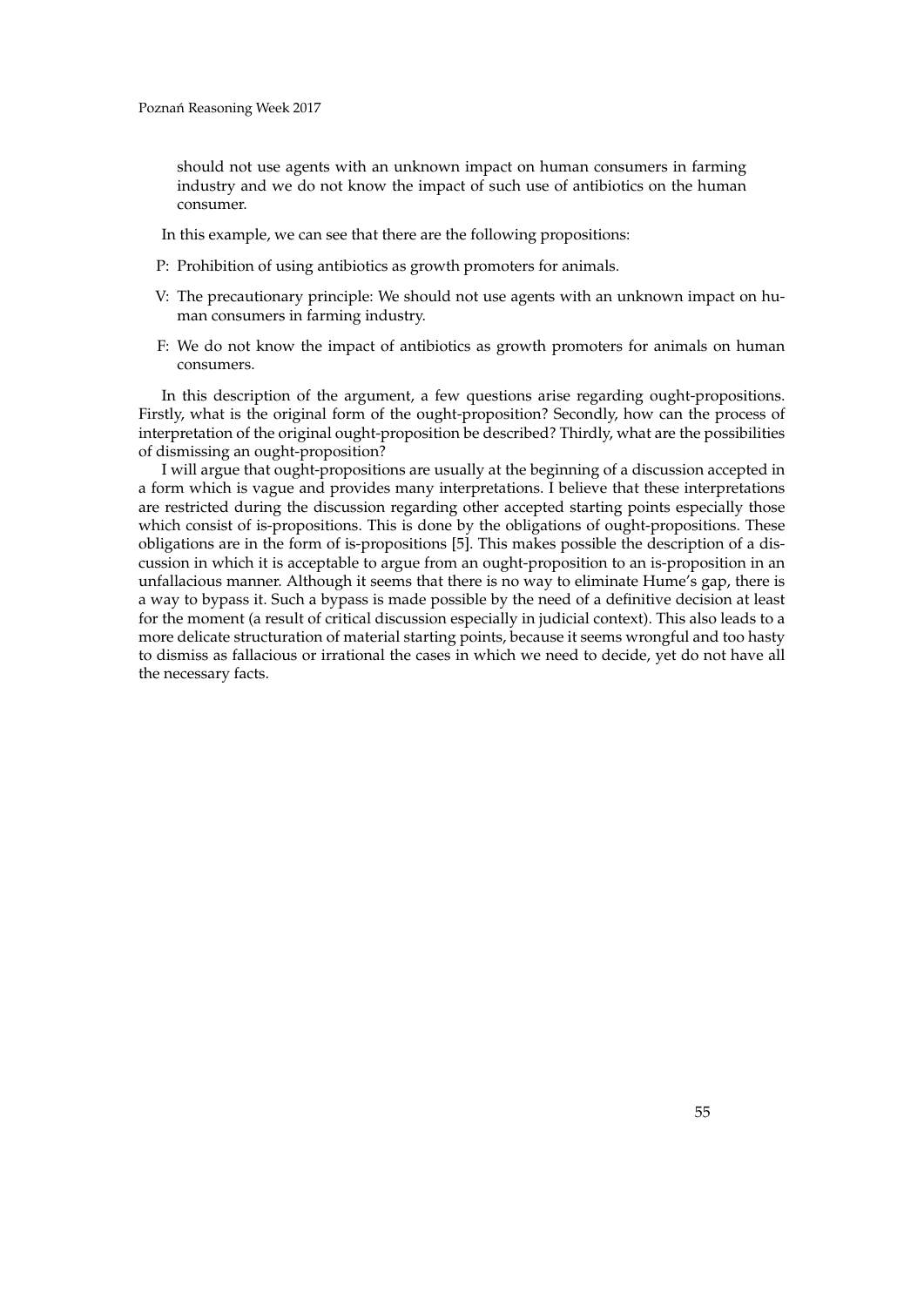should not use agents with an unknown impact on human consumers in farming industry and we do not know the impact of such use of antibiotics on the human consumer.

In this example, we can see that there are the following propositions:

P: Prohibition of using antibiotics as growth promoters for animals.

V: The precautionary principle: We should not use agents with an unknown impact on human consumers in farming industry.

F: We do not know the impact of antibiotics as growth promoters for animals on human consumers.

In this description of the argument, a few questions arise regarding ought-propositions. Firstly, what is the original form of the ought-proposition? Secondly, how can the process of interpretation of the original ought-proposition be described? Thirdly, what are the possibilities of dismissing an ought-proposition?

I will argue that ought-propositions are usually at the beginning of a discussion accepted in a form which is vague and provides many interpretations. I believe that these interpretations are restricted during the discussion regarding other accepted starting points especially those which consist of is-propositions. This is done by the obligations of ought-propositions. These obligations are in the form of is-propositions [5]. This makes possible the description of a discussion in which it is acceptable to argue from an ought-proposition to an is-proposition in an unfallacious manner. Although it seems that there is no way to eliminate Hume's gap, there is a way to bypass it. Such a bypass is made possible by the need of a definitive decision at least for the moment (a result of critical discussion especially in judicial context). This also leads to a more delicate structuration of material starting points, because it seems wrongful and too hasty to dismiss as fallacious or irrational the cases in which we need to decide, yet do not have all the necessary facts.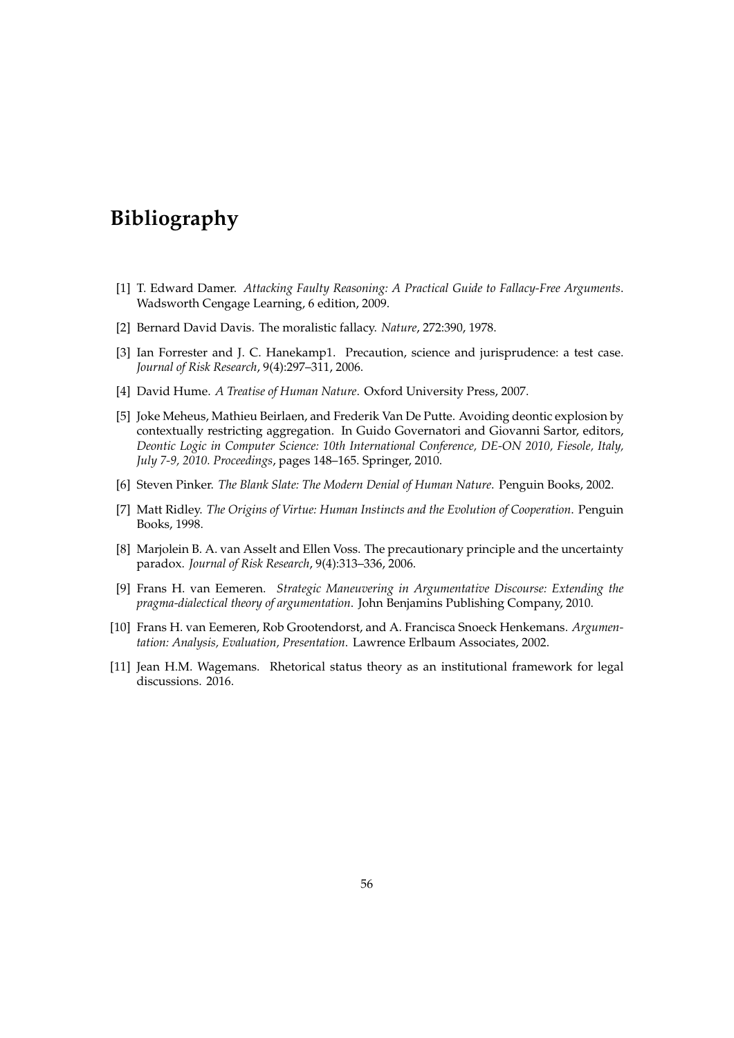# Bibliography

[1] T. Edward Damer. *Attacking Faulty Reasoning: A Practical Guide to Fallacy-Free Arguments*. Wadsworth Cengage Learning, 6 edition, 2009.

[2] Bernard David Davis. The moralistic fallacy. *Nature*, 272:390, 1978.

[3] Ian Forrester and J. C. Hanekamp1. Precaution, science and jurisprudence: a test case. *Journal of Risk Research*, 9(4):297–311, 2006.

[4] David Hume. *A Treatise of Human Nature*. Oxford University Press, 2007.

[5] Joke Meheus, Mathieu Beirlaen, and Frederik Van De Putte. Avoiding deontic explosion by contextually restricting aggregation. In Guido Governatori and Giovanni Sartor, editors, *Deontic Logic in Computer Science: 10th International Conference, DE-ON 2010, Fiesole, Italy, July 7-9, 2010. Proceedings*, pages 148–165. Springer, 2010.

[6] Steven Pinker. *The Blank Slate: The Modern Denial of Human Nature*. Penguin Books, 2002.

[7] Matt Ridley. *The Origins of Virtue: Human Instincts and the Evolution of Cooperation*. Penguin Books, 1998.

[8] Marjolein B. A. van Asselt and Ellen Voss. The precautionary principle and the uncertainty paradox. *Journal of Risk Research*, 9(4):313–336, 2006.

[9] Frans H. van Eemeren. *Strategic Maneuvering in Argumentative Discourse: Extending the pragma-dialectical theory of argumentation*. John Benjamins Publishing Company, 2010.

[10] Frans H. van Eemeren, Rob Grootendorst, and A. Francisca Snoeck Henkemans. *Argumentation: Analysis, Evaluation, Presentation*. Lawrence Erlbaum Associates, 2002.

[11] Jean H.M. Wagemans. Rhetorical status theory as an institutional framework for legal discussions. 2016.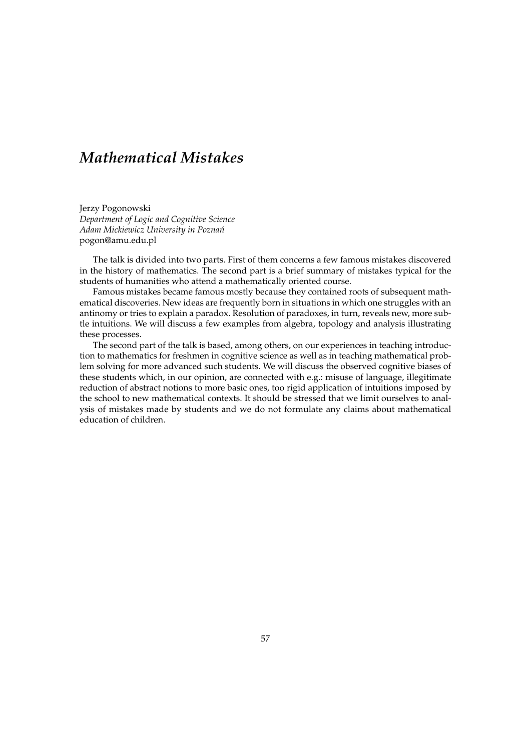# *Mathematical Mistakes*

Jerzy Pogonowski
*Department of Logic and Cognitive Science*
*Adam Mickiewicz University in Poznań*
pogon@amu.edu.pl

The talk is divided into two parts. First of them concerns a few famous mistakes discovered in the history of mathematics. The second part is a brief summary of mistakes typical for the students of humanities who attend a mathematically oriented course.

Famous mistakes became famous mostly because they contained roots of subsequent mathematical discoveries. New ideas are frequently born in situations in which one struggles with an antinomy or tries to explain a paradox. Resolution of paradoxes, in turn, reveals new, more subtle intuitions. We will discuss a few examples from algebra, topology and analysis illustrating these processes.

The second part of the talk is based, among others, on our experiences in teaching introduction to mathematics for freshmen in cognitive science as well as in teaching mathematical problem solving for more advanced such students. We will discuss the observed cognitive biases of these students which, in our opinion, are connected with e.g.: misuse of language, illegitimate reduction of abstract notions to more basic ones, too rigid application of intuitions imposed by the school to new mathematical contexts. It should be stressed that we limit ourselves to analysis of mistakes made by students and we do not formulate any claims about mathematical education of children.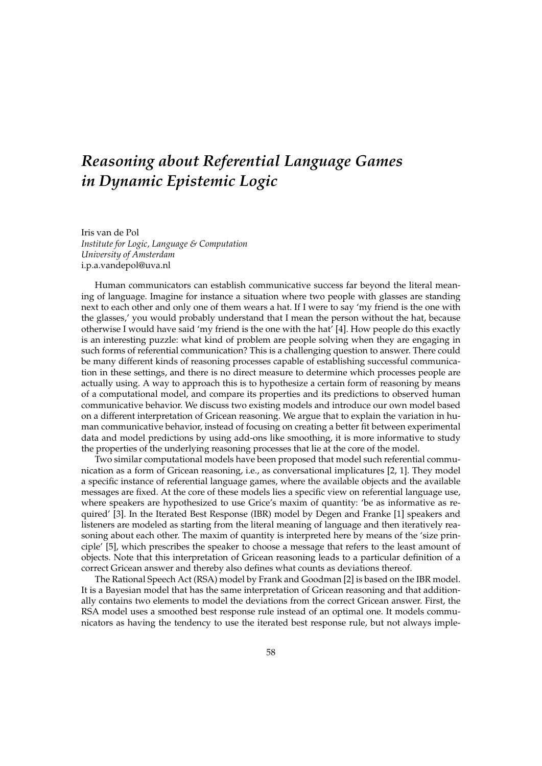# *Reasoning about Referential Language Games in Dynamic Epistemic Logic*

Iris van de Pol
*Institute for Logic, Language & Computation*
*University of Amsterdam*
i.p.a.vandepol@uva.nl

Human communicators can establish communicative success far beyond the literal meaning of language. Imagine for instance a situation where two people with glasses are standing next to each other and only one of them wears a hat. If I were to say 'my friend is the one with the glasses,' you would probably understand that I mean the person without the hat, because otherwise I would have said 'my friend is the one with the hat' [4]. How people do this exactly is an interesting puzzle: what kind of problem are people solving when they are engaging in such forms of referential communication? This is a challenging question to answer. There could be many different kinds of reasoning processes capable of establishing successful communication in these settings, and there is no direct measure to determine which processes people are actually using. A way to approach this is to hypothesize a certain form of reasoning by means of a computational model, and compare its properties and its predictions to observed human communicative behavior. We discuss two existing models and introduce our own model based on a different interpretation of Gricean reasoning. We argue that to explain the variation in human communicative behavior, instead of focusing on creating a better fit between experimental data and model predictions by using add-ons like smoothing, it is more informative to study the properties of the underlying reasoning processes that lie at the core of the model.

Two similar computational models have been proposed that model such referential communication as a form of Gricean reasoning, i.e., as conversational implicatures [2, 1]. They model a specific instance of referential language games, where the available objects and the available messages are fixed. At the core of these models lies a specific view on referential language use, where speakers are hypothesized to use Grice's maxim of quantity: 'be as informative as required' [3]. In the Iterated Best Response (IBR) model by Degen and Franke [1] speakers and listeners are modeled as starting from the literal meaning of language and then iteratively reasoning about each other. The maxim of quantity is interpreted here by means of the 'size principle' [5], which prescribes the speaker to choose a message that refers to the least amount of objects. Note that this interpretation of Gricean reasoning leads to a particular definition of a correct Gricean answer and thereby also defines what counts as deviations thereof.

The Rational Speech Act (RSA) model by Frank and Goodman [2] is based on the IBR model. It is a Bayesian model that has the same interpretation of Gricean reasoning and that additionally contains two elements to model the deviations from the correct Gricean answer. First, the RSA model uses a smoothed best response rule instead of an optimal one. It models communicators as having the tendency to use the iterated best response rule, but not always imple-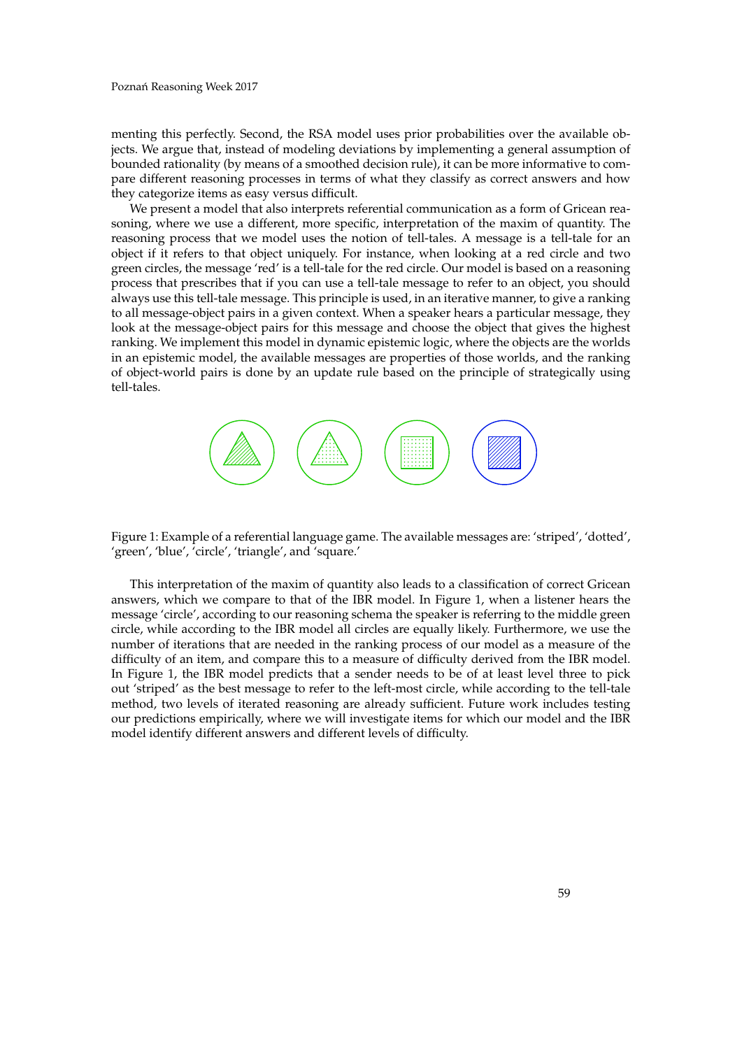menting this perfectly. Second, the RSA model uses prior probabilities over the available objects. We argue that, instead of modeling deviations by implementing a general assumption of bounded rationality (by means of a smoothed decision rule), it can be more informative to compare different reasoning processes in terms of what they classify as correct answers and how they categorize items as easy versus difficult.

We present a model that also interprets referential communication as a form of Gricean reasoning, where we use a different, more specific, interpretation of the maxim of quantity. The reasoning process that we model uses the notion of tell-tales. A message is a tell-tale for an object if it refers to that object uniquely. For instance, when looking at a red circle and two green circles, the message 'red' is a tell-tale for the red circle. Our model is based on a reasoning process that prescribes that if you can use a tell-tale message to refer to an object, you should always use this tell-tale message. This principle is used, in an iterative manner, to give a ranking to all message-object pairs in a given context. When a speaker hears a particular message, they look at the message-object pairs for this message and choose the object that gives the highest ranking. We implement this model in dynamic epistemic logic, where the objects are the worlds in an epistemic model, the available messages are properties of those worlds, and the ranking of object-world pairs is done by an update rule based on the principle of strategically using tell-tales.

Figure 1: Example of a referential language game. The available messages are: 'striped', 'dotted', 'green', 'blue', 'circle', 'triangle', and 'square.'

This interpretation of the maxim of quantity also leads to a classification of correct Gricean answers, which we compare to that of the IBR model. In Figure 1, when a listener hears the message 'circle', according to our reasoning schema the speaker is referring to the middle green circle, while according to the IBR model all circles are equally likely. Furthermore, we use the number of iterations that are needed in the ranking process of our model as a measure of the difficulty of an item, and compare this to a measure of difficulty derived from the IBR model. In Figure 1, the IBR model predicts that a sender needs to be of at least level three to pick out 'striped' as the best message to refer to the left-most circle, while according to the tell-tale method, two levels of iterated reasoning are already sufficient. Future work includes testing our predictions empirically, where we will investigate items for which our model and the IBR model identify different answers and different levels of difficulty.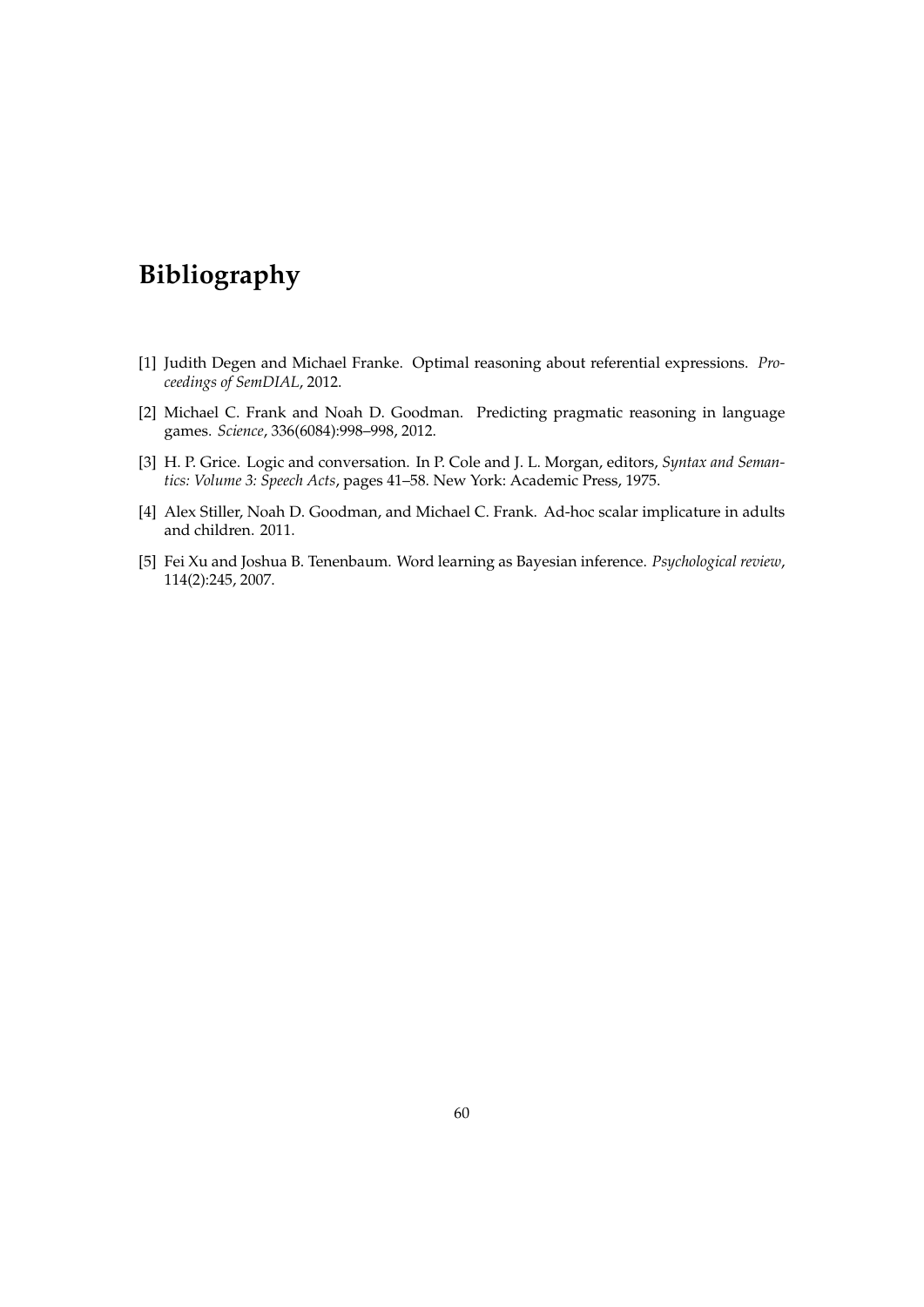# Bibliography

[1] Judith Degen and Michael Franke. Optimal reasoning about referential expressions. *Proceedings of SemDIAL*, 2012.

[2] Michael C. Frank and Noah D. Goodman. Predicting pragmatic reasoning in language games. *Science*, 336(6084):998–998, 2012.

[3] H. P. Grice. Logic and conversation. In P. Cole and J. L. Morgan, editors, *Syntax and Semantics: Volume 3: Speech Acts*, pages 41–58. New York: Academic Press, 1975.

[4] Alex Stiller, Noah D. Goodman, and Michael C. Frank. Ad-hoc scalar implicature in adults and children. 2011.

[5] Fei Xu and Joshua B. Tenenbaum. Word learning as Bayesian inference. *Psychological review*, 114(2):245, 2007.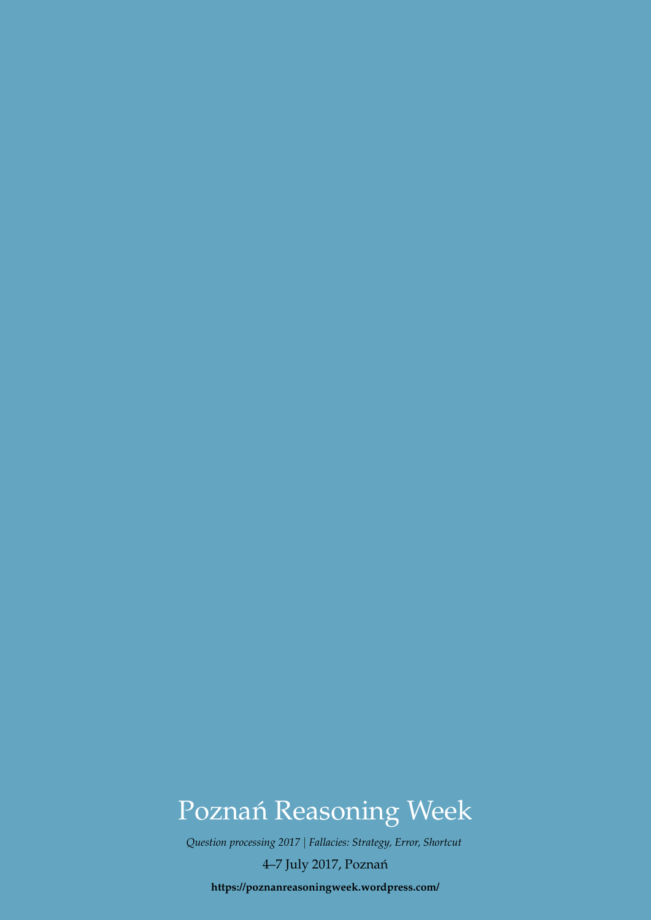# Poznań Reasoning Week

*Question processing 2017 | Fallacies: Strategy, Error, Shortcut*

4–7 July 2017, Poznań

**https://poznanreasoningweek.wordpress.com/**